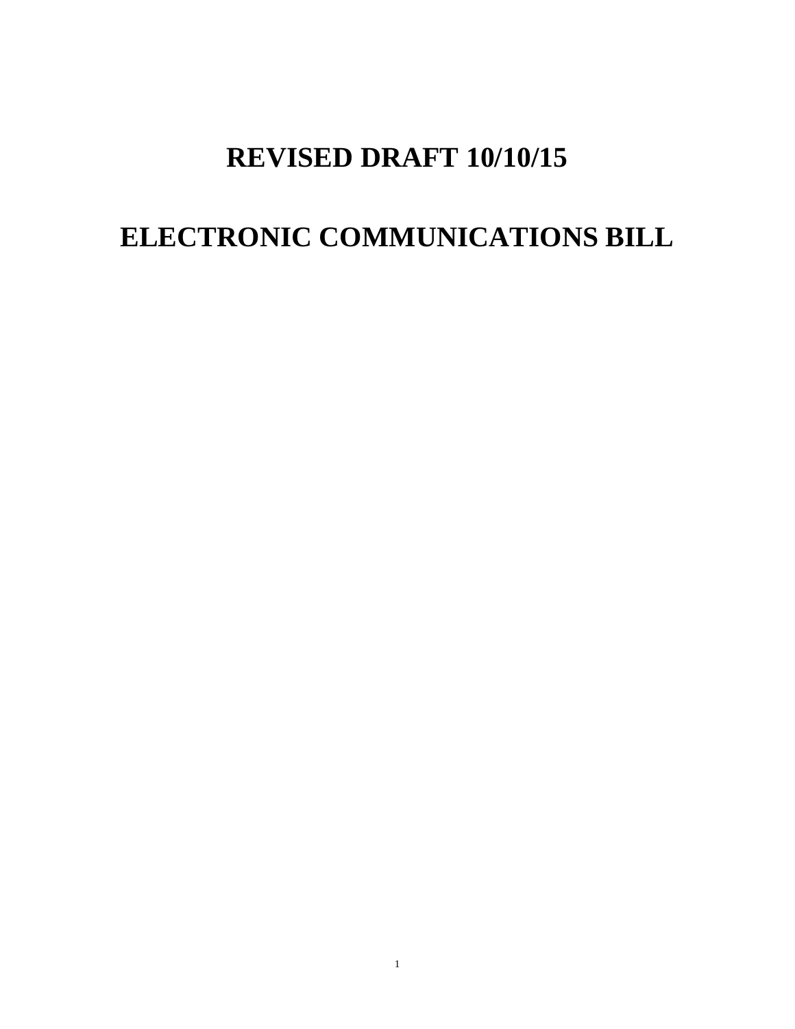# REVISED DRAFT 10/10/15

# ELECTRONIC COMMUNICATIONS BILL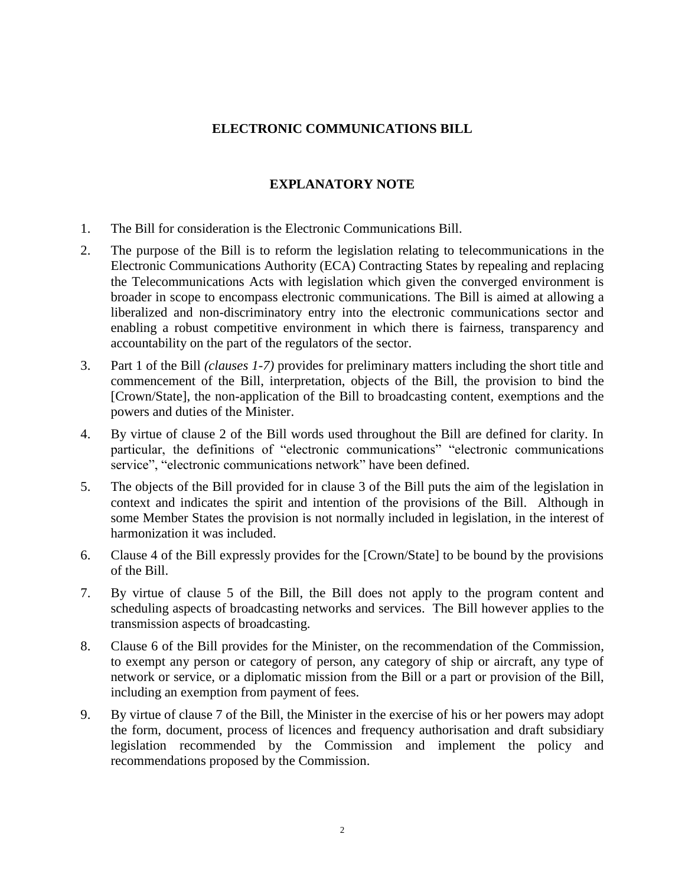# ELECTRONIC COMMUNICATIONS BILL

## EXPLANATORY NOTE

1. The Bill for consideration is the Electronic Communications Bill.

2. The purpose of the Bill is to reform the legislation relating to telecommunications in the Electronic Communications Authority (ECA) Contracting States by repealing and replacing the Telecommunications Acts with legislation which given the converged environment is broader in scope to encompass electronic communications. The Bill is aimed at allowing a liberalized and non-discriminatory entry into the electronic communications sector and enabling a robust competitive environment in which there is fairness, transparency and accountability on the part of the regulators of the sector.

3. Part 1 of the Bill *(clauses 1-7)* provides for preliminary matters including the short title and commencement of the Bill, interpretation, objects of the Bill, the provision to bind the [Crown/State], the non-application of the Bill to broadcasting content, exemptions and the powers and duties of the Minister.

4. By virtue of clause 2 of the Bill words used throughout the Bill are defined for clarity. In particular, the definitions of "electronic communications" "electronic communications service", "electronic communications network" have been defined.

5. The objects of the Bill provided for in clause 3 of the Bill puts the aim of the legislation in context and indicates the spirit and intention of the provisions of the Bill. Although in some Member States the provision is not normally included in legislation, in the interest of harmonization it was included.

6. Clause 4 of the Bill expressly provides for the [Crown/State] to be bound by the provisions of the Bill.

7. By virtue of clause 5 of the Bill, the Bill does not apply to the program content and scheduling aspects of broadcasting networks and services. The Bill however applies to the transmission aspects of broadcasting.

8. Clause 6 of the Bill provides for the Minister, on the recommendation of the Commission, to exempt any person or category of person, any category of ship or aircraft, any type of network or service, or a diplomatic mission from the Bill or a part or provision of the Bill, including an exemption from payment of fees.

9. By virtue of clause 7 of the Bill, the Minister in the exercise of his or her powers may adopt the form, document, process of licences and frequency authorisation and draft subsidiary legislation recommended by the Commission and implement the policy and recommendations proposed by the Commission.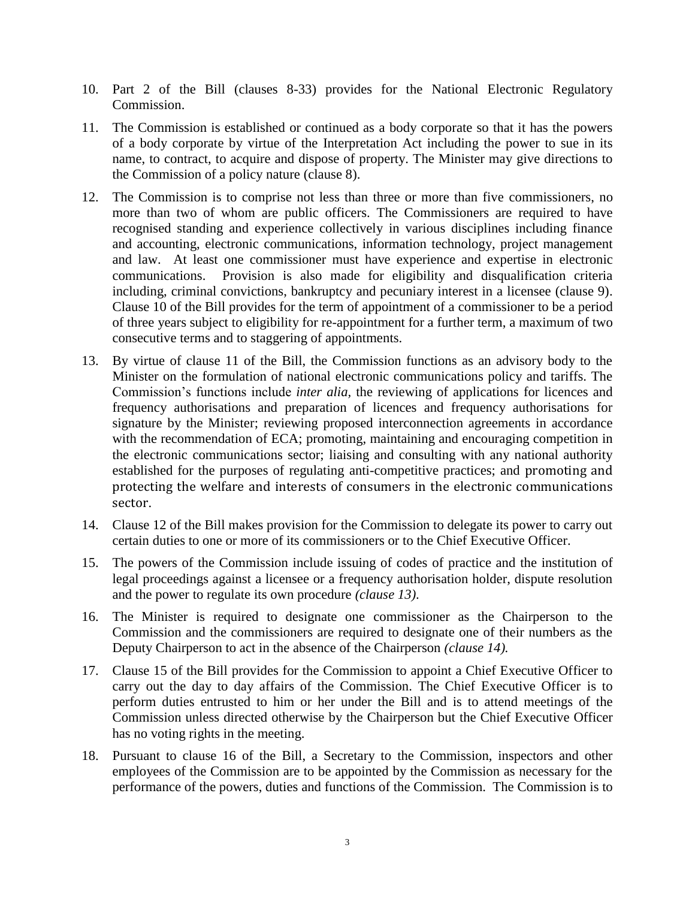10. Part 2 of the Bill (clauses 8-33) provides for the National Electronic Regulatory Commission.

11. The Commission is established or continued as a body corporate so that it has the powers of a body corporate by virtue of the Interpretation Act including the power to sue in its name, to contract, to acquire and dispose of property. The Minister may give directions to the Commission of a policy nature (clause 8).

12. The Commission is to comprise not less than three or more than five commissioners, no more than two of whom are public officers. The Commissioners are required to have recognised standing and experience collectively in various disciplines including finance and accounting, electronic communications, information technology, project management and law. At least one commissioner must have experience and expertise in electronic communications. Provision is also made for eligibility and disqualification criteria including, criminal convictions, bankruptcy and pecuniary interest in a licensee (clause 9). Clause 10 of the Bill provides for the term of appointment of a commissioner to be a period of three years subject to eligibility for re-appointment for a further term, a maximum of two consecutive terms and to staggering of appointments.

13. By virtue of clause 11 of the Bill, the Commission functions as an advisory body to the Minister on the formulation of national electronic communications policy and tariffs. The Commission's functions include *inter alia*, the reviewing of applications for licences and frequency authorisations and preparation of licences and frequency authorisations for signature by the Minister; reviewing proposed interconnection agreements in accordance with the recommendation of ECA; promoting, maintaining and encouraging competition in the electronic communications sector; liaising and consulting with any national authority established for the purposes of regulating anti-competitive practices; and promoting and protecting the welfare and interests of consumers in the electronic communications sector.

14. Clause 12 of the Bill makes provision for the Commission to delegate its power to carry out certain duties to one or more of its commissioners or to the Chief Executive Officer.

15. The powers of the Commission include issuing of codes of practice and the institution of legal proceedings against a licensee or a frequency authorisation holder, dispute resolution and the power to regulate its own procedure *(clause 13)*.

16. The Minister is required to designate one commissioner as the Chairperson to the Commission and the commissioners are required to designate one of their numbers as the Deputy Chairperson to act in the absence of the Chairperson *(clause 14)*.

17. Clause 15 of the Bill provides for the Commission to appoint a Chief Executive Officer to carry out the day to day affairs of the Commission. The Chief Executive Officer is to perform duties entrusted to him or her under the Bill and is to attend meetings of the Commission unless directed otherwise by the Chairperson but the Chief Executive Officer has no voting rights in the meeting.

18. Pursuant to clause 16 of the Bill, a Secretary to the Commission, inspectors and other employees of the Commission are to be appointed by the Commission as necessary for the performance of the powers, duties and functions of the Commission. The Commission is to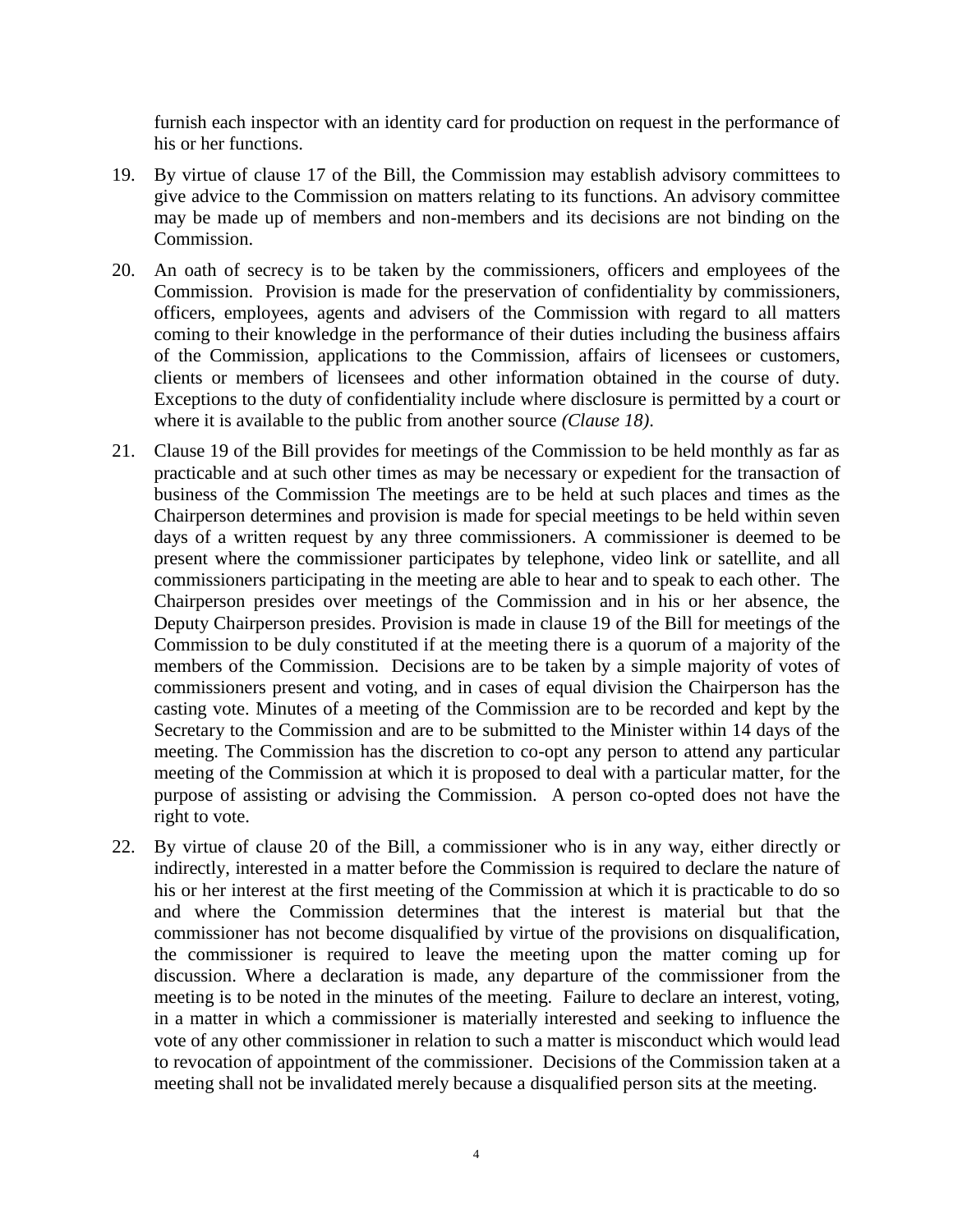furnish each inspector with an identity card for production on request in the performance of his or her functions.

19. By virtue of clause 17 of the Bill, the Commission may establish advisory committees to give advice to the Commission on matters relating to its functions. An advisory committee may be made up of members and non-members and its decisions are not binding on the Commission.

20. An oath of secrecy is to be taken by the commissioners, officers and employees of the Commission. Provision is made for the preservation of confidentiality by commissioners, officers, employees, agents and advisers of the Commission with regard to all matters coming to their knowledge in the performance of their duties including the business affairs of the Commission, applications to the Commission, affairs of licensees or customers, clients or members of licensees and other information obtained in the course of duty. Exceptions to the duty of confidentiality include where disclosure is permitted by a court or where it is available to the public from another source *(Clause 18)*.

21. Clause 19 of the Bill provides for meetings of the Commission to be held monthly as far as practicable and at such other times as may be necessary or expedient for the transaction of business of the Commission The meetings are to be held at such places and times as the Chairperson determines and provision is made for special meetings to be held within seven days of a written request by any three commissioners. A commissioner is deemed to be present where the commissioner participates by telephone, video link or satellite, and all commissioners participating in the meeting are able to hear and to speak to each other. The Chairperson presides over meetings of the Commission and in his or her absence, the Deputy Chairperson presides. Provision is made in clause 19 of the Bill for meetings of the Commission to be duly constituted if at the meeting there is a quorum of a majority of the members of the Commission. Decisions are to be taken by a simple majority of votes of commissioners present and voting, and in cases of equal division the Chairperson has the casting vote. Minutes of a meeting of the Commission are to be recorded and kept by the Secretary to the Commission and are to be submitted to the Minister within 14 days of the meeting. The Commission has the discretion to co-opt any person to attend any particular meeting of the Commission at which it is proposed to deal with a particular matter, for the purpose of assisting or advising the Commission. A person co-opted does not have the right to vote.

22. By virtue of clause 20 of the Bill, a commissioner who is in any way, either directly or indirectly, interested in a matter before the Commission is required to declare the nature of his or her interest at the first meeting of the Commission at which it is practicable to do so and where the Commission determines that the interest is material but that the commissioner has not become disqualified by virtue of the provisions on disqualification, the commissioner is required to leave the meeting upon the matter coming up for discussion. Where a declaration is made, any departure of the commissioner from the meeting is to be noted in the minutes of the meeting. Failure to declare an interest, voting, in a matter in which a commissioner is materially interested and seeking to influence the vote of any other commissioner in relation to such a matter is misconduct which would lead to revocation of appointment of the commissioner. Decisions of the Commission taken at a meeting shall not be invalidated merely because a disqualified person sits at the meeting.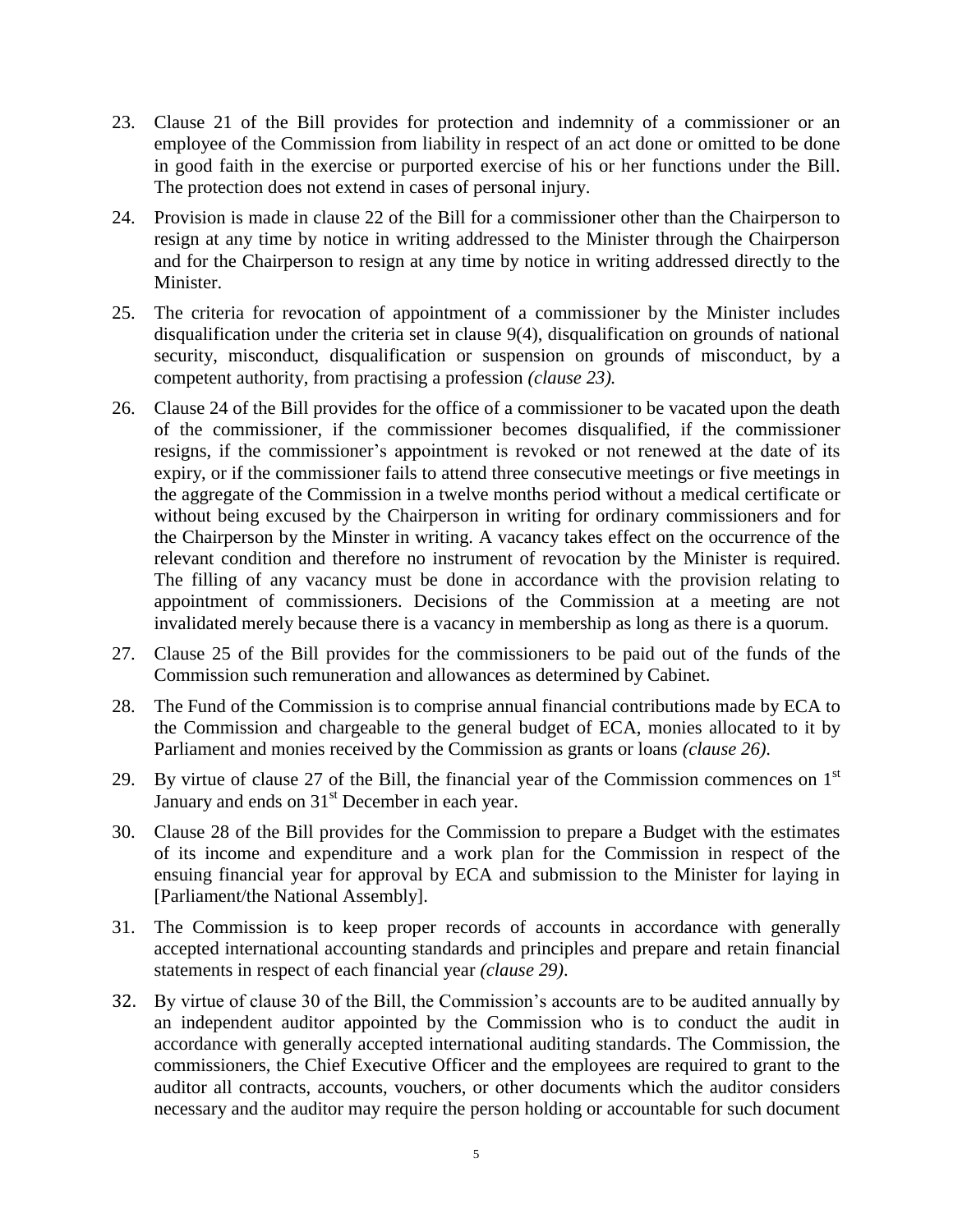23. Clause 21 of the Bill provides for protection and indemnity of a commissioner or an employee of the Commission from liability in respect of an act done or omitted to be done in good faith in the exercise or purported exercise of his or her functions under the Bill. The protection does not extend in cases of personal injury.

24. Provision is made in clause 22 of the Bill for a commissioner other than the Chairperson to resign at any time by notice in writing addressed to the Minister through the Chairperson and for the Chairperson to resign at any time by notice in writing addressed directly to the Minister.

25. The criteria for revocation of appointment of a commissioner by the Minister includes disqualification under the criteria set in clause 9(4), disqualification on grounds of national security, misconduct, disqualification or suspension on grounds of misconduct, by a competent authority, from practising a profession *(clause 23).*

26. Clause 24 of the Bill provides for the office of a commissioner to be vacated upon the death of the commissioner, if the commissioner becomes disqualified, if the commissioner resigns, if the commissioner's appointment is revoked or not renewed at the date of its expiry, or if the commissioner fails to attend three consecutive meetings or five meetings in the aggregate of the Commission in a twelve months period without a medical certificate or without being excused by the Chairperson in writing for ordinary commissioners and for the Chairperson by the Minster in writing. A vacancy takes effect on the occurrence of the relevant condition and therefore no instrument of revocation by the Minister is required. The filling of any vacancy must be done in accordance with the provision relating to appointment of commissioners. Decisions of the Commission at a meeting are not invalidated merely because there is a vacancy in membership as long as there is a quorum.

27. Clause 25 of the Bill provides for the commissioners to be paid out of the funds of the Commission such remuneration and allowances as determined by Cabinet.

28. The Fund of the Commission is to comprise annual financial contributions made by ECA to the Commission and chargeable to the general budget of ECA, monies allocated to it by Parliament and monies received by the Commission as grants or loans *(clause 26)*.

29. By virtue of clause 27 of the Bill, the financial year of the Commission commences on 1st January and ends on 31st December in each year.

30. Clause 28 of the Bill provides for the Commission to prepare a Budget with the estimates of its income and expenditure and a work plan for the Commission in respect of the ensuing financial year for approval by ECA and submission to the Minister for laying in [Parliament/the National Assembly].

31. The Commission is to keep proper records of accounts in accordance with generally accepted international accounting standards and principles and prepare and retain financial statements in respect of each financial year *(clause 29)*.

32. By virtue of clause 30 of the Bill, the Commission's accounts are to be audited annually by an independent auditor appointed by the Commission who is to conduct the audit in accordance with generally accepted international auditing standards. The Commission, the commissioners, the Chief Executive Officer and the employees are required to grant to the auditor all contracts, accounts, vouchers, or other documents which the auditor considers necessary and the auditor may require the person holding or accountable for such document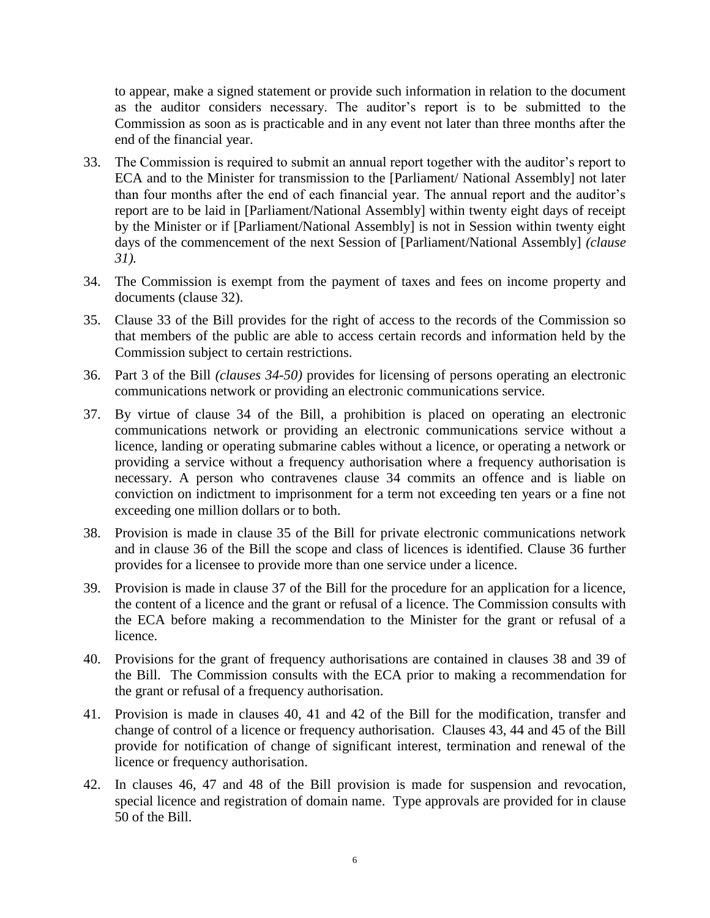to appear, make a signed statement or provide such information in relation to the document as the auditor considers necessary. The auditor's report is to be submitted to the Commission as soon as is practicable and in any event not later than three months after the end of the financial year.

33. The Commission is required to submit an annual report together with the auditor's report to ECA and to the Minister for transmission to the [Parliament/ National Assembly] not later than four months after the end of each financial year. The annual report and the auditor's report are to be laid in [Parliament/National Assembly] within twenty eight days of receipt by the Minister or if [Parliament/National Assembly] is not in Session within twenty eight days of the commencement of the next Session of [Parliament/National Assembly] *(clause 31).*

34. The Commission is exempt from the payment of taxes and fees on income property and documents (clause 32).

35. Clause 33 of the Bill provides for the right of access to the records of the Commission so that members of the public are able to access certain records and information held by the Commission subject to certain restrictions.

36. Part 3 of the Bill *(clauses 34-50)* provides for licensing of persons operating an electronic communications network or providing an electronic communications service.

37. By virtue of clause 34 of the Bill, a prohibition is placed on operating an electronic communications network or providing an electronic communications service without a licence, landing or operating submarine cables without a licence, or operating a network or providing a service without a frequency authorisation where a frequency authorisation is necessary. A person who contravenes clause 34 commits an offence and is liable on conviction on indictment to imprisonment for a term not exceeding ten years or a fine not exceeding one million dollars or to both.

38. Provision is made in clause 35 of the Bill for private electronic communications network and in clause 36 of the Bill the scope and class of licences is identified. Clause 36 further provides for a licensee to provide more than one service under a licence.

39. Provision is made in clause 37 of the Bill for the procedure for an application for a licence, the content of a licence and the grant or refusal of a licence. The Commission consults with the ECA before making a recommendation to the Minister for the grant or refusal of a licence.

40. Provisions for the grant of frequency authorisations are contained in clauses 38 and 39 of the Bill. The Commission consults with the ECA prior to making a recommendation for the grant or refusal of a frequency authorisation.

41. Provision is made in clauses 40, 41 and 42 of the Bill for the modification, transfer and change of control of a licence or frequency authorisation. Clauses 43, 44 and 45 of the Bill provide for notification of change of significant interest, termination and renewal of the licence or frequency authorisation.

42. In clauses 46, 47 and 48 of the Bill provision is made for suspension and revocation, special licence and registration of domain name. Type approvals are provided for in clause 50 of the Bill.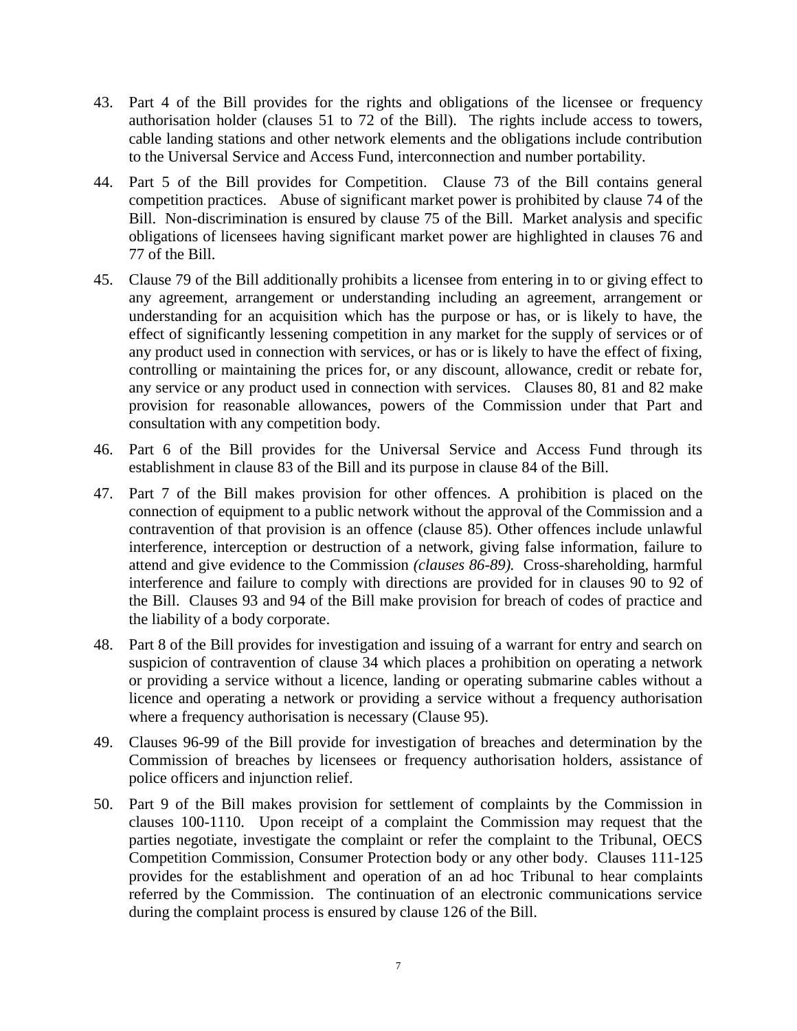43. Part 4 of the Bill provides for the rights and obligations of the licensee or frequency authorisation holder (clauses 51 to 72 of the Bill). The rights include access to towers, cable landing stations and other network elements and the obligations include contribution to the Universal Service and Access Fund, interconnection and number portability.

44. Part 5 of the Bill provides for Competition. Clause 73 of the Bill contains general competition practices. Abuse of significant market power is prohibited by clause 74 of the Bill. Non-discrimination is ensured by clause 75 of the Bill. Market analysis and specific obligations of licensees having significant market power are highlighted in clauses 76 and 77 of the Bill.

45. Clause 79 of the Bill additionally prohibits a licensee from entering in to or giving effect to any agreement, arrangement or understanding including an agreement, arrangement or understanding for an acquisition which has the purpose or has, or is likely to have, the effect of significantly lessening competition in any market for the supply of services or of any product used in connection with services, or has or is likely to have the effect of fixing, controlling or maintaining the prices for, or any discount, allowance, credit or rebate for, any service or any product used in connection with services. Clauses 80, 81 and 82 make provision for reasonable allowances, powers of the Commission under that Part and consultation with any competition body.

46. Part 6 of the Bill provides for the Universal Service and Access Fund through its establishment in clause 83 of the Bill and its purpose in clause 84 of the Bill.

47. Part 7 of the Bill makes provision for other offences. A prohibition is placed on the connection of equipment to a public network without the approval of the Commission and a contravention of that provision is an offence (clause 85). Other offences include unlawful interference, interception or destruction of a network, giving false information, failure to attend and give evidence to the Commission *(clauses 86-89).* Cross-shareholding, harmful interference and failure to comply with directions are provided for in clauses 90 to 92 of the Bill. Clauses 93 and 94 of the Bill make provision for breach of codes of practice and the liability of a body corporate.

48. Part 8 of the Bill provides for investigation and issuing of a warrant for entry and search on suspicion of contravention of clause 34 which places a prohibition on operating a network or providing a service without a licence, landing or operating submarine cables without a licence and operating a network or providing a service without a frequency authorisation where a frequency authorisation is necessary (Clause 95).

49. Clauses 96-99 of the Bill provide for investigation of breaches and determination by the Commission of breaches by licensees or frequency authorisation holders, assistance of police officers and injunction relief.

50. Part 9 of the Bill makes provision for settlement of complaints by the Commission in clauses 100-1110. Upon receipt of a complaint the Commission may request that the parties negotiate, investigate the complaint or refer the complaint to the Tribunal, OECS Competition Commission, Consumer Protection body or any other body. Clauses 111-125 provides for the establishment and operation of an ad hoc Tribunal to hear complaints referred by the Commission. The continuation of an electronic communications service during the complaint process is ensured by clause 126 of the Bill.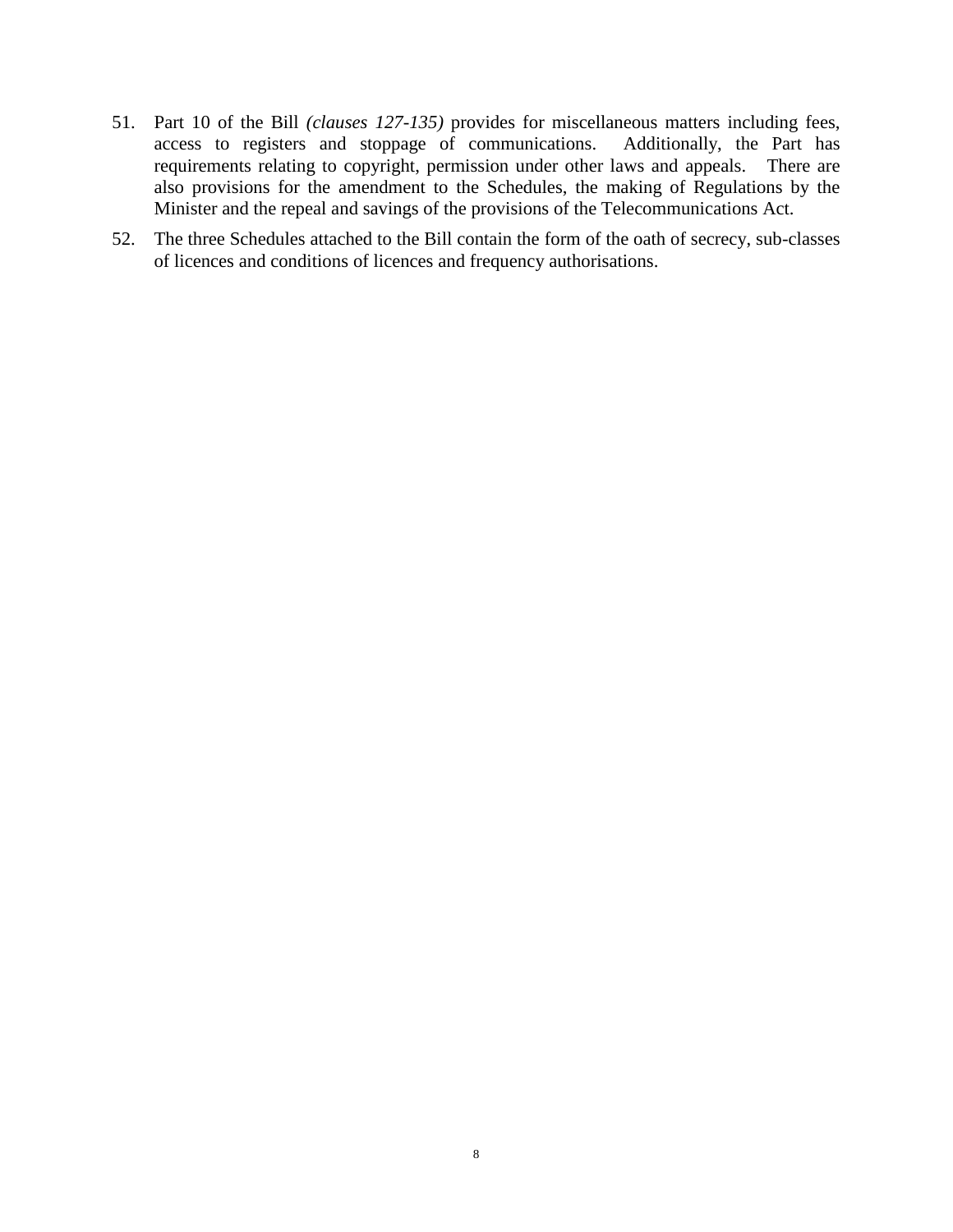51. Part 10 of the Bill *(clauses 127-135)* provides for miscellaneous matters including fees, access to registers and stoppage of communications. Additionally, the Part has requirements relating to copyright, permission under other laws and appeals. There are also provisions for the amendment to the Schedules, the making of Regulations by the Minister and the repeal and savings of the provisions of the Telecommunications Act.

52. The three Schedules attached to the Bill contain the form of the oath of secrecy, sub-classes of licences and conditions of licences and frequency authorisations.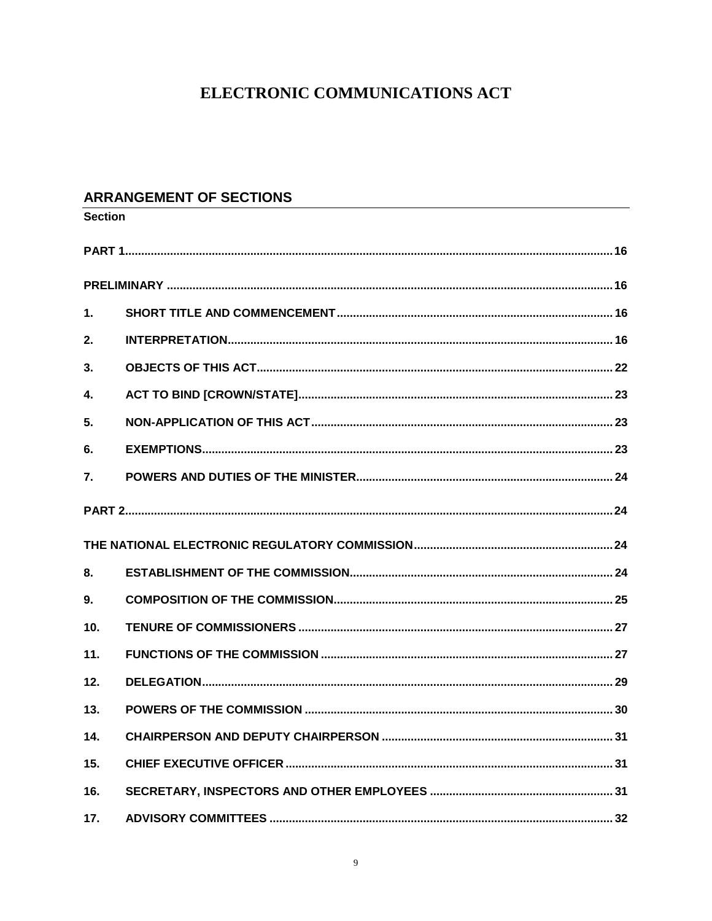# ELECTRONIC COMMUNICATIONS ACT

## ARRANGEMENT OF SECTIONS

**Section**

| | | |
|---|---|---|
| **PART 1** | | **16** |
| **PRELIMINARY** | | **16** |
| **1.** | **SHORT TITLE AND COMMENCEMENT** | **16** |
| **2.** | **INTERPRETATION** | **16** |
| **3.** | **OBJECTS OF THIS ACT** | **22** |
| **4.** | **ACT TO BIND [CROWN/STATE]** | **23** |
| **5.** | **NON-APPLICATION OF THIS ACT** | **23** |
| **6.** | **EXEMPTIONS** | **23** |
| **7.** | **POWERS AND DUTIES OF THE MINISTER** | **24** |
| **PART 2** | | **24** |
| **THE NATIONAL ELECTRONIC REGULATORY COMMISSION** | | **24** |
| **8.** | **ESTABLISHMENT OF THE COMMISSION** | **24** |
| **9.** | **COMPOSITION OF THE COMMISSION** | **25** |
| **10.** | **TENURE OF COMMISSIONERS** | **27** |
| **11.** | **FUNCTIONS OF THE COMMISSION** | **27** |
| **12.** | **DELEGATION** | **29** |
| **13.** | **POWERS OF THE COMMISSION** | **30** |
| **14.** | **CHAIRPERSON AND DEPUTY CHAIRPERSON** | **31** |
| **15.** | **CHIEF EXECUTIVE OFFICER** | **31** |
| **16.** | **SECRETARY, INSPECTORS AND OTHER EMPLOYEES** | **31** |
| **17.** | **ADVISORY COMMITTEES** | **32** |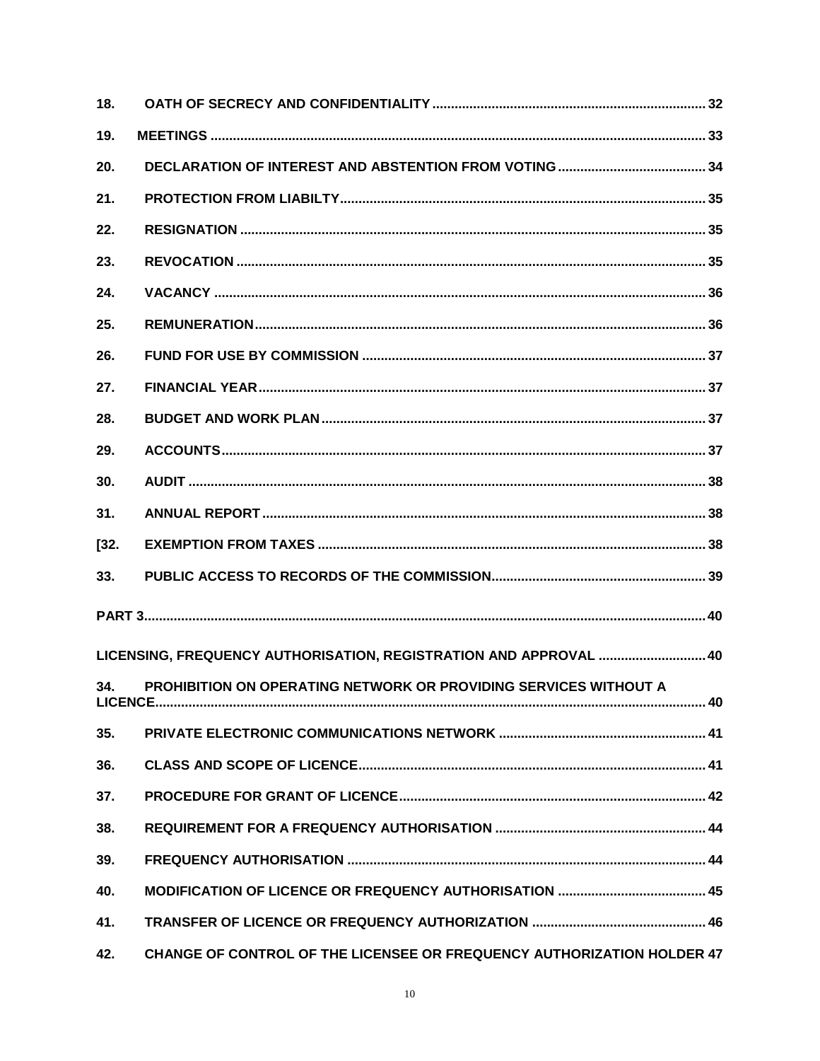18. **OATH OF SECRECY AND CONFIDENTIALITY** .......... 32

19. **MEETINGS** .......... 33

20. **DECLARATION OF INTEREST AND ABSTENTION FROM VOTING** .......... 34

21. **PROTECTION FROM LIABILTY** .......... 35

22. **RESIGNATION** .......... 35

23. **REVOCATION** .......... 35

24. **VACANCY** .......... 36

25. **REMUNERATION** .......... 36

26. **FUND FOR USE BY COMMISSION** .......... 37

27. **FINANCIAL YEAR** .......... 37

28. **BUDGET AND WORK PLAN** .......... 37

29. **ACCOUNTS** .......... 37

30. **AUDIT** .......... 38

31. **ANNUAL REPORT** .......... 38

[32. **EXEMPTION FROM TAXES** .......... 38

33. **PUBLIC ACCESS TO RECORDS OF THE COMMISSION** .......... 39

**PART 3** .......... 40

**LICENSING, FREQUENCY AUTHORISATION, REGISTRATION AND APPROVAL** .......... 40

34. **PROHIBITION ON OPERATING NETWORK OR PROVIDING SERVICES WITHOUT A LICENCE** .......... 40

35. **PRIVATE ELECTRONIC COMMUNICATIONS NETWORK** .......... 41

36. **CLASS AND SCOPE OF LICENCE** .......... 41

37. **PROCEDURE FOR GRANT OF LICENCE** .......... 42

38. **REQUIREMENT FOR A FREQUENCY AUTHORISATION** .......... 44

39. **FREQUENCY AUTHORISATION** .......... 44

40. **MODIFICATION OF LICENCE OR FREQUENCY AUTHORISATION** .......... 45

41. **TRANSFER OF LICENCE OR FREQUENCY AUTHORIZATION** .......... 46

42. **CHANGE OF CONTROL OF THE LICENSEE OR FREQUENCY AUTHORIZATION HOLDER** 47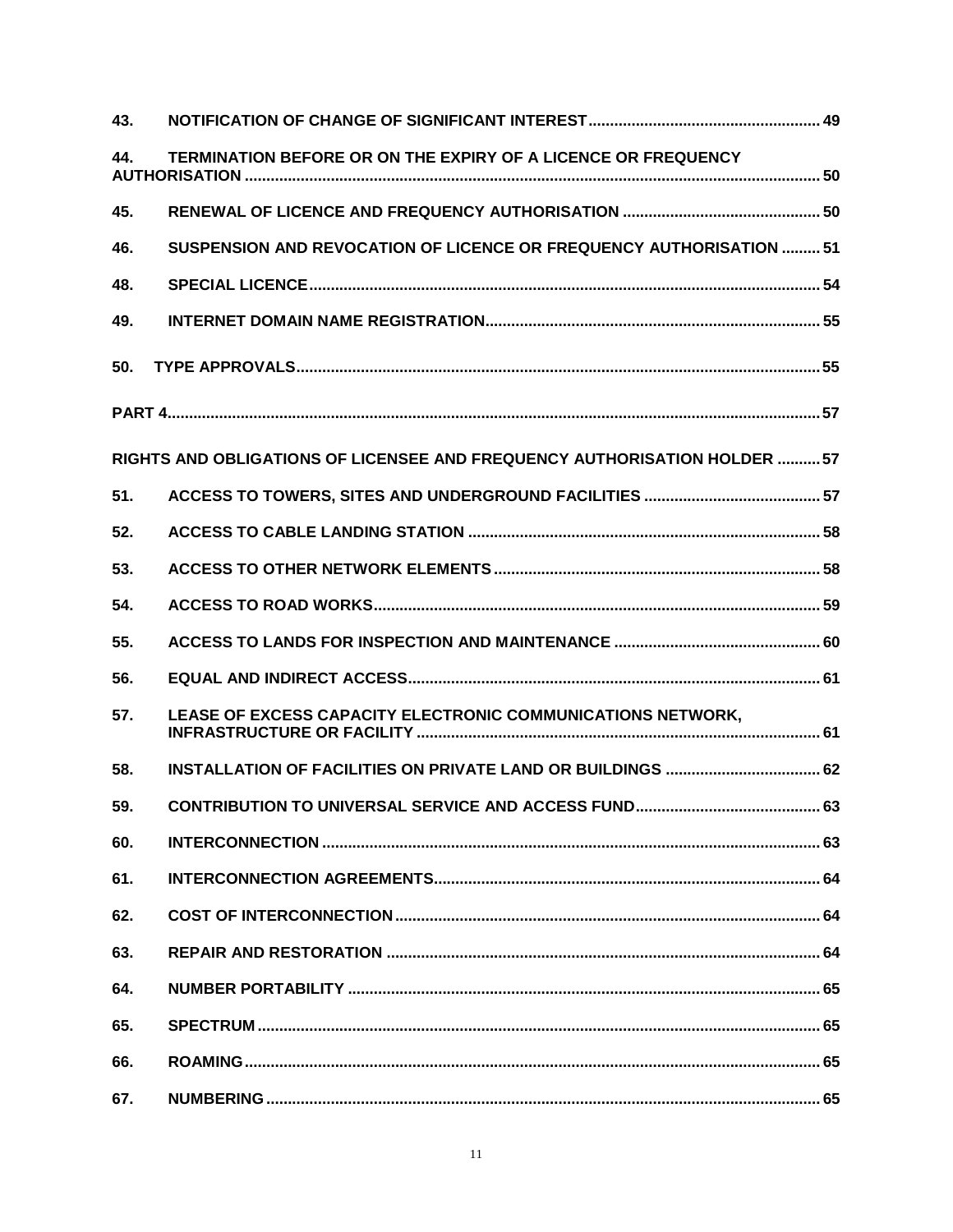**43. NOTIFICATION OF CHANGE OF SIGNIFICANT INTEREST ...... 49**

**44. TERMINATION BEFORE OR ON THE EXPIRY OF A LICENCE OR FREQUENCY AUTHORISATION ...... 50**

**45. RENEWAL OF LICENCE AND FREQUENCY AUTHORISATION ...... 50**

**46. SUSPENSION AND REVOCATION OF LICENCE OR FREQUENCY AUTHORISATION ...... 51**

**48. SPECIAL LICENCE ...... 54**

**49. INTERNET DOMAIN NAME REGISTRATION ...... 55**

**50. TYPE APPROVALS ...... 55**

**PART 4 ...... 57**

**RIGHTS AND OBLIGATIONS OF LICENSEE AND FREQUENCY AUTHORISATION HOLDER ...... 57**

**51. ACCESS TO TOWERS, SITES AND UNDERGROUND FACILITIES ...... 57**

**52. ACCESS TO CABLE LANDING STATION ...... 58**

**53. ACCESS TO OTHER NETWORK ELEMENTS ...... 58**

**54. ACCESS TO ROAD WORKS ...... 59**

**55. ACCESS TO LANDS FOR INSPECTION AND MAINTENANCE ...... 60**

**56. EQUAL AND INDIRECT ACCESS ...... 61**

**57. LEASE OF EXCESS CAPACITY ELECTRONIC COMMUNICATIONS NETWORK, INFRASTRUCTURE OR FACILITY ...... 61**

**58. INSTALLATION OF FACILITIES ON PRIVATE LAND OR BUILDINGS ...... 62**

**59. CONTRIBUTION TO UNIVERSAL SERVICE AND ACCESS FUND ...... 63**

**60. INTERCONNECTION ...... 63**

**61. INTERCONNECTION AGREEMENTS ...... 64**

**62. COST OF INTERCONNECTION ...... 64**

**63. REPAIR AND RESTORATION ...... 64**

**64. NUMBER PORTABILITY ...... 65**

**65. SPECTRUM ...... 65**

**66. ROAMING ...... 65**

**67. NUMBERING ...... 65**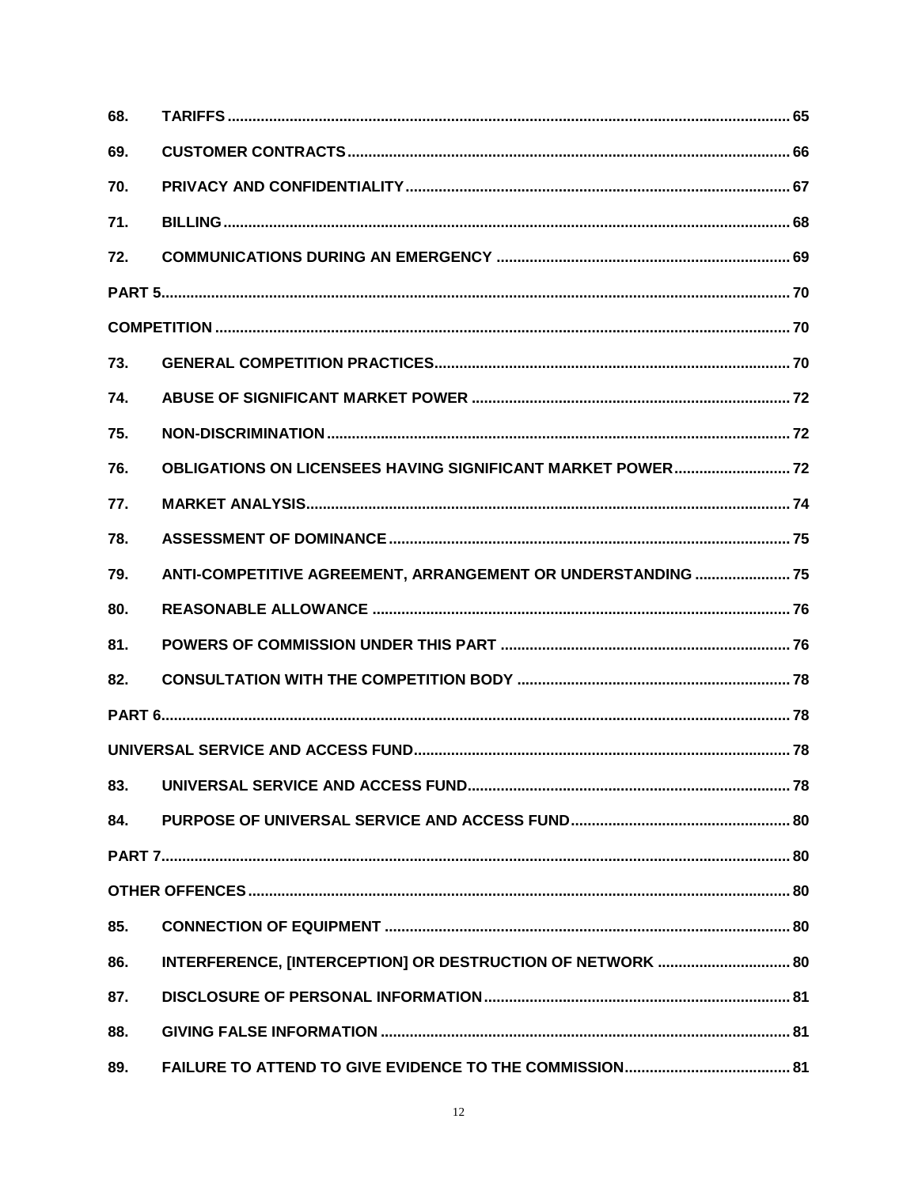| | | |
|---|---|---|
| 68. | TARIFFS | 65 |
| 69. | CUSTOMER CONTRACTS | 66 |
| 70. | PRIVACY AND CONFIDENTIALITY | 67 |
| 71. | BILLING | 68 |
| 72. | COMMUNICATIONS DURING AN EMERGENCY | 69 |
| PART 5 | | 70 |
| COMPETITION | | 70 |
| 73. | GENERAL COMPETITION PRACTICES | 70 |
| 74. | ABUSE OF SIGNIFICANT MARKET POWER | 72 |
| 75. | NON-DISCRIMINATION | 72 |
| 76. | OBLIGATIONS ON LICENSEES HAVING SIGNIFICANT MARKET POWER | 72 |
| 77. | MARKET ANALYSIS | 74 |
| 78. | ASSESSMENT OF DOMINANCE | 75 |
| 79. | ANTI-COMPETITIVE AGREEMENT, ARRANGEMENT OR UNDERSTANDING | 75 |
| 80. | REASONABLE ALLOWANCE | 76 |
| 81. | POWERS OF COMMISSION UNDER THIS PART | 76 |
| 82. | CONSULTATION WITH THE COMPETITION BODY | 78 |
| PART 6 | | 78 |
| UNIVERSAL SERVICE AND ACCESS FUND | | 78 |
| 83. | UNIVERSAL SERVICE AND ACCESS FUND | 78 |
| 84. | PURPOSE OF UNIVERSAL SERVICE AND ACCESS FUND | 80 |
| PART 7 | | 80 |
| OTHER OFFENCES | | 80 |
| 85. | CONNECTION OF EQUIPMENT | 80 |
| 86. | INTERFERENCE, [INTERCEPTION] OR DESTRUCTION OF NETWORK | 80 |
| 87. | DISCLOSURE OF PERSONAL INFORMATION | 81 |
| 88. | GIVING FALSE INFORMATION | 81 |
| 89. | FAILURE TO ATTEND TO GIVE EVIDENCE TO THE COMMISSION | 81 |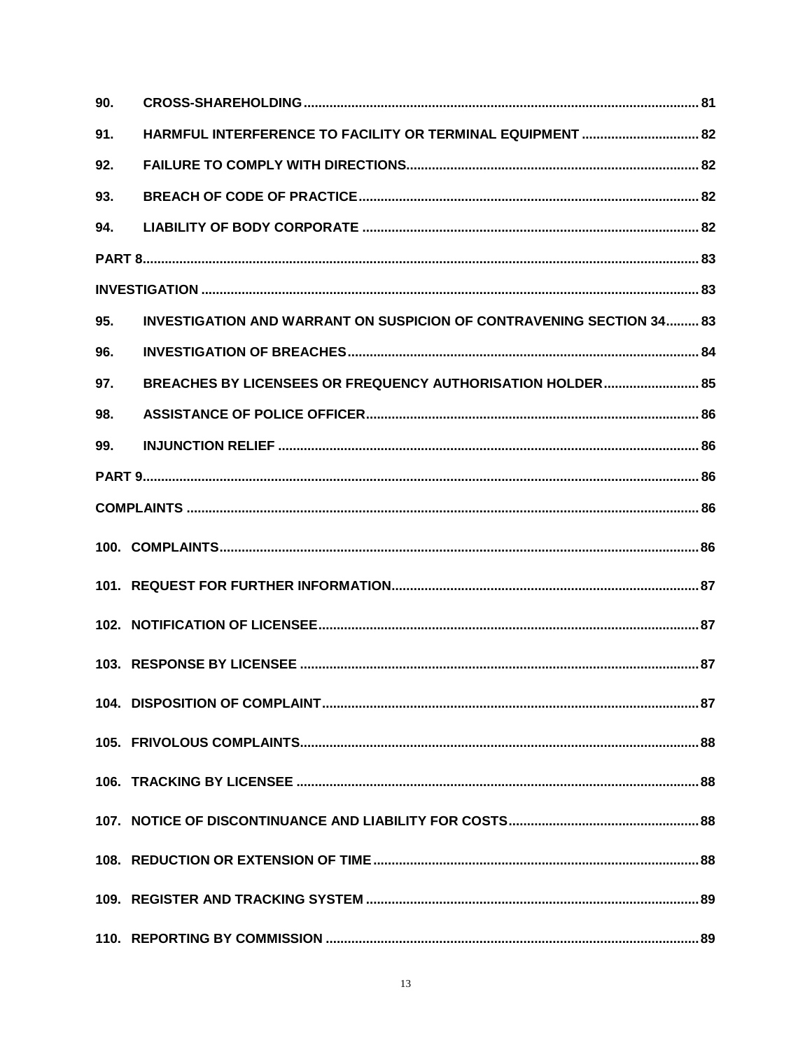| | | |
|---|---|---|
| 90. | CROSS-SHAREHOLDING | 81 |
| 91. | HARMFUL INTERFERENCE TO FACILITY OR TERMINAL EQUIPMENT | 82 |
| 92. | FAILURE TO COMPLY WITH DIRECTIONS | 82 |
| 93. | BREACH OF CODE OF PRACTICE | 82 |
| 94. | LIABILITY OF BODY CORPORATE | 82 |
| PART 8 | | 83 |
| INVESTIGATION | | 83 |
| 95. | INVESTIGATION AND WARRANT ON SUSPICION OF CONTRAVENING SECTION 34 | 83 |
| 96. | INVESTIGATION OF BREACHES | 84 |
| 97. | BREACHES BY LICENSEES OR FREQUENCY AUTHORISATION HOLDER | 85 |
| 98. | ASSISTANCE OF POLICE OFFICER | 86 |
| 99. | INJUNCTION RELIEF | 86 |
| PART 9 | | 86 |
| COMPLAINTS | | 86 |
| 100. | COMPLAINTS | 86 |
| 101. | REQUEST FOR FURTHER INFORMATION | 87 |
| 102. | NOTIFICATION OF LICENSEE | 87 |
| 103. | RESPONSE BY LICENSEE | 87 |
| 104. | DISPOSITION OF COMPLAINT | 87 |
| 105. | FRIVOLOUS COMPLAINTS | 88 |
| 106. | TRACKING BY LICENSEE | 88 |
| 107. | NOTICE OF DISCONTINUANCE AND LIABILITY FOR COSTS | 88 |
| 108. | REDUCTION OR EXTENSION OF TIME | 88 |
| 109. | REGISTER AND TRACKING SYSTEM | 89 |
| 110. | REPORTING BY COMMISSION | 89 |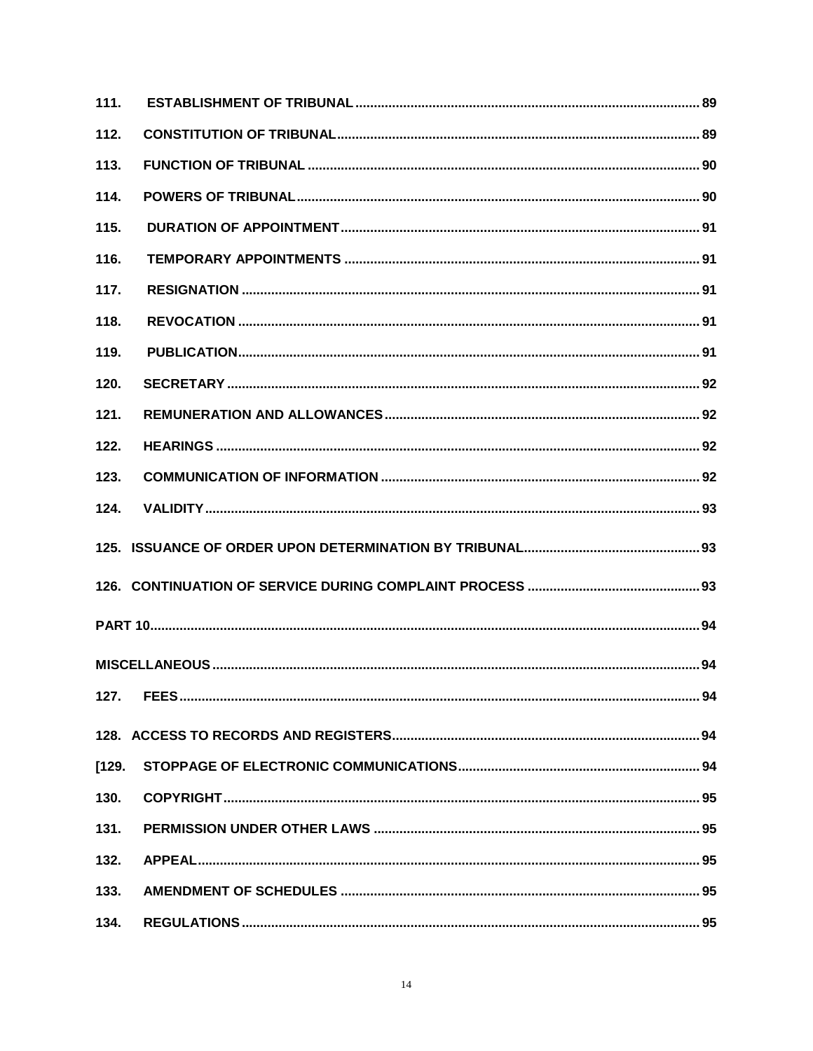111. ESTABLISHMENT OF TRIBUNAL ............................................................................................. 89

112. CONSTITUTION OF TRIBUNAL .................................................................................................. 89

113. FUNCTION OF TRIBUNAL ......................................................................................................... 90

114. POWERS OF TRIBUNAL ............................................................................................................ 90

115. DURATION OF APPOINTMENT ................................................................................................ 91

116. TEMPORARY APPOINTMENTS ............................................................................................... 91

117. RESIGNATION ........................................................................................................................... 91

118. REVOCATION ............................................................................................................................ 91

119. PUBLICATION ............................................................................................................................ 91

120. SECRETARY .............................................................................................................................. 92

121. REMUNERATION AND ALLOWANCES ..................................................................................... 92

122. HEARINGS .................................................................................................................................. 92

123. COMMUNICATION OF INFORMATION ...................................................................................... 92

124. VALIDITY ..................................................................................................................................... 93

125. ISSUANCE OF ORDER UPON DETERMINATION BY TRIBUNAL ............................................... 93

126. CONTINUATION OF SERVICE DURING COMPLAINT PROCESS .............................................. 93

PART 10 ........................................................................................................................................... 94

MISCELLANEOUS ............................................................................................................................ 94

127. FEES ............................................................................................................................................ 94

128. ACCESS TO RECORDS AND REGISTERS ................................................................................. 94

[129. STOPPAGE OF ELECTRONIC COMMUNICATIONS ................................................................. 94

130. COPYRIGHT ................................................................................................................................ 95

131. PERMISSION UNDER OTHER LAWS ......................................................................................... 95

132. APPEAL ....................................................................................................................................... 95

133. AMENDMENT OF SCHEDULES ................................................................................................. 95

134. REGULATIONS ............................................................................................................................ 95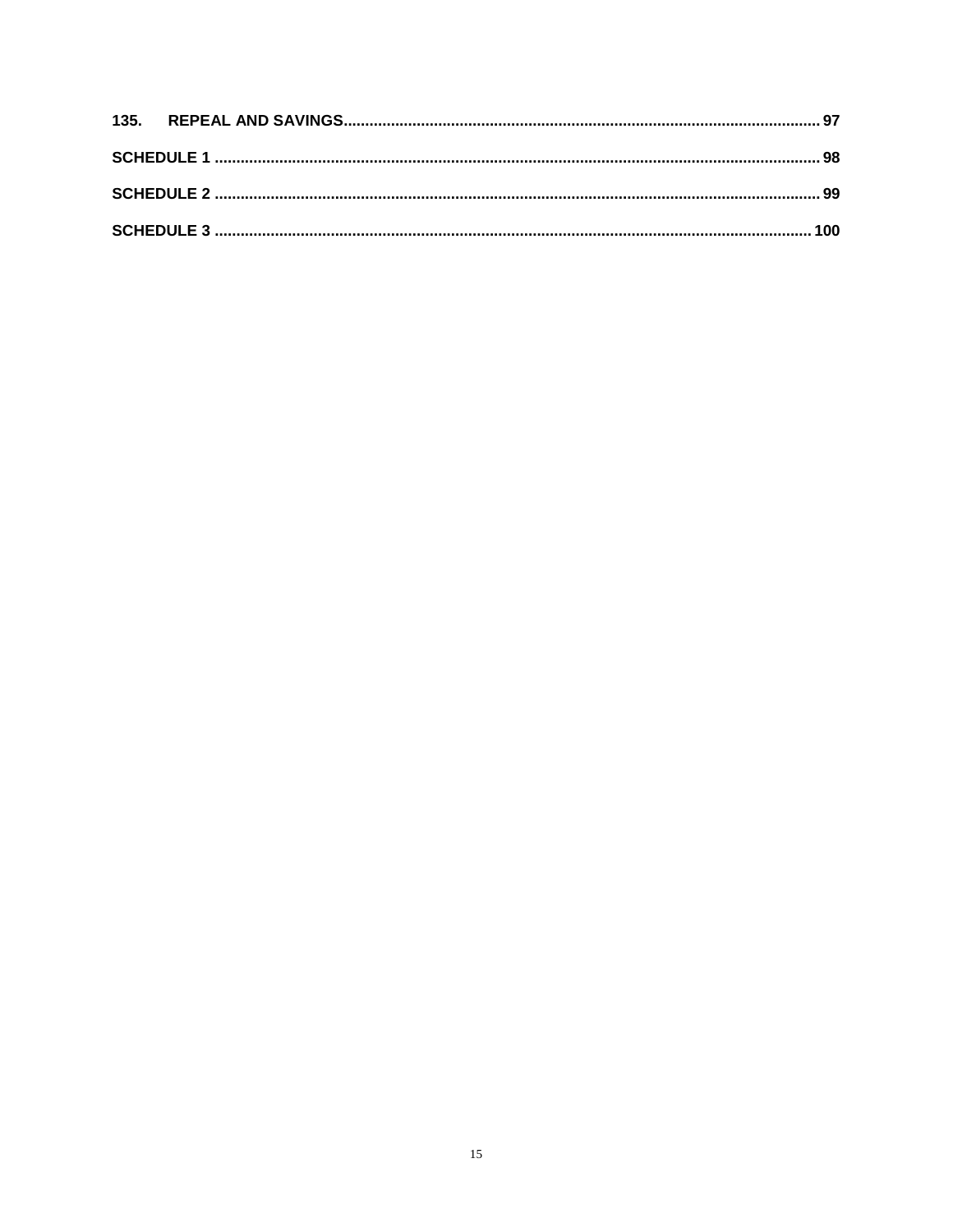**135. REPEAL AND SAVINGS** .......... 97

**SCHEDULE 1** .......... 98

**SCHEDULE 2** .......... 99

**SCHEDULE 3** .......... 100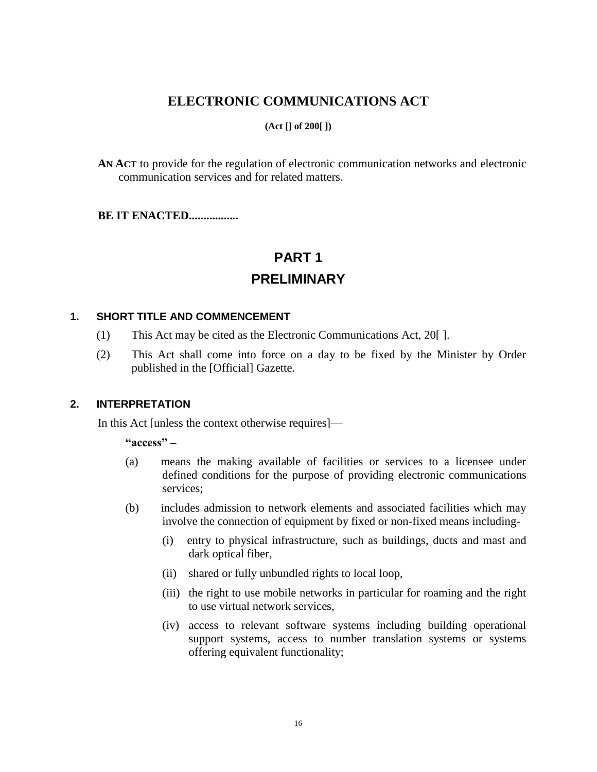# ELECTRONIC COMMUNICATIONS ACT

**(Act [] of 200[ ])**

**AN ACT** to provide for the regulation of electronic communication networks and electronic communication services and for related matters.

**BE IT ENACTED................**

# PART 1
# PRELIMINARY

### 1. SHORT TITLE AND COMMENCEMENT

(1) This Act may be cited as the Electronic Communications Act, 20[ ].

(2) This Act shall come into force on a day to be fixed by the Minister by Order published in the [Official] Gazette.

### 2. INTERPRETATION

In this Act [unless the context otherwise requires]—

**"access" –**

(a) means the making available of facilities or services to a licensee under defined conditions for the purpose of providing electronic communications services;

(b) includes admission to network elements and associated facilities which may involve the connection of equipment by fixed or non-fixed means including-

- (i) entry to physical infrastructure, such as buildings, ducts and mast and dark optical fiber,
- (ii) shared or fully unbundled rights to local loop,
- (iii) the right to use mobile networks in particular for roaming and the right to use virtual network services,
- (iv) access to relevant software systems including building operational support systems, access to number translation systems or systems offering equivalent functionality;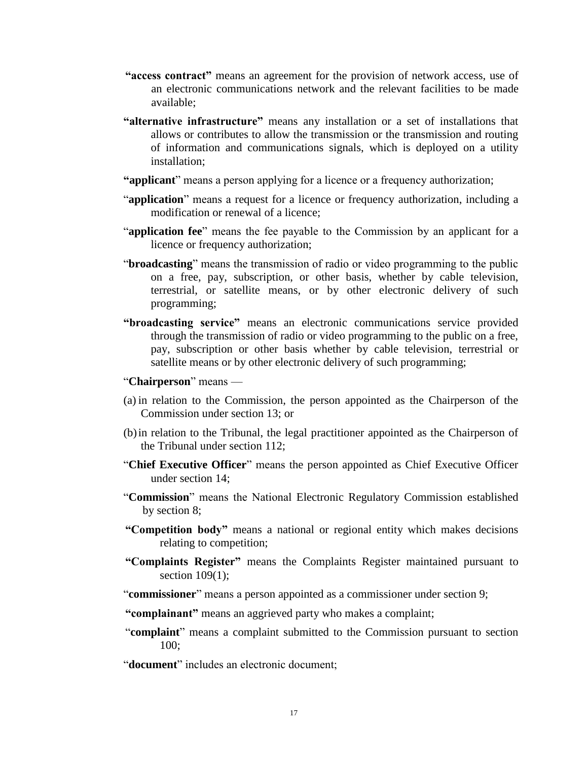**"access contract"** means an agreement for the provision of network access, use of an electronic communications network and the relevant facilities to be made available;

**"alternative infrastructure"** means any installation or a set of installations that allows or contributes to allow the transmission or the transmission and routing of information and communications signals, which is deployed on a utility installation;

**"applicant**" means a person applying for a licence or a frequency authorization;

"**application**" means a request for a licence or frequency authorization, including a modification or renewal of a licence;

"**application fee**" means the fee payable to the Commission by an applicant for a licence or frequency authorization;

"**broadcasting**" means the transmission of radio or video programming to the public on a free, pay, subscription, or other basis, whether by cable television, terrestrial, or satellite means, or by other electronic delivery of such programming;

**"broadcasting service"** means an electronic communications service provided through the transmission of radio or video programming to the public on a free, pay, subscription or other basis whether by cable television, terrestrial or satellite means or by other electronic delivery of such programming;

"**Chairperson**" means —

(a) in relation to the Commission, the person appointed as the Chairperson of the Commission under section 13; or

(b) in relation to the Tribunal, the legal practitioner appointed as the Chairperson of the Tribunal under section 112;

"**Chief Executive Officer**" means the person appointed as Chief Executive Officer under section 14;

"**Commission**" means the National Electronic Regulatory Commission established by section 8;

**"Competition body"** means a national or regional entity which makes decisions relating to competition;

**"Complaints Register"** means the Complaints Register maintained pursuant to section 109(1);

"**commissioner**" means a person appointed as a commissioner under section 9;

**"complainant"** means an aggrieved party who makes a complaint;

"**complaint**" means a complaint submitted to the Commission pursuant to section 100;

"**document**" includes an electronic document;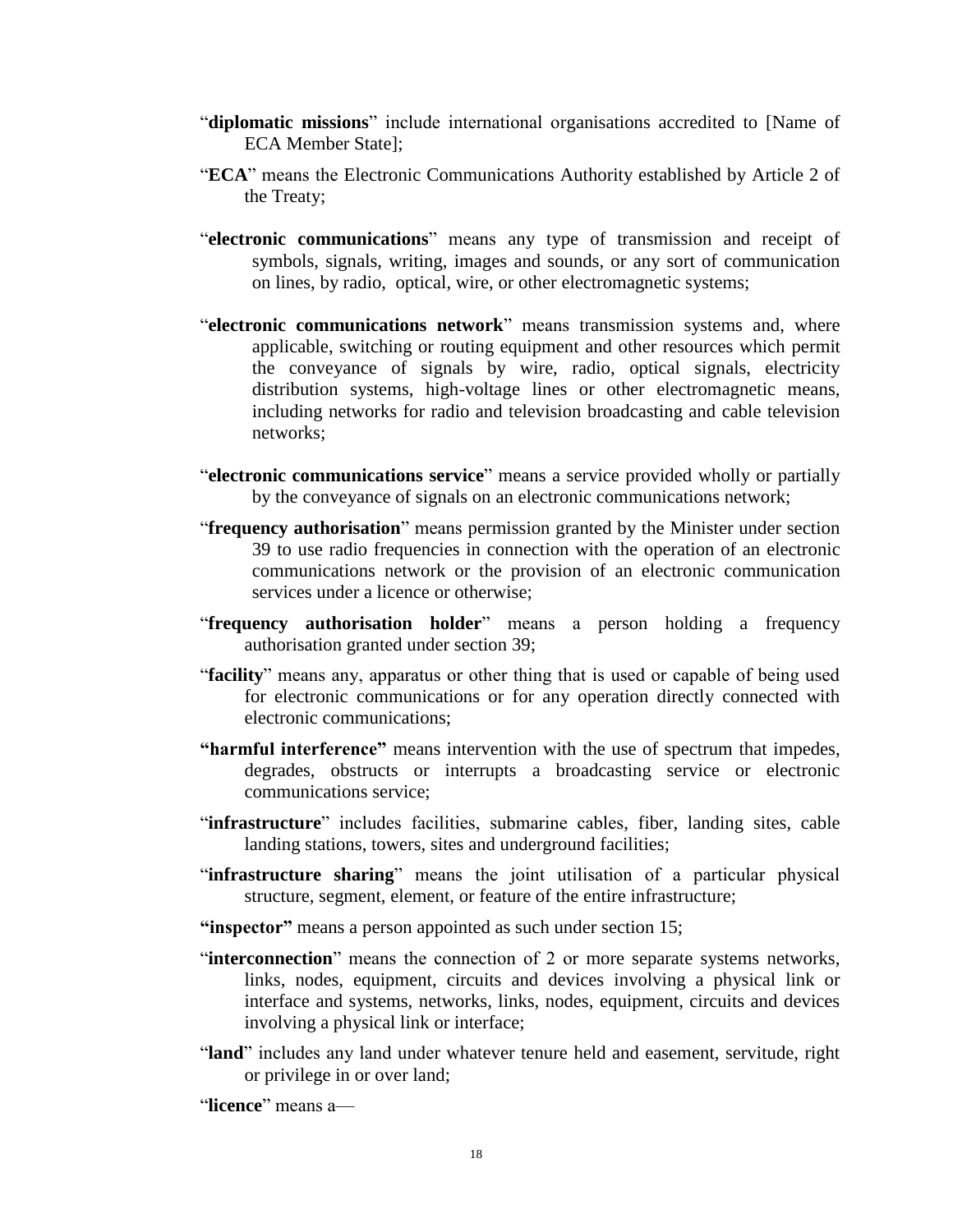"**diplomatic missions**" include international organisations accredited to [Name of ECA Member State];

"**ECA**" means the Electronic Communications Authority established by Article 2 of the Treaty;

"**electronic communications**" means any type of transmission and receipt of symbols, signals, writing, images and sounds, or any sort of communication on lines, by radio, optical, wire, or other electromagnetic systems;

"**electronic communications network**" means transmission systems and, where applicable, switching or routing equipment and other resources which permit the conveyance of signals by wire, radio, optical signals, electricity distribution systems, high-voltage lines or other electromagnetic means, including networks for radio and television broadcasting and cable television networks;

"**electronic communications service**" means a service provided wholly or partially by the conveyance of signals on an electronic communications network;

"**frequency authorisation**" means permission granted by the Minister under section 39 to use radio frequencies in connection with the operation of an electronic communications network or the provision of an electronic communication services under a licence or otherwise;

"**frequency authorisation holder**" means a person holding a frequency authorisation granted under section 39;

"**facility**" means any, apparatus or other thing that is used or capable of being used for electronic communications or for any operation directly connected with electronic communications;

**"harmful interference"** means intervention with the use of spectrum that impedes, degrades, obstructs or interrupts a broadcasting service or electronic communications service;

"**infrastructure**" includes facilities, submarine cables, fiber, landing sites, cable landing stations, towers, sites and underground facilities;

"**infrastructure sharing**" means the joint utilisation of a particular physical structure, segment, element, or feature of the entire infrastructure;

**"inspector"** means a person appointed as such under section 15;

"**interconnection**" means the connection of 2 or more separate systems networks, links, nodes, equipment, circuits and devices involving a physical link or interface and systems, networks, links, nodes, equipment, circuits and devices involving a physical link or interface;

"**land**" includes any land under whatever tenure held and easement, servitude, right or privilege in or over land;

"**licence**" means a—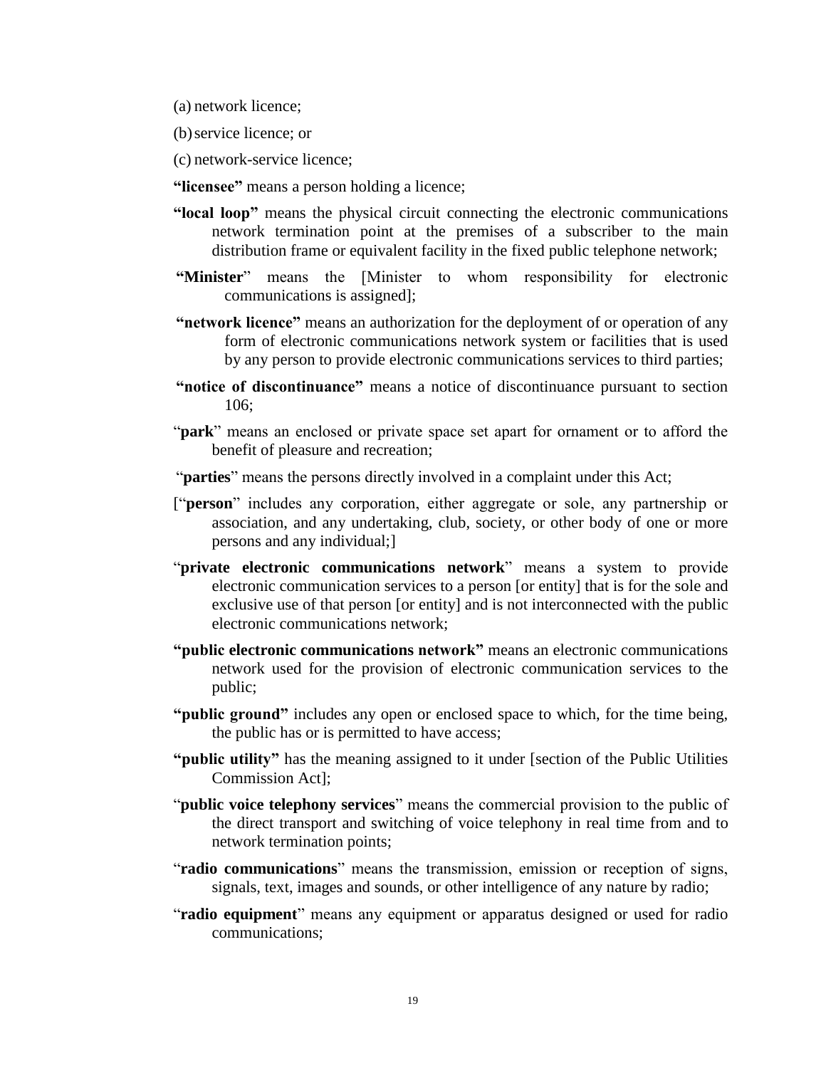(a) network licence;

(b) service licence; or

(c) network-service licence;

**"licensee"** means a person holding a licence;

**"local loop"** means the physical circuit connecting the electronic communications network termination point at the premises of a subscriber to the main distribution frame or equivalent facility in the fixed public telephone network;

**"Minister"** means the [Minister to whom responsibility for electronic communications is assigned];

**"network licence"** means an authorization for the deployment of or operation of any form of electronic communications network system or facilities that is used by any person to provide electronic communications services to third parties;

**"notice of discontinuance"** means a notice of discontinuance pursuant to section 106;

"**park**" means an enclosed or private space set apart for ornament or to afford the benefit of pleasure and recreation;

"**parties**" means the persons directly involved in a complaint under this Act;

["**person**" includes any corporation, either aggregate or sole, any partnership or association, and any undertaking, club, society, or other body of one or more persons and any individual;]

"**private electronic communications network**" means a system to provide electronic communication services to a person [or entity] that is for the sole and exclusive use of that person [or entity] and is not interconnected with the public electronic communications network;

**"public electronic communications network"** means an electronic communications network used for the provision of electronic communication services to the public;

**"public ground"** includes any open or enclosed space to which, for the time being, the public has or is permitted to have access;

**"public utility"** has the meaning assigned to it under [section of the Public Utilities Commission Act];

"**public voice telephony services**" means the commercial provision to the public of the direct transport and switching of voice telephony in real time from and to network termination points;

"**radio communications**" means the transmission, emission or reception of signs, signals, text, images and sounds, or other intelligence of any nature by radio;

"**radio equipment**" means any equipment or apparatus designed or used for radio communications;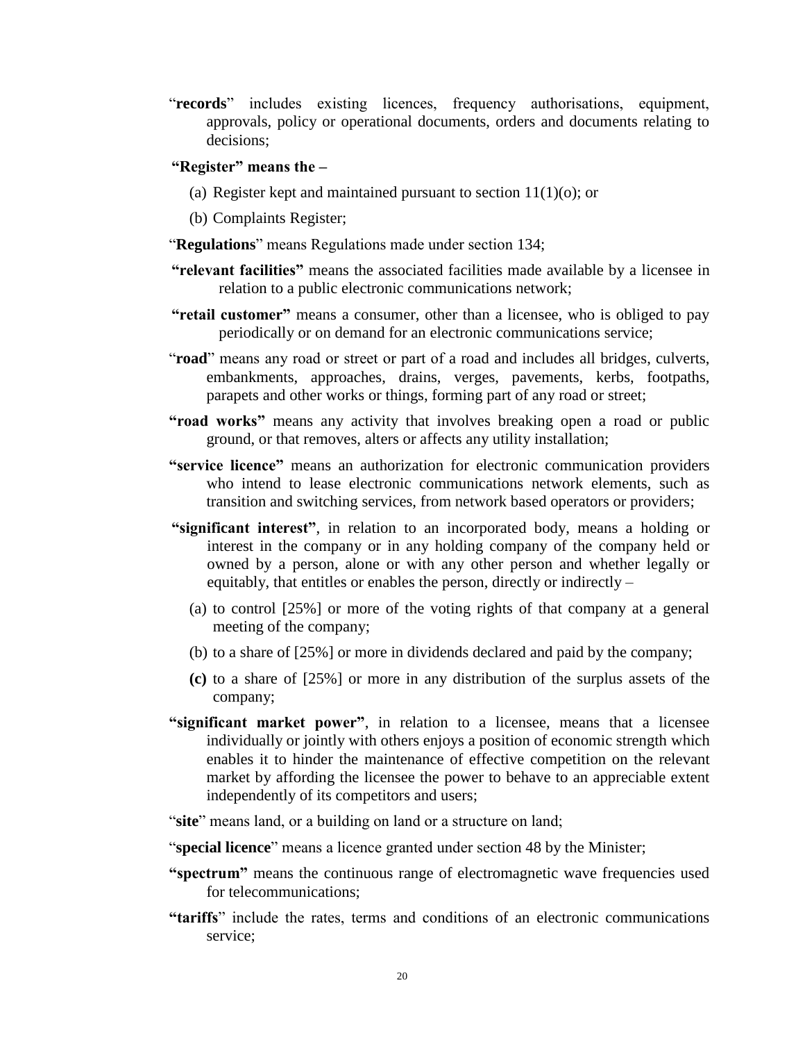"**records**" includes existing licences, frequency authorisations, equipment, approvals, policy or operational documents, orders and documents relating to decisions;

**"Register" means the –**

(a) Register kept and maintained pursuant to section 11(1)(o); or

(b) Complaints Register;

"**Regulations**" means Regulations made under section 134;

**"relevant facilities"** means the associated facilities made available by a licensee in relation to a public electronic communications network;

**"retail customer"** means a consumer, other than a licensee, who is obliged to pay periodically or on demand for an electronic communications service;

"**road**" means any road or street or part of a road and includes all bridges, culverts, embankments, approaches, drains, verges, pavements, kerbs, footpaths, parapets and other works or things, forming part of any road or street;

**"road works"** means any activity that involves breaking open a road or public ground, or that removes, alters or affects any utility installation;

**"service licence"** means an authorization for electronic communication providers who intend to lease electronic communications network elements, such as transition and switching services, from network based operators or providers;

**"significant interest"**, in relation to an incorporated body, means a holding or interest in the company or in any holding company of the company held or owned by a person, alone or with any other person and whether legally or equitably, that entitles or enables the person, directly or indirectly –

(a) to control [25%] or more of the voting rights of that company at a general meeting of the company;

(b) to a share of [25%] or more in dividends declared and paid by the company;

**(c)** to a share of [25%] or more in any distribution of the surplus assets of the company;

**"significant market power"**, in relation to a licensee, means that a licensee individually or jointly with others enjoys a position of economic strength which enables it to hinder the maintenance of effective competition on the relevant market by affording the licensee the power to behave to an appreciable extent independently of its competitors and users;

"**site**" means land, or a building on land or a structure on land;

"**special licence**" means a licence granted under section 48 by the Minister;

**"spectrum"** means the continuous range of electromagnetic wave frequencies used for telecommunications;

**"tariffs**" include the rates, terms and conditions of an electronic communications service;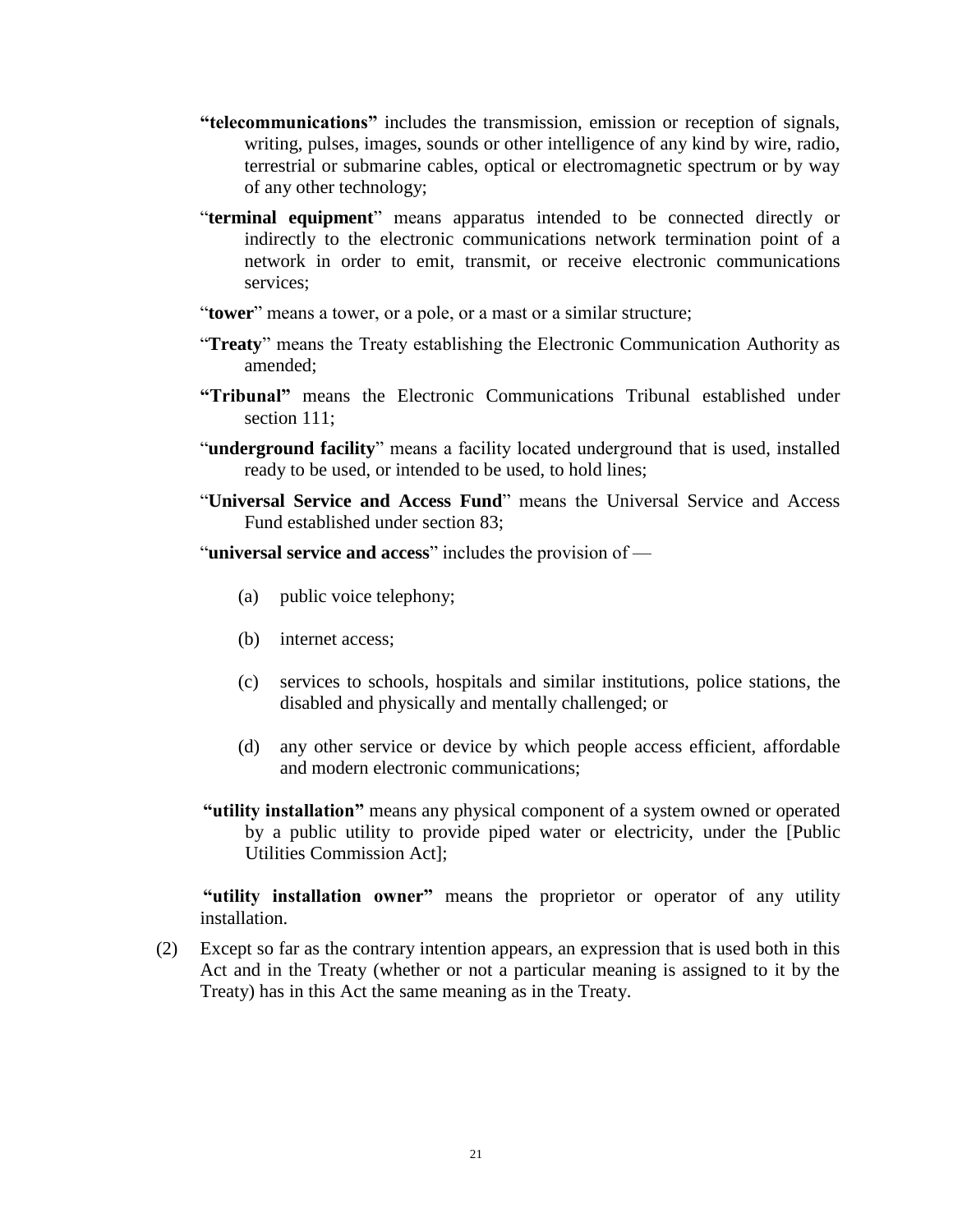**"telecommunications"** includes the transmission, emission or reception of signals, writing, pulses, images, sounds or other intelligence of any kind by wire, radio, terrestrial or submarine cables, optical or electromagnetic spectrum or by way of any other technology;

"**terminal equipment**" means apparatus intended to be connected directly or indirectly to the electronic communications network termination point of a network in order to emit, transmit, or receive electronic communications services;

"**tower**" means a tower, or a pole, or a mast or a similar structure;

"**Treaty**" means the Treaty establishing the Electronic Communication Authority as amended;

**"Tribunal"** means the Electronic Communications Tribunal established under section 111;

"**underground facility**" means a facility located underground that is used, installed ready to be used, or intended to be used, to hold lines;

"**Universal Service and Access Fund**" means the Universal Service and Access Fund established under section 83;

"**universal service and access**" includes the provision of —

(a) public voice telephony;

(b) internet access;

(c) services to schools, hospitals and similar institutions, police stations, the disabled and physically and mentally challenged; or

(d) any other service or device by which people access efficient, affordable and modern electronic communications;

**"utility installation"** means any physical component of a system owned or operated by a public utility to provide piped water or electricity, under the [Public Utilities Commission Act];

**"utility installation owner"** means the proprietor or operator of any utility installation.

(2) Except so far as the contrary intention appears, an expression that is used both in this Act and in the Treaty (whether or not a particular meaning is assigned to it by the Treaty) has in this Act the same meaning as in the Treaty.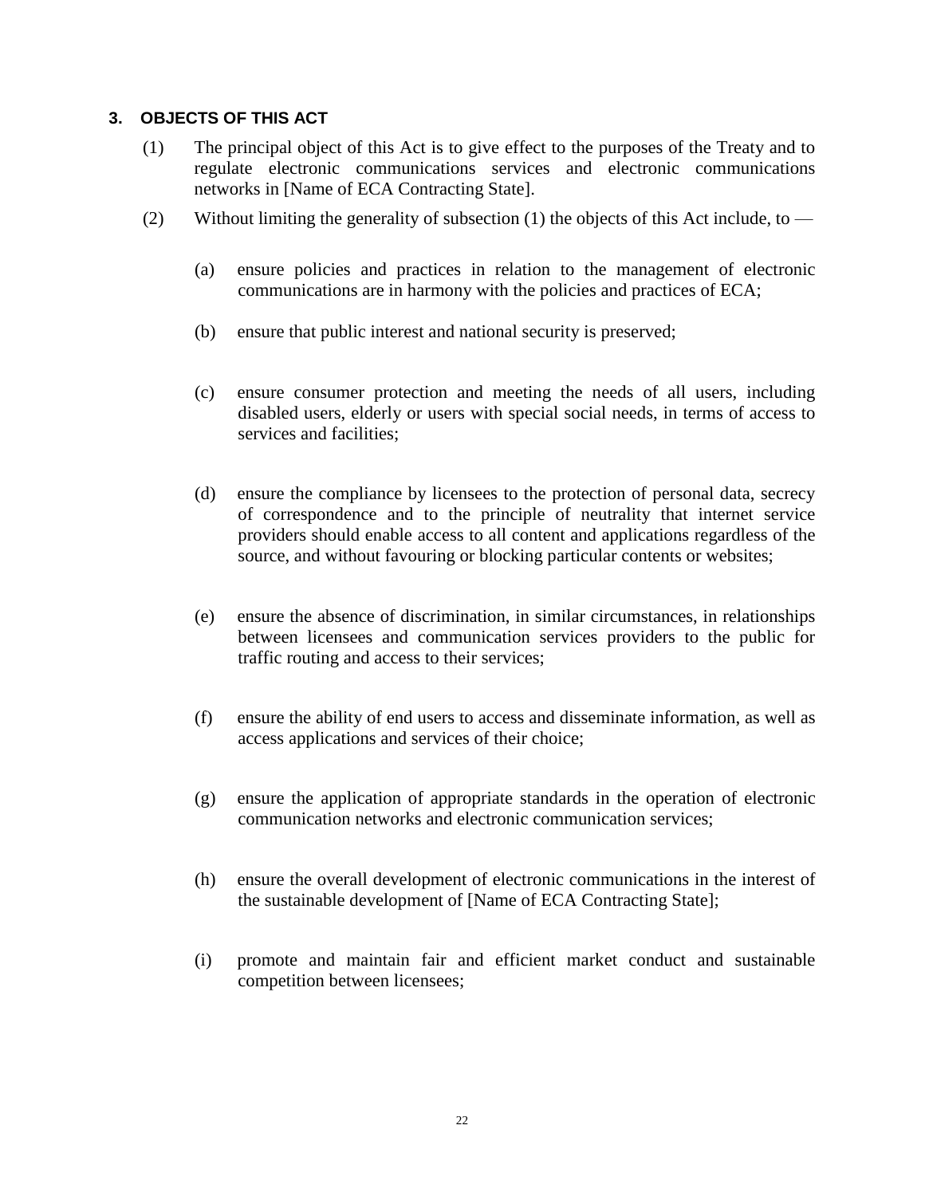### 3. OBJECTS OF THIS ACT

(1) The principal object of this Act is to give effect to the purposes of the Treaty and to regulate electronic communications services and electronic communications networks in [Name of ECA Contracting State].

(2) Without limiting the generality of subsection (1) the objects of this Act include, to —

(a) ensure policies and practices in relation to the management of electronic communications are in harmony with the policies and practices of ECA;

(b) ensure that public interest and national security is preserved;

(c) ensure consumer protection and meeting the needs of all users, including disabled users, elderly or users with special social needs, in terms of access to services and facilities;

(d) ensure the compliance by licensees to the protection of personal data, secrecy of correspondence and to the principle of neutrality that internet service providers should enable access to all content and applications regardless of the source, and without favouring or blocking particular contents or websites;

(e) ensure the absence of discrimination, in similar circumstances, in relationships between licensees and communication services providers to the public for traffic routing and access to their services;

(f) ensure the ability of end users to access and disseminate information, as well as access applications and services of their choice;

(g) ensure the application of appropriate standards in the operation of electronic communication networks and electronic communication services;

(h) ensure the overall development of electronic communications in the interest of the sustainable development of [Name of ECA Contracting State];

(i) promote and maintain fair and efficient market conduct and sustainable competition between licensees;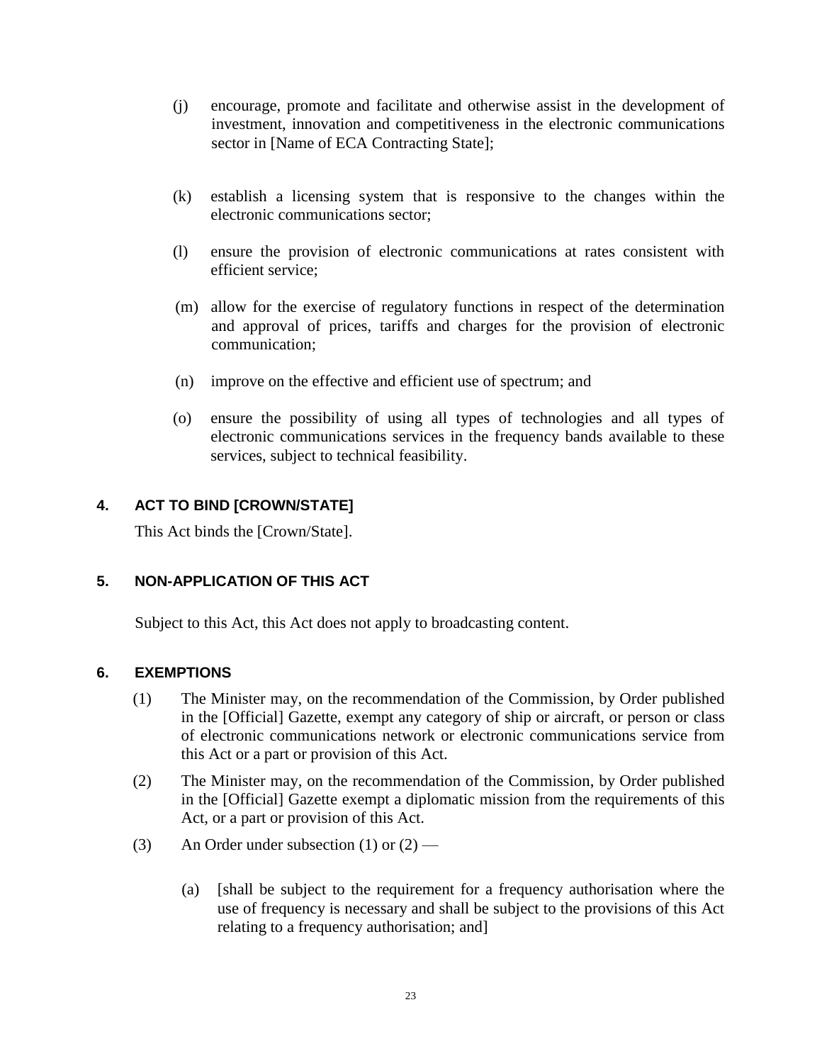(j) encourage, promote and facilitate and otherwise assist in the development of investment, innovation and competitiveness in the electronic communications sector in [Name of ECA Contracting State];

(k) establish a licensing system that is responsive to the changes within the electronic communications sector;

(l) ensure the provision of electronic communications at rates consistent with efficient service;

(m) allow for the exercise of regulatory functions in respect of the determination and approval of prices, tariffs and charges for the provision of electronic communication;

(n) improve on the effective and efficient use of spectrum; and

(o) ensure the possibility of using all types of technologies and all types of electronic communications services in the frequency bands available to these services, subject to technical feasibility.

## 4. ACT TO BIND [CROWN/STATE]

This Act binds the [Crown/State].

## 5. NON-APPLICATION OF THIS ACT

Subject to this Act, this Act does not apply to broadcasting content.

## 6. EXEMPTIONS

(1) The Minister may, on the recommendation of the Commission, by Order published in the [Official] Gazette, exempt any category of ship or aircraft, or person or class of electronic communications network or electronic communications service from this Act or a part or provision of this Act.

(2) The Minister may, on the recommendation of the Commission, by Order published in the [Official] Gazette exempt a diplomatic mission from the requirements of this Act, or a part or provision of this Act.

(3) An Order under subsection (1) or (2) —

(a) [shall be subject to the requirement for a frequency authorisation where the use of frequency is necessary and shall be subject to the provisions of this Act relating to a frequency authorisation; and]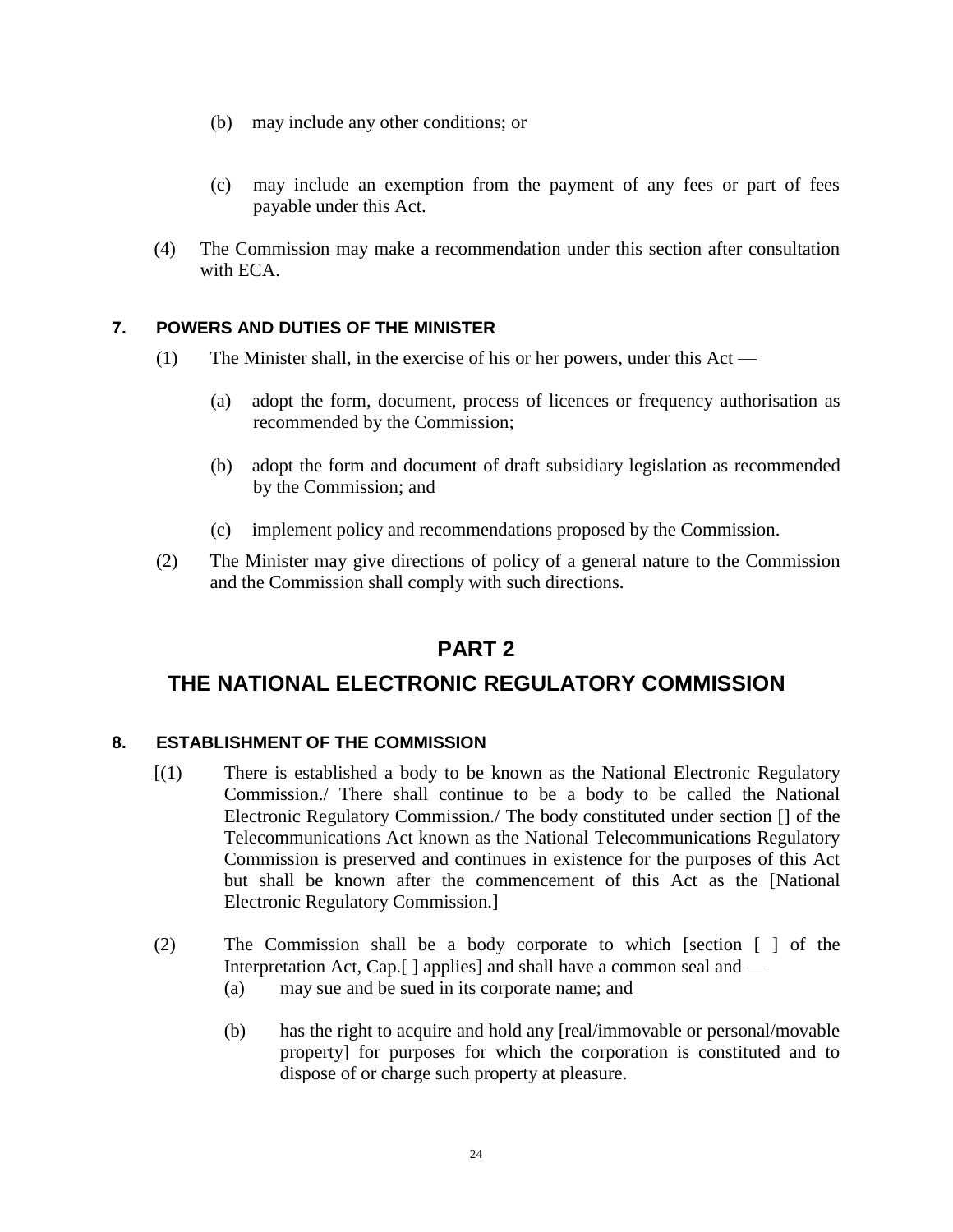(b) may include any other conditions; or

(c) may include an exemption from the payment of any fees or part of fees payable under this Act.

(4) The Commission may make a recommendation under this section after consultation with ECA.

#### 7. POWERS AND DUTIES OF THE MINISTER

(1) The Minister shall, in the exercise of his or her powers, under this Act —

(a) adopt the form, document, process of licences or frequency authorisation as recommended by the Commission;

(b) adopt the form and document of draft subsidiary legislation as recommended by the Commission; and

(c) implement policy and recommendations proposed by the Commission.

(2) The Minister may give directions of policy of a general nature to the Commission and the Commission shall comply with such directions.

## PART 2

## THE NATIONAL ELECTRONIC REGULATORY COMMISSION

#### 8. ESTABLISHMENT OF THE COMMISSION

[(1) There is established a body to be known as the National Electronic Regulatory Commission./ There shall continue to be a body to be called the National Electronic Regulatory Commission./ The body constituted under section [] of the Telecommunications Act known as the National Telecommunications Regulatory Commission is preserved and continues in existence for the purposes of this Act but shall be known after the commencement of this Act as the [National Electronic Regulatory Commission.]

(2) The Commission shall be a body corporate to which [section [ ] of the Interpretation Act, Cap.[ ] applies] and shall have a common seal and —

(a) may sue and be sued in its corporate name; and

(b) has the right to acquire and hold any [real/immovable or personal/movable property] for purposes for which the corporation is constituted and to dispose of or charge such property at pleasure.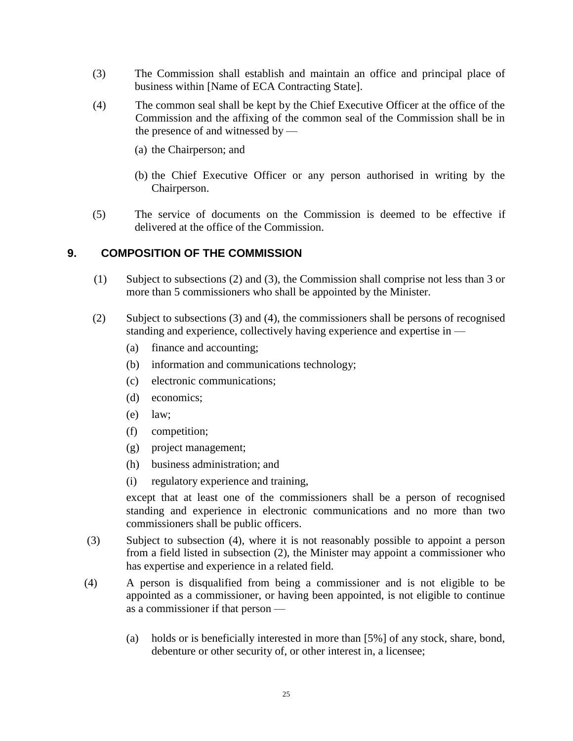(3) The Commission shall establish and maintain an office and principal place of business within [Name of ECA Contracting State].

(4) The common seal shall be kept by the Chief Executive Officer at the office of the Commission and the affixing of the common seal of the Commission shall be in the presence of and witnessed by —

(a) the Chairperson; and

(b) the Chief Executive Officer or any person authorised in writing by the Chairperson.

(5) The service of documents on the Commission is deemed to be effective if delivered at the office of the Commission.

## 9. COMPOSITION OF THE COMMISSION

(1) Subject to subsections (2) and (3), the Commission shall comprise not less than 3 or more than 5 commissioners who shall be appointed by the Minister.

(2) Subject to subsections (3) and (4), the commissioners shall be persons of recognised standing and experience, collectively having experience and expertise in —

(a) finance and accounting;

(b) information and communications technology;

(c) electronic communications;

(d) economics;

(e) law;

(f) competition;

(g) project management;

(h) business administration; and

(i) regulatory experience and training,

except that at least one of the commissioners shall be a person of recognised standing and experience in electronic communications and no more than two commissioners shall be public officers.

(3) Subject to subsection (4), where it is not reasonably possible to appoint a person from a field listed in subsection (2), the Minister may appoint a commissioner who has expertise and experience in a related field.

(4) A person is disqualified from being a commissioner and is not eligible to be appointed as a commissioner, or having been appointed, is not eligible to continue as a commissioner if that person —

(a) holds or is beneficially interested in more than [5%] of any stock, share, bond, debenture or other security of, or other interest in, a licensee;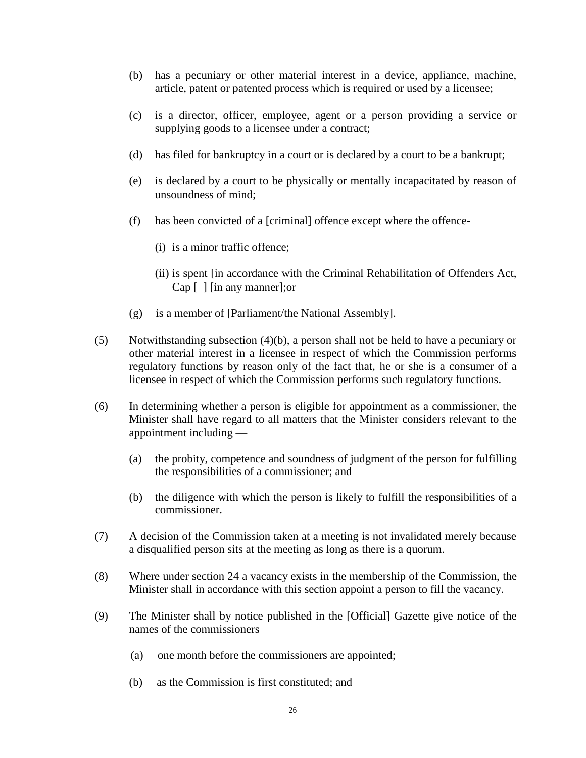(b) has a pecuniary or other material interest in a device, appliance, machine, article, patent or patented process which is required or used by a licensee;

(c) is a director, officer, employee, agent or a person providing a service or supplying goods to a licensee under a contract;

(d) has filed for bankruptcy in a court or is declared by a court to be a bankrupt;

(e) is declared by a court to be physically or mentally incapacitated by reason of unsoundness of mind;

(f) has been convicted of a [criminal] offence except where the offence-

(i) is a minor traffic offence;

(ii) is spent [in accordance with the Criminal Rehabilitation of Offenders Act, Cap [ ] [in any manner];or

(g) is a member of [Parliament/the National Assembly].

(5) Notwithstanding subsection (4)(b), a person shall not be held to have a pecuniary or other material interest in a licensee in respect of which the Commission performs regulatory functions by reason only of the fact that, he or she is a consumer of a licensee in respect of which the Commission performs such regulatory functions.

(6) In determining whether a person is eligible for appointment as a commissioner, the Minister shall have regard to all matters that the Minister considers relevant to the appointment including —

(a) the probity, competence and soundness of judgment of the person for fulfilling the responsibilities of a commissioner; and

(b) the diligence with which the person is likely to fulfill the responsibilities of a commissioner.

(7) A decision of the Commission taken at a meeting is not invalidated merely because a disqualified person sits at the meeting as long as there is a quorum.

(8) Where under section 24 a vacancy exists in the membership of the Commission, the Minister shall in accordance with this section appoint a person to fill the vacancy.

(9) The Minister shall by notice published in the [Official] Gazette give notice of the names of the commissioners—

(a) one month before the commissioners are appointed;

(b) as the Commission is first constituted; and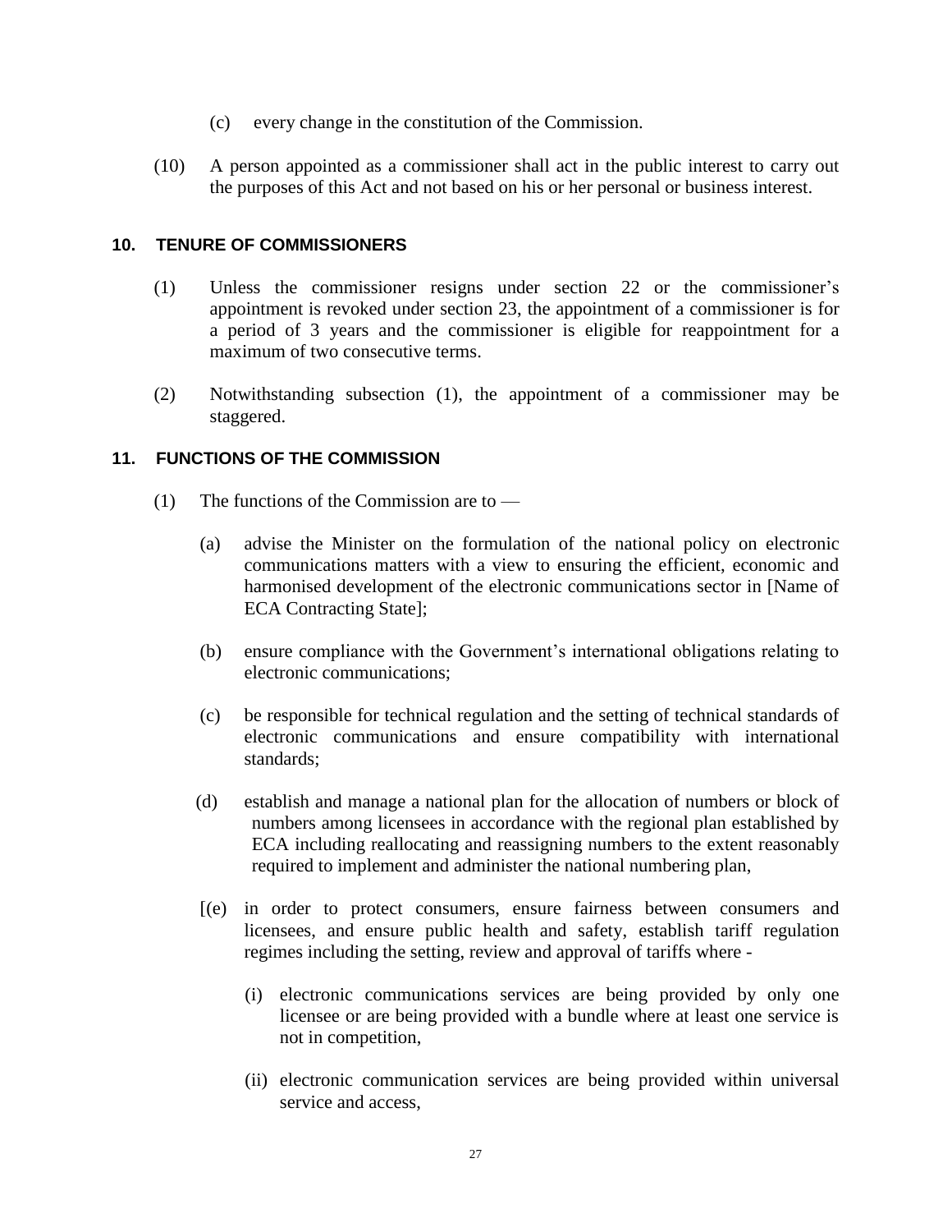(c) every change in the constitution of the Commission.

(10) A person appointed as a commissioner shall act in the public interest to carry out the purposes of this Act and not based on his or her personal or business interest.

### 10. TENURE OF COMMISSIONERS

(1) Unless the commissioner resigns under section 22 or the commissioner's appointment is revoked under section 23, the appointment of a commissioner is for a period of 3 years and the commissioner is eligible for reappointment for a maximum of two consecutive terms.

(2) Notwithstanding subsection (1), the appointment of a commissioner may be staggered.

### 11. FUNCTIONS OF THE COMMISSION

(1) The functions of the Commission are to —

(a) advise the Minister on the formulation of the national policy on electronic communications matters with a view to ensuring the efficient, economic and harmonised development of the electronic communications sector in [Name of ECA Contracting State];

(b) ensure compliance with the Government's international obligations relating to electronic communications;

(c) be responsible for technical regulation and the setting of technical standards of electronic communications and ensure compatibility with international standards;

(d) establish and manage a national plan for the allocation of numbers or block of numbers among licensees in accordance with the regional plan established by ECA including reallocating and reassigning numbers to the extent reasonably required to implement and administer the national numbering plan,

[(e) in order to protect consumers, ensure fairness between consumers and licensees, and ensure public health and safety, establish tariff regulation regimes including the setting, review and approval of tariffs where -

(i) electronic communications services are being provided by only one licensee or are being provided with a bundle where at least one service is not in competition,

(ii) electronic communication services are being provided within universal service and access,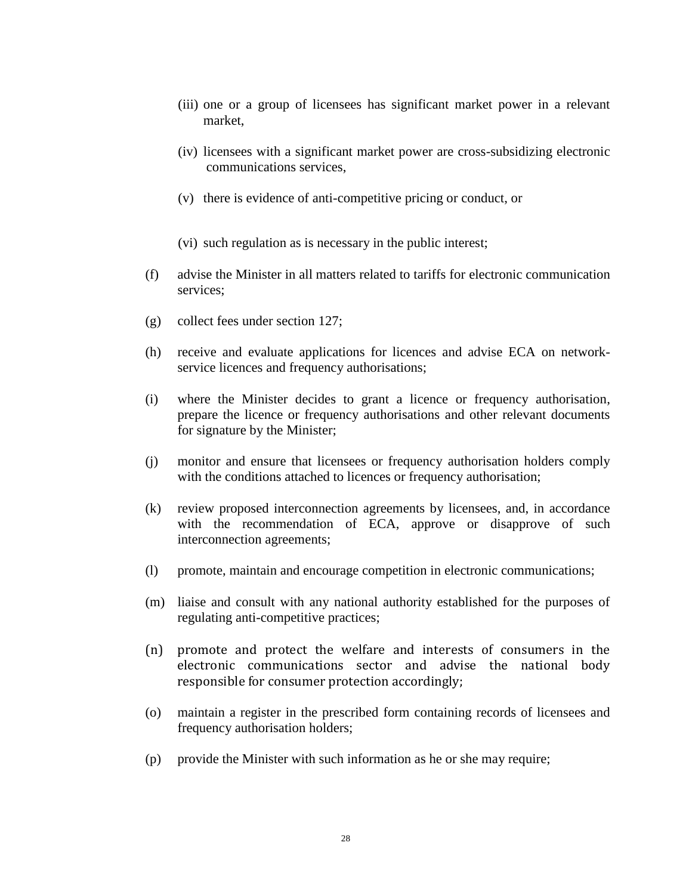(iii) one or a group of licensees has significant market power in a relevant market,

(iv) licensees with a significant market power are cross-subsidizing electronic communications services,

(v) there is evidence of anti-competitive pricing or conduct, or

(vi) such regulation as is necessary in the public interest;

(f) advise the Minister in all matters related to tariffs for electronic communication services;

(g) collect fees under section 127;

(h) receive and evaluate applications for licences and advise ECA on network-service licences and frequency authorisations;

(i) where the Minister decides to grant a licence or frequency authorisation, prepare the licence or frequency authorisations and other relevant documents for signature by the Minister;

(j) monitor and ensure that licensees or frequency authorisation holders comply with the conditions attached to licences or frequency authorisation;

(k) review proposed interconnection agreements by licensees, and, in accordance with the recommendation of ECA, approve or disapprove of such interconnection agreements;

(l) promote, maintain and encourage competition in electronic communications;

(m) liaise and consult with any national authority established for the purposes of regulating anti-competitive practices;

(n) promote and protect the welfare and interests of consumers in the electronic communications sector and advise the national body responsible for consumer protection accordingly;

(o) maintain a register in the prescribed form containing records of licensees and frequency authorisation holders;

(p) provide the Minister with such information as he or she may require;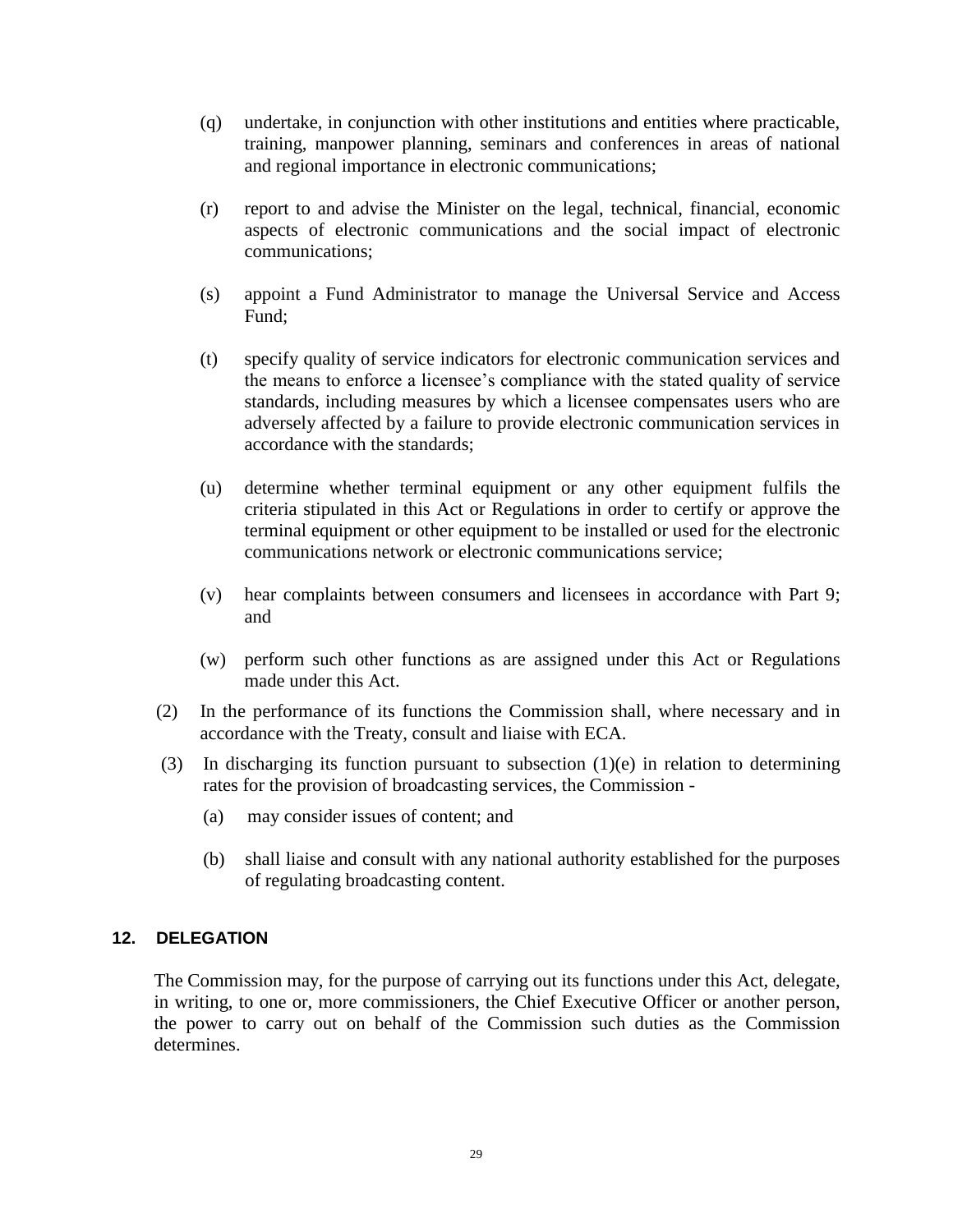(q) undertake, in conjunction with other institutions and entities where practicable, training, manpower planning, seminars and conferences in areas of national and regional importance in electronic communications;

(r) report to and advise the Minister on the legal, technical, financial, economic aspects of electronic communications and the social impact of electronic communications;

(s) appoint a Fund Administrator to manage the Universal Service and Access Fund;

(t) specify quality of service indicators for electronic communication services and the means to enforce a licensee's compliance with the stated quality of service standards, including measures by which a licensee compensates users who are adversely affected by a failure to provide electronic communication services in accordance with the standards;

(u) determine whether terminal equipment or any other equipment fulfils the criteria stipulated in this Act or Regulations in order to certify or approve the terminal equipment or other equipment to be installed or used for the electronic communications network or electronic communications service;

(v) hear complaints between consumers and licensees in accordance with Part 9; and

(w) perform such other functions as are assigned under this Act or Regulations made under this Act.

(2) In the performance of its functions the Commission shall, where necessary and in accordance with the Treaty, consult and liaise with ECA.

(3) In discharging its function pursuant to subsection (1)(e) in relation to determining rates for the provision of broadcasting services, the Commission -

(a) may consider issues of content; and

(b) shall liaise and consult with any national authority established for the purposes of regulating broadcasting content.

## 12. DELEGATION

The Commission may, for the purpose of carrying out its functions under this Act, delegate, in writing, to one or, more commissioners, the Chief Executive Officer or another person, the power to carry out on behalf of the Commission such duties as the Commission determines.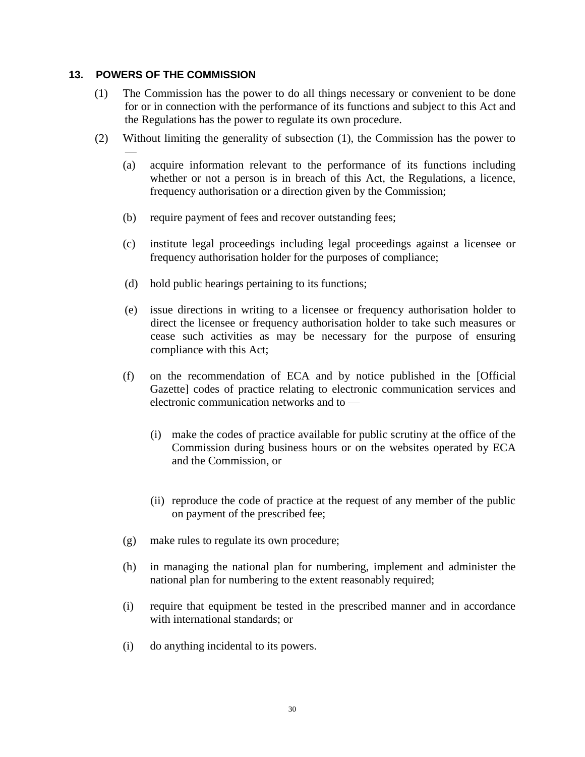## 13. POWERS OF THE COMMISSION

(1) The Commission has the power to do all things necessary or convenient to be done for or in connection with the performance of its functions and subject to this Act and the Regulations has the power to regulate its own procedure.

(2) Without limiting the generality of subsection (1), the Commission has the power to —

(a) acquire information relevant to the performance of its functions including whether or not a person is in breach of this Act, the Regulations, a licence, frequency authorisation or a direction given by the Commission;

(b) require payment of fees and recover outstanding fees;

(c) institute legal proceedings including legal proceedings against a licensee or frequency authorisation holder for the purposes of compliance;

(d) hold public hearings pertaining to its functions;

(e) issue directions in writing to a licensee or frequency authorisation holder to direct the licensee or frequency authorisation holder to take such measures or cease such activities as may be necessary for the purpose of ensuring compliance with this Act;

(f) on the recommendation of ECA and by notice published in the [Official Gazette] codes of practice relating to electronic communication services and electronic communication networks and to —

(i) make the codes of practice available for public scrutiny at the office of the Commission during business hours or on the websites operated by ECA and the Commission, or

(ii) reproduce the code of practice at the request of any member of the public on payment of the prescribed fee;

(g) make rules to regulate its own procedure;

(h) in managing the national plan for numbering, implement and administer the national plan for numbering to the extent reasonably required;

(i) require that equipment be tested in the prescribed manner and in accordance with international standards; or

(i) do anything incidental to its powers.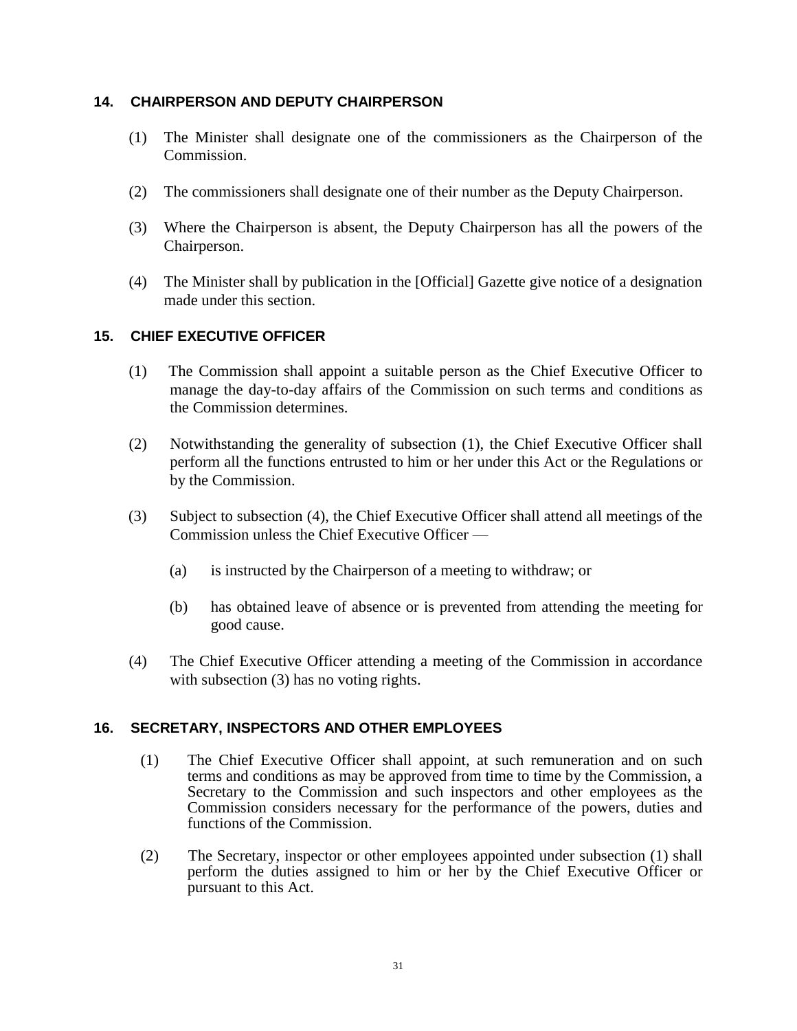## 14. CHAIRPERSON AND DEPUTY CHAIRPERSON

(1) The Minister shall designate one of the commissioners as the Chairperson of the Commission.

(2) The commissioners shall designate one of their number as the Deputy Chairperson.

(3) Where the Chairperson is absent, the Deputy Chairperson has all the powers of the Chairperson.

(4) The Minister shall by publication in the [Official] Gazette give notice of a designation made under this section.

## 15. CHIEF EXECUTIVE OFFICER

(1) The Commission shall appoint a suitable person as the Chief Executive Officer to manage the day-to-day affairs of the Commission on such terms and conditions as the Commission determines.

(2) Notwithstanding the generality of subsection (1), the Chief Executive Officer shall perform all the functions entrusted to him or her under this Act or the Regulations or by the Commission.

(3) Subject to subsection (4), the Chief Executive Officer shall attend all meetings of the Commission unless the Chief Executive Officer —

(a) is instructed by the Chairperson of a meeting to withdraw; or

(b) has obtained leave of absence or is prevented from attending the meeting for good cause.

(4) The Chief Executive Officer attending a meeting of the Commission in accordance with subsection (3) has no voting rights.

## 16. SECRETARY, INSPECTORS AND OTHER EMPLOYEES

(1) The Chief Executive Officer shall appoint, at such remuneration and on such terms and conditions as may be approved from time to time by the Commission, a Secretary to the Commission and such inspectors and other employees as the Commission considers necessary for the performance of the powers, duties and functions of the Commission.

(2) The Secretary, inspector or other employees appointed under subsection (1) shall perform the duties assigned to him or her by the Chief Executive Officer or pursuant to this Act.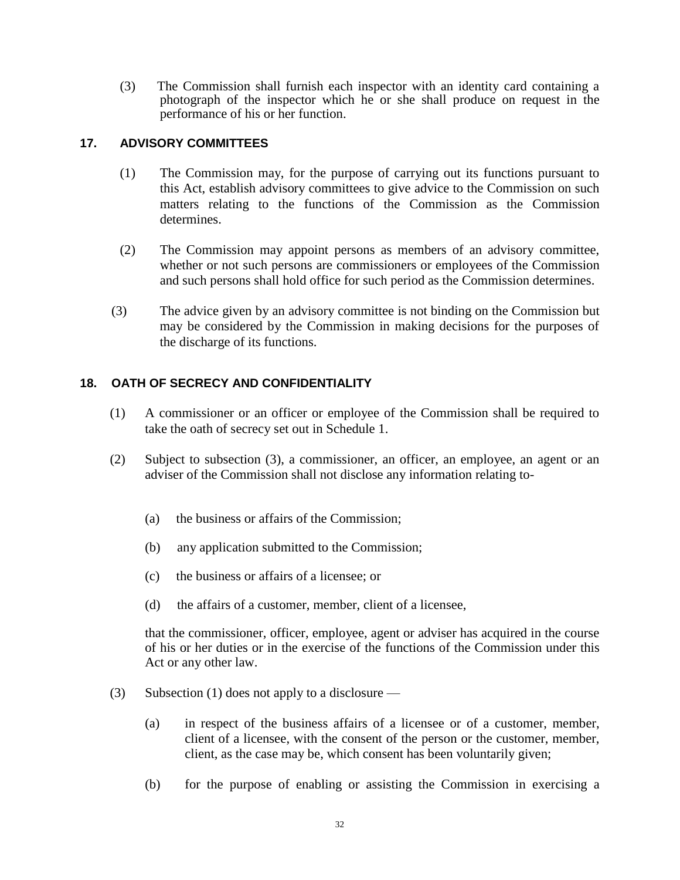(3) The Commission shall furnish each inspector with an identity card containing a photograph of the inspector which he or she shall produce on request in the performance of his or her function.

## 17. ADVISORY COMMITTEES

(1) The Commission may, for the purpose of carrying out its functions pursuant to this Act, establish advisory committees to give advice to the Commission on such matters relating to the functions of the Commission as the Commission determines.

(2) The Commission may appoint persons as members of an advisory committee, whether or not such persons are commissioners or employees of the Commission and such persons shall hold office for such period as the Commission determines.

(3) The advice given by an advisory committee is not binding on the Commission but may be considered by the Commission in making decisions for the purposes of the discharge of its functions.

## 18. OATH OF SECRECY AND CONFIDENTIALITY

(1) A commissioner or an officer or employee of the Commission shall be required to take the oath of secrecy set out in Schedule 1.

(2) Subject to subsection (3), a commissioner, an officer, an employee, an agent or an adviser of the Commission shall not disclose any information relating to-

(a) the business or affairs of the Commission;

(b) any application submitted to the Commission;

(c) the business or affairs of a licensee; or

(d) the affairs of a customer, member, client of a licensee,

that the commissioner, officer, employee, agent or adviser has acquired in the course of his or her duties or in the exercise of the functions of the Commission under this Act or any other law.

(3) Subsection (1) does not apply to a disclosure —

(a) in respect of the business affairs of a licensee or of a customer, member, client of a licensee, with the consent of the person or the customer, member, client, as the case may be, which consent has been voluntarily given;

(b) for the purpose of enabling or assisting the Commission in exercising a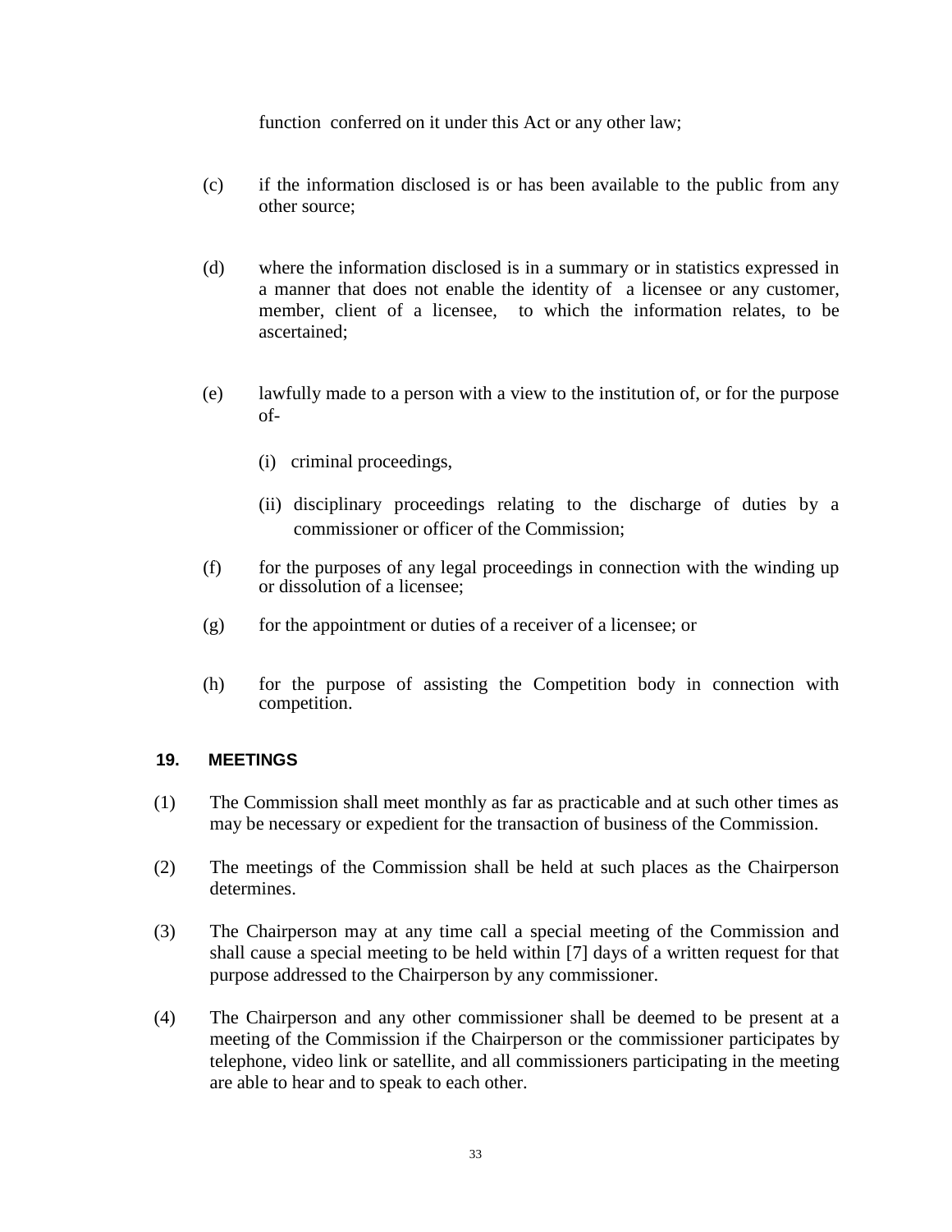function conferred on it under this Act or any other law;

(c) if the information disclosed is or has been available to the public from any other source;

(d) where the information disclosed is in a summary or in statistics expressed in a manner that does not enable the identity of a licensee or any customer, member, client of a licensee, to which the information relates, to be ascertained;

(e) lawfully made to a person with a view to the institution of, or for the purpose of-

   (i) criminal proceedings,

   (ii) disciplinary proceedings relating to the discharge of duties by a commissioner or officer of the Commission;

(f) for the purposes of any legal proceedings in connection with the winding up or dissolution of a licensee;

(g) for the appointment or duties of a receiver of a licensee; or

(h) for the purpose of assisting the Competition body in connection with competition.

## 19. MEETINGS

(1) The Commission shall meet monthly as far as practicable and at such other times as may be necessary or expedient for the transaction of business of the Commission.

(2) The meetings of the Commission shall be held at such places as the Chairperson determines.

(3) The Chairperson may at any time call a special meeting of the Commission and shall cause a special meeting to be held within [7] days of a written request for that purpose addressed to the Chairperson by any commissioner.

(4) The Chairperson and any other commissioner shall be deemed to be present at a meeting of the Commission if the Chairperson or the commissioner participates by telephone, video link or satellite, and all commissioners participating in the meeting are able to hear and to speak to each other.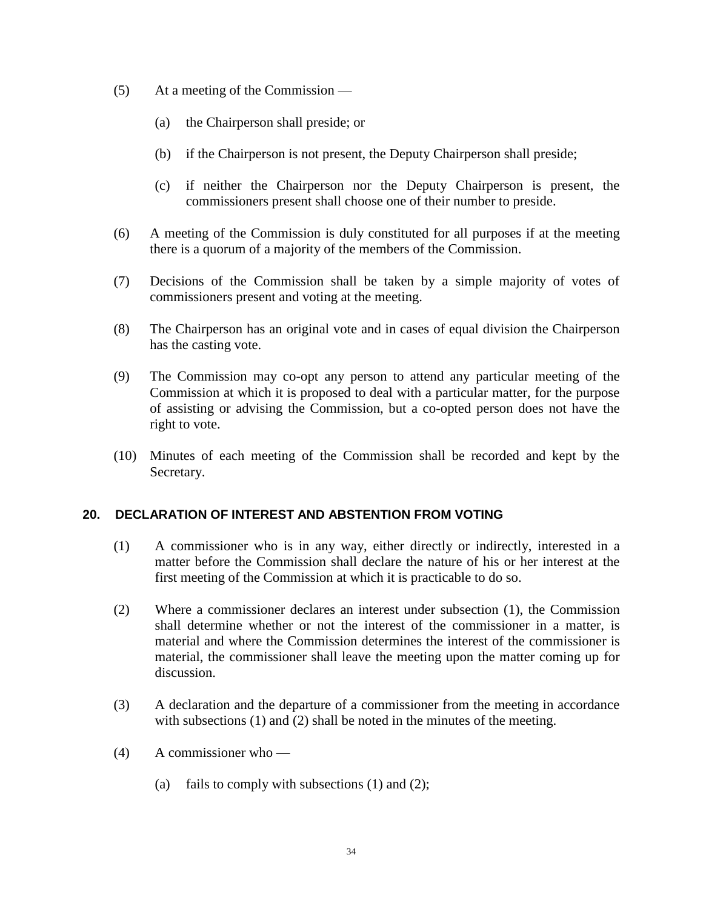(5) At a meeting of the Commission —

(a) the Chairperson shall preside; or

(b) if the Chairperson is not present, the Deputy Chairperson shall preside;

(c) if neither the Chairperson nor the Deputy Chairperson is present, the commissioners present shall choose one of their number to preside.

(6) A meeting of the Commission is duly constituted for all purposes if at the meeting there is a quorum of a majority of the members of the Commission.

(7) Decisions of the Commission shall be taken by a simple majority of votes of commissioners present and voting at the meeting.

(8) The Chairperson has an original vote and in cases of equal division the Chairperson has the casting vote.

(9) The Commission may co-opt any person to attend any particular meeting of the Commission at which it is proposed to deal with a particular matter, for the purpose of assisting or advising the Commission, but a co-opted person does not have the right to vote.

(10) Minutes of each meeting of the Commission shall be recorded and kept by the Secretary.

### 20. DECLARATION OF INTEREST AND ABSTENTION FROM VOTING

(1) A commissioner who is in any way, either directly or indirectly, interested in a matter before the Commission shall declare the nature of his or her interest at the first meeting of the Commission at which it is practicable to do so.

(2) Where a commissioner declares an interest under subsection (1), the Commission shall determine whether or not the interest of the commissioner in a matter, is material and where the Commission determines the interest of the commissioner is material, the commissioner shall leave the meeting upon the matter coming up for discussion.

(3) A declaration and the departure of a commissioner from the meeting in accordance with subsections (1) and (2) shall be noted in the minutes of the meeting.

(4) A commissioner who —

(a) fails to comply with subsections (1) and (2);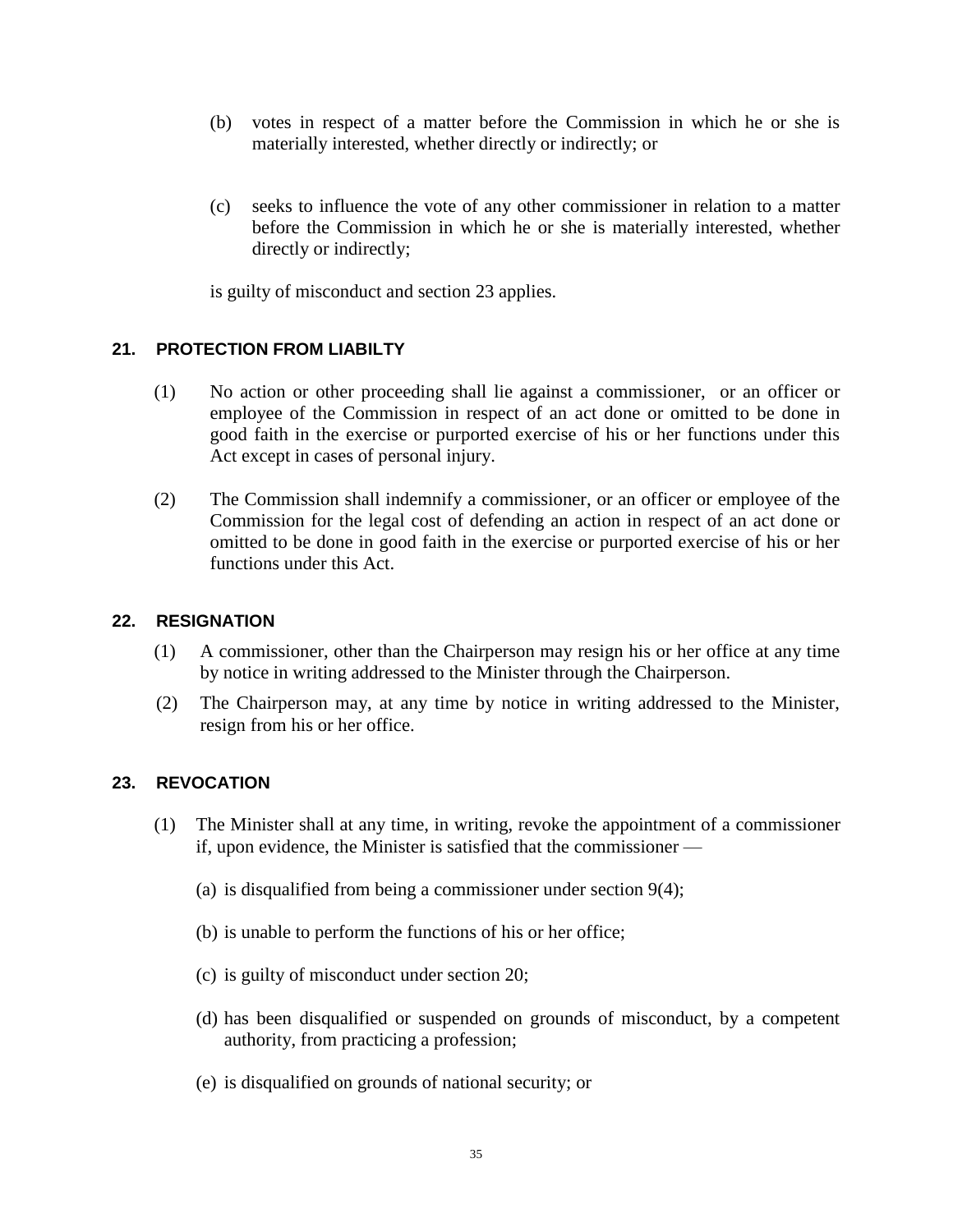(b) votes in respect of a matter before the Commission in which he or she is materially interested, whether directly or indirectly; or

(c) seeks to influence the vote of any other commissioner in relation to a matter before the Commission in which he or she is materially interested, whether directly or indirectly;

is guilty of misconduct and section 23 applies.

## 21. PROTECTION FROM LIABILTY

(1) No action or other proceeding shall lie against a commissioner, or an officer or employee of the Commission in respect of an act done or omitted to be done in good faith in the exercise or purported exercise of his or her functions under this Act except in cases of personal injury.

(2) The Commission shall indemnify a commissioner, or an officer or employee of the Commission for the legal cost of defending an action in respect of an act done or omitted to be done in good faith in the exercise or purported exercise of his or her functions under this Act.

## 22. RESIGNATION

(1) A commissioner, other than the Chairperson may resign his or her office at any time by notice in writing addressed to the Minister through the Chairperson.

(2) The Chairperson may, at any time by notice in writing addressed to the Minister, resign from his or her office.

## 23. REVOCATION

(1) The Minister shall at any time, in writing, revoke the appointment of a commissioner if, upon evidence, the Minister is satisfied that the commissioner —

(a) is disqualified from being a commissioner under section 9(4);

(b) is unable to perform the functions of his or her office;

(c) is guilty of misconduct under section 20;

(d) has been disqualified or suspended on grounds of misconduct, by a competent authority, from practicing a profession;

(e) is disqualified on grounds of national security; or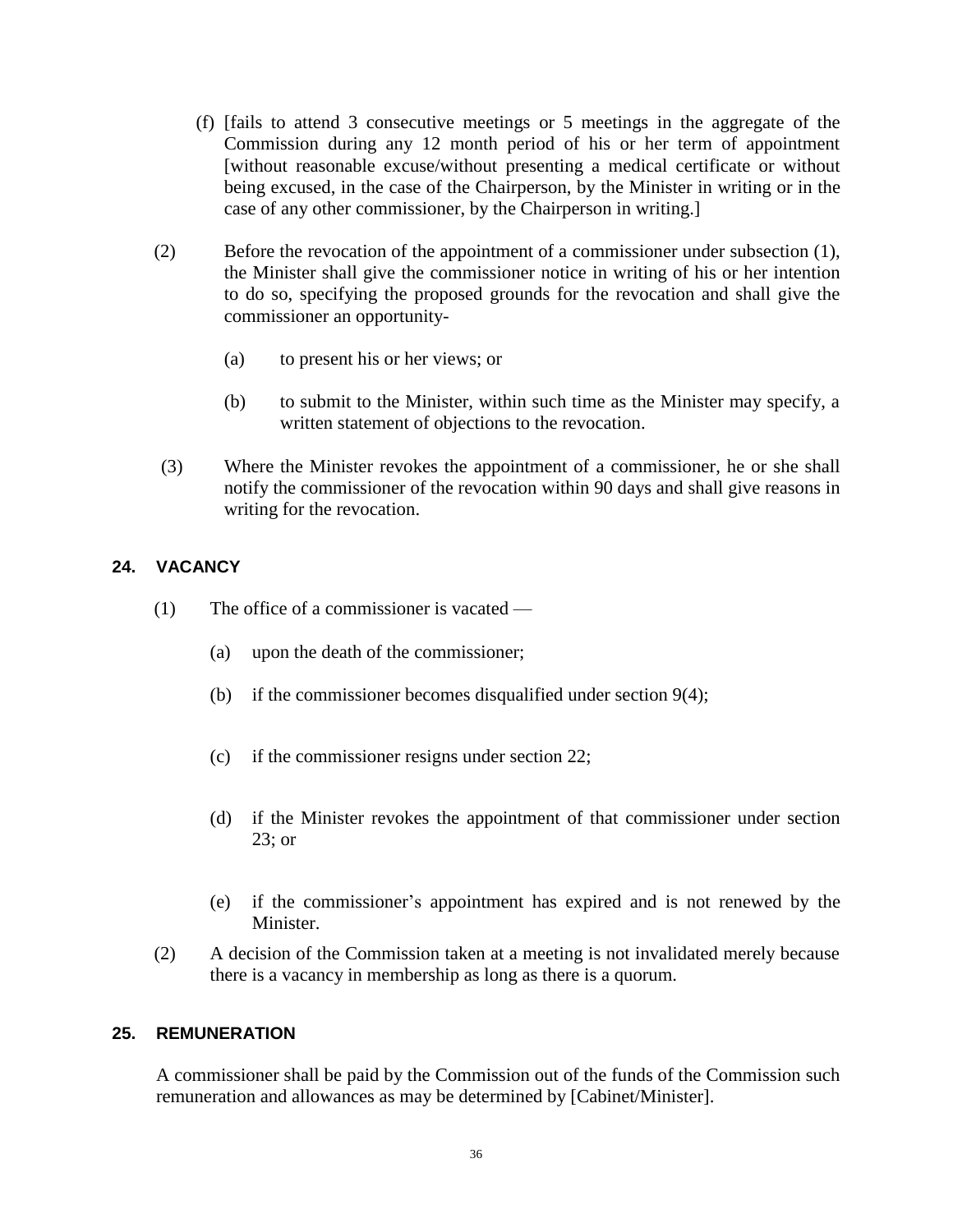(f) [fails to attend 3 consecutive meetings or 5 meetings in the aggregate of the Commission during any 12 month period of his or her term of appointment [without reasonable excuse/without presenting a medical certificate or without being excused, in the case of the Chairperson, by the Minister in writing or in the case of any other commissioner, by the Chairperson in writing.]

(2) Before the revocation of the appointment of a commissioner under subsection (1), the Minister shall give the commissioner notice in writing of his or her intention to do so, specifying the proposed grounds for the revocation and shall give the commissioner an opportunity-

(a) to present his or her views; or

(b) to submit to the Minister, within such time as the Minister may specify, a written statement of objections to the revocation.

(3) Where the Minister revokes the appointment of a commissioner, he or she shall notify the commissioner of the revocation within 90 days and shall give reasons in writing for the revocation.

## 24. VACANCY

(1) The office of a commissioner is vacated —

(a) upon the death of the commissioner;

(b) if the commissioner becomes disqualified under section 9(4);

(c) if the commissioner resigns under section 22;

(d) if the Minister revokes the appointment of that commissioner under section 23; or

(e) if the commissioner's appointment has expired and is not renewed by the Minister.

(2) A decision of the Commission taken at a meeting is not invalidated merely because there is a vacancy in membership as long as there is a quorum.

## 25. REMUNERATION

A commissioner shall be paid by the Commission out of the funds of the Commission such remuneration and allowances as may be determined by [Cabinet/Minister].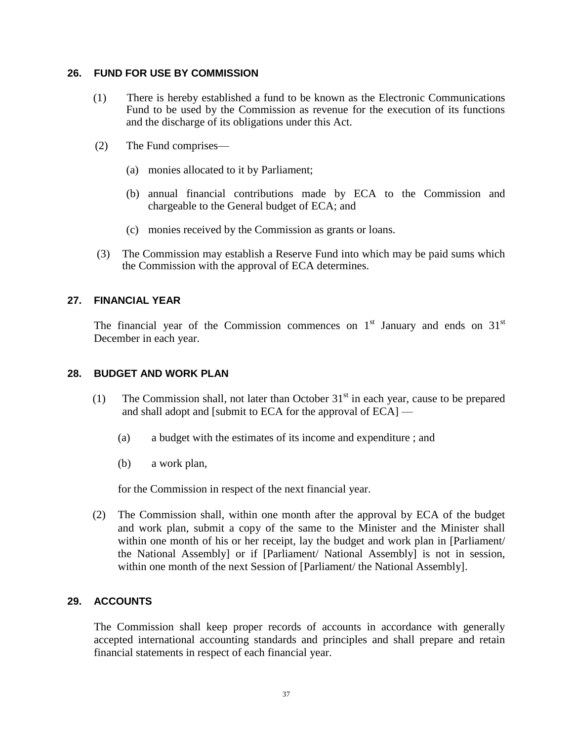## 26. FUND FOR USE BY COMMISSION

(1) There is hereby established a fund to be known as the Electronic Communications Fund to be used by the Commission as revenue for the execution of its functions and the discharge of its obligations under this Act.

(2) The Fund comprises—

(a) monies allocated to it by Parliament;

(b) annual financial contributions made by ECA to the Commission and chargeable to the General budget of ECA; and

(c) monies received by the Commission as grants or loans.

(3) The Commission may establish a Reserve Fund into which may be paid sums which the Commission with the approval of ECA determines.

## 27. FINANCIAL YEAR

The financial year of the Commission commences on 1st January and ends on 31st December in each year.

## 28. BUDGET AND WORK PLAN

(1) The Commission shall, not later than October 31st in each year, cause to be prepared and shall adopt and [submit to ECA for the approval of ECA] —

(a) a budget with the estimates of its income and expenditure ; and

(b) a work plan,

for the Commission in respect of the next financial year.

(2) The Commission shall, within one month after the approval by ECA of the budget and work plan, submit a copy of the same to the Minister and the Minister shall within one month of his or her receipt, lay the budget and work plan in [Parliament/ the National Assembly] or if [Parliament/ National Assembly] is not in session, within one month of the next Session of [Parliament/ the National Assembly].

## 29. ACCOUNTS

The Commission shall keep proper records of accounts in accordance with generally accepted international accounting standards and principles and shall prepare and retain financial statements in respect of each financial year.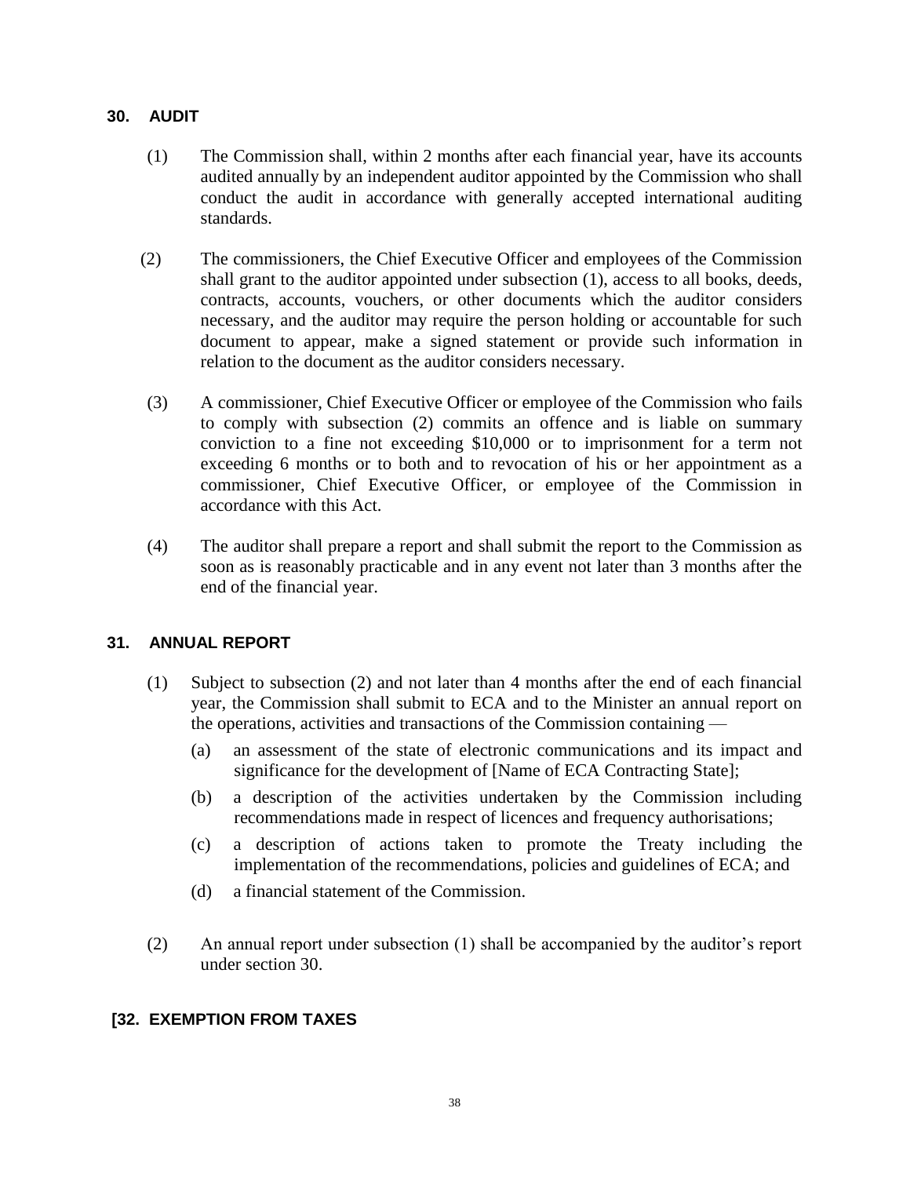### 30. AUDIT

(1) The Commission shall, within 2 months after each financial year, have its accounts audited annually by an independent auditor appointed by the Commission who shall conduct the audit in accordance with generally accepted international auditing standards.

(2) The commissioners, the Chief Executive Officer and employees of the Commission shall grant to the auditor appointed under subsection (1), access to all books, deeds, contracts, accounts, vouchers, or other documents which the auditor considers necessary, and the auditor may require the person holding or accountable for such document to appear, make a signed statement or provide such information in relation to the document as the auditor considers necessary.

(3) A commissioner, Chief Executive Officer or employee of the Commission who fails to comply with subsection (2) commits an offence and is liable on summary conviction to a fine not exceeding $10,000 or to imprisonment for a term not exceeding 6 months or to both and to revocation of his or her appointment as a commissioner, Chief Executive Officer, or employee of the Commission in accordance with this Act.

(4) The auditor shall prepare a report and shall submit the report to the Commission as soon as is reasonably practicable and in any event not later than 3 months after the end of the financial year.

### 31. ANNUAL REPORT

(1) Subject to subsection (2) and not later than 4 months after the end of each financial year, the Commission shall submit to ECA and to the Minister an annual report on the operations, activities and transactions of the Commission containing —

- (a) an assessment of the state of electronic communications and its impact and significance for the development of [Name of ECA Contracting State];
- (b) a description of the activities undertaken by the Commission including recommendations made in respect of licences and frequency authorisations;
- (c) a description of actions taken to promote the Treaty including the implementation of the recommendations, policies and guidelines of ECA; and
- (d) a financial statement of the Commission.

(2) An annual report under subsection (1) shall be accompanied by the auditor's report under section 30.

### [32. EXEMPTION FROM TAXES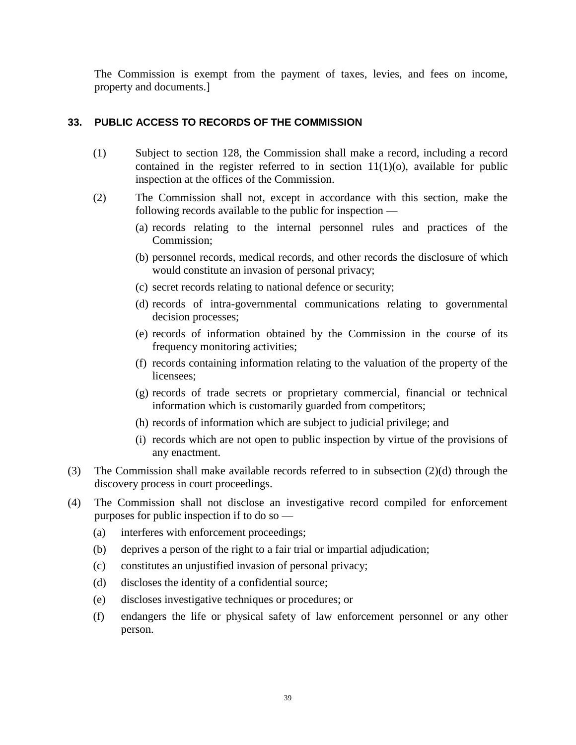The Commission is exempt from the payment of taxes, levies, and fees on income, property and documents.]

### 33. PUBLIC ACCESS TO RECORDS OF THE COMMISSION

(1) Subject to section 128, the Commission shall make a record, including a record contained in the register referred to in section 11(1)(o), available for public inspection at the offices of the Commission.

(2) The Commission shall not, except in accordance with this section, make the following records available to the public for inspection —

(a) records relating to the internal personnel rules and practices of the Commission;

(b) personnel records, medical records, and other records the disclosure of which would constitute an invasion of personal privacy;

(c) secret records relating to national defence or security;

(d) records of intra-governmental communications relating to governmental decision processes;

(e) records of information obtained by the Commission in the course of its frequency monitoring activities;

(f) records containing information relating to the valuation of the property of the licensees;

(g) records of trade secrets or proprietary commercial, financial or technical information which is customarily guarded from competitors;

(h) records of information which are subject to judicial privilege; and

(i) records which are not open to public inspection by virtue of the provisions of any enactment.

(3) The Commission shall make available records referred to in subsection (2)(d) through the discovery process in court proceedings.

(4) The Commission shall not disclose an investigative record compiled for enforcement purposes for public inspection if to do so —

(a) interferes with enforcement proceedings;

(b) deprives a person of the right to a fair trial or impartial adjudication;

(c) constitutes an unjustified invasion of personal privacy;

(d) discloses the identity of a confidential source;

(e) discloses investigative techniques or procedures; or

(f) endangers the life or physical safety of law enforcement personnel or any other person.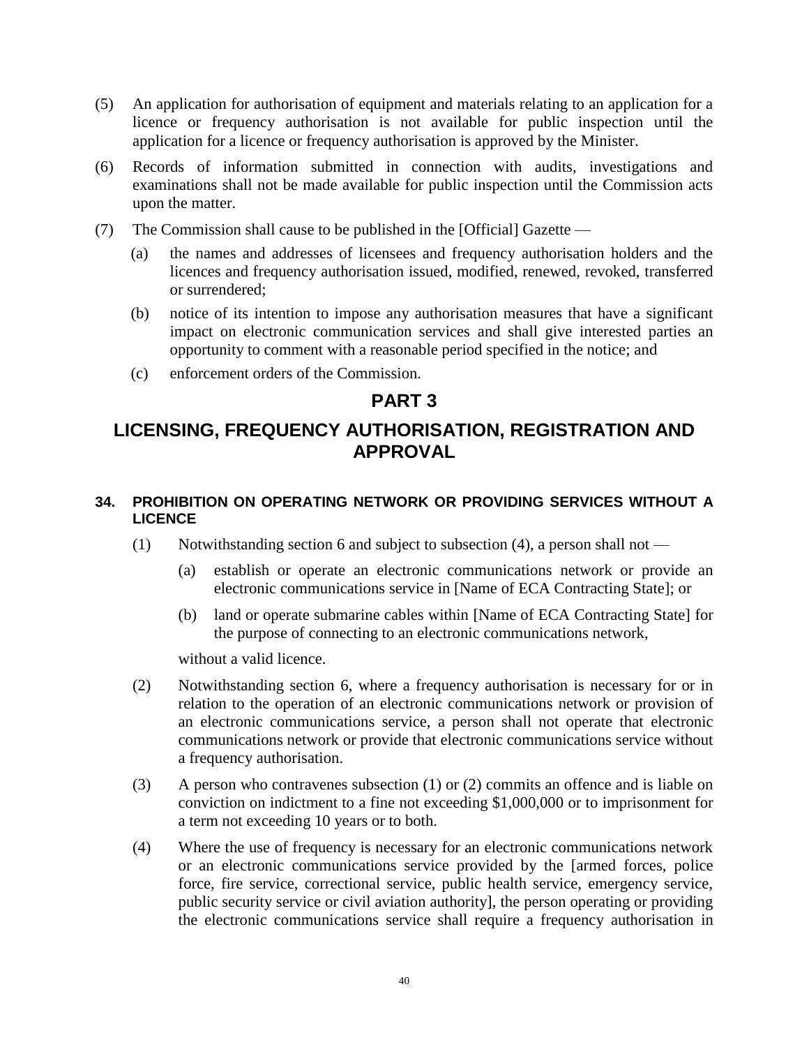(5) An application for authorisation of equipment and materials relating to an application for a licence or frequency authorisation is not available for public inspection until the application for a licence or frequency authorisation is approved by the Minister.

(6) Records of information submitted in connection with audits, investigations and examinations shall not be made available for public inspection until the Commission acts upon the matter.

(7) The Commission shall cause to be published in the [Official] Gazette —

  (a) the names and addresses of licensees and frequency authorisation holders and the licences and frequency authorisation issued, modified, renewed, revoked, transferred or surrendered;

  (b) notice of its intention to impose any authorisation measures that have a significant impact on electronic communication services and shall give interested parties an opportunity to comment with a reasonable period specified in the notice; and

  (c) enforcement orders of the Commission.

# PART 3

# LICENSING, FREQUENCY AUTHORISATION, REGISTRATION AND APPROVAL

### 34. PROHIBITION ON OPERATING NETWORK OR PROVIDING SERVICES WITHOUT A LICENCE

(1) Notwithstanding section 6 and subject to subsection (4), a person shall not —

  (a) establish or operate an electronic communications network or provide an electronic communications service in [Name of ECA Contracting State]; or

  (b) land or operate submarine cables within [Name of ECA Contracting State] for the purpose of connecting to an electronic communications network,

  without a valid licence.

(2) Notwithstanding section 6, where a frequency authorisation is necessary for or in relation to the operation of an electronic communications network or provision of an electronic communications service, a person shall not operate that electronic communications network or provide that electronic communications service without a frequency authorisation.

(3) A person who contravenes subsection (1) or (2) commits an offence and is liable on conviction on indictment to a fine not exceeding $1,000,000 or to imprisonment for a term not exceeding 10 years or to both.

(4) Where the use of frequency is necessary for an electronic communications network or an electronic communications service provided by the [armed forces, police force, fire service, correctional service, public health service, emergency service, public security service or civil aviation authority], the person operating or providing the electronic communications service shall require a frequency authorisation in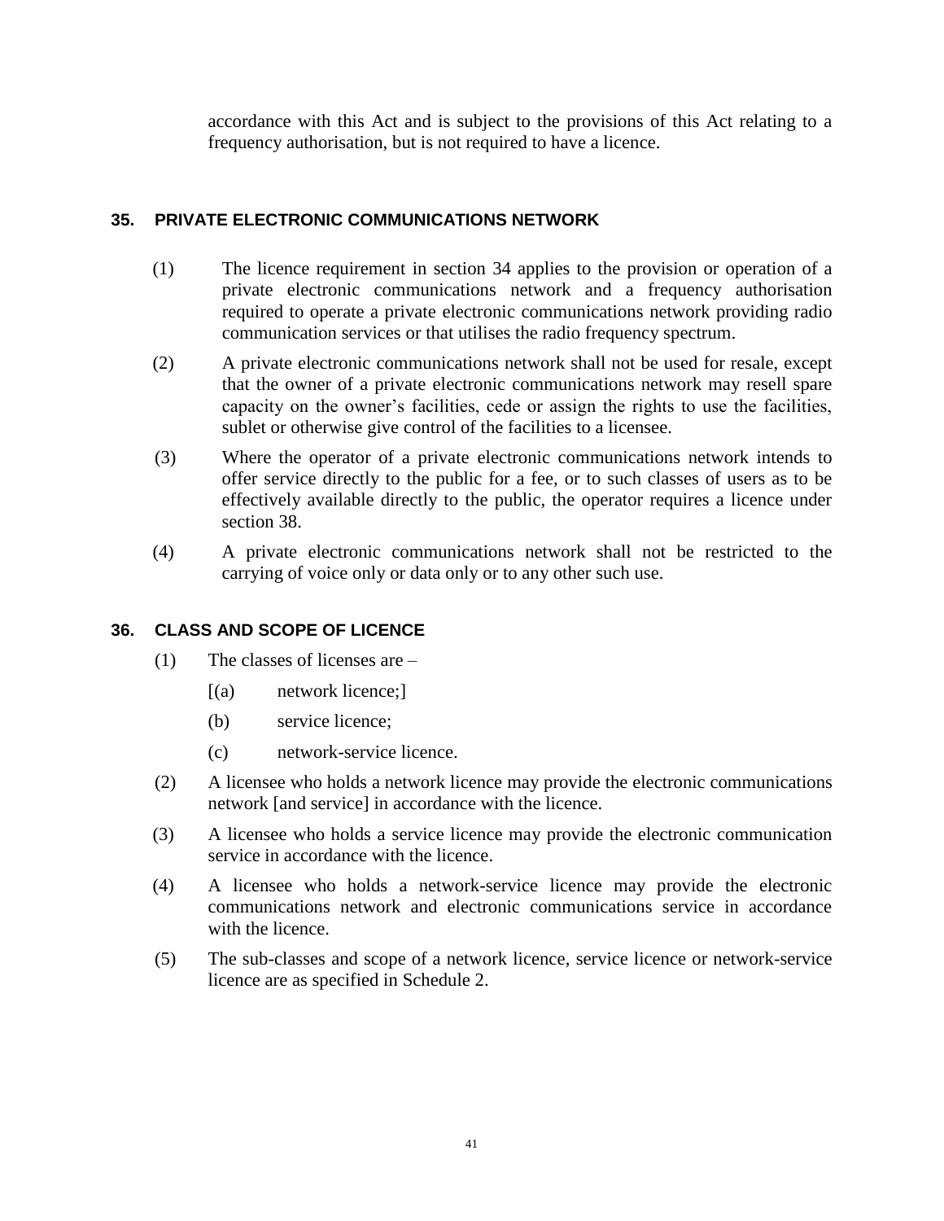accordance with this Act and is subject to the provisions of this Act relating to a frequency authorisation, but is not required to have a licence.

## 35. PRIVATE ELECTRONIC COMMUNICATIONS NETWORK

(1) The licence requirement in section 34 applies to the provision or operation of a private electronic communications network and a frequency authorisation required to operate a private electronic communications network providing radio communication services or that utilises the radio frequency spectrum.

(2) A private electronic communications network shall not be used for resale, except that the owner of a private electronic communications network may resell spare capacity on the owner's facilities, cede or assign the rights to use the facilities, sublet or otherwise give control of the facilities to a licensee.

(3) Where the operator of a private electronic communications network intends to offer service directly to the public for a fee, or to such classes of users as to be effectively available directly to the public, the operator requires a licence under section 38.

(4) A private electronic communications network shall not be restricted to the carrying of voice only or data only or to any other such use.

## 36. CLASS AND SCOPE OF LICENCE

(1) The classes of licenses are –

[(a) network licence;]

(b) service licence;

(c) network-service licence.

(2) A licensee who holds a network licence may provide the electronic communications network [and service] in accordance with the licence.

(3) A licensee who holds a service licence may provide the electronic communication service in accordance with the licence.

(4) A licensee who holds a network-service licence may provide the electronic communications network and electronic communications service in accordance with the licence.

(5) The sub-classes and scope of a network licence, service licence or network-service licence are as specified in Schedule 2.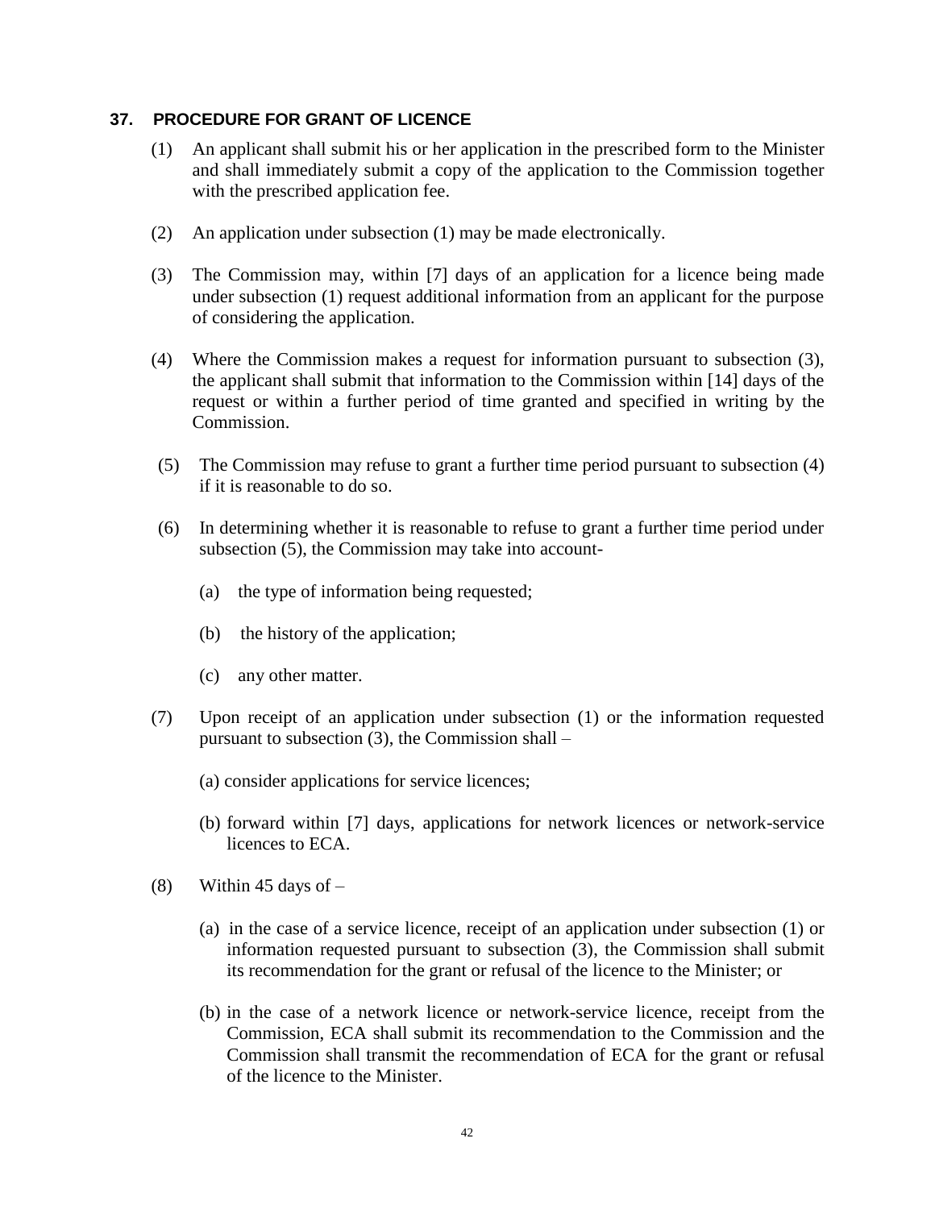### 37. PROCEDURE FOR GRANT OF LICENCE

(1) An applicant shall submit his or her application in the prescribed form to the Minister and shall immediately submit a copy of the application to the Commission together with the prescribed application fee.

(2) An application under subsection (1) may be made electronically.

(3) The Commission may, within [7] days of an application for a licence being made under subsection (1) request additional information from an applicant for the purpose of considering the application.

(4) Where the Commission makes a request for information pursuant to subsection (3), the applicant shall submit that information to the Commission within [14] days of the request or within a further period of time granted and specified in writing by the Commission.

(5) The Commission may refuse to grant a further time period pursuant to subsection (4) if it is reasonable to do so.

(6) In determining whether it is reasonable to refuse to grant a further time period under subsection (5), the Commission may take into account-

(a) the type of information being requested;

(b) the history of the application;

(c) any other matter.

(7) Upon receipt of an application under subsection (1) or the information requested pursuant to subsection (3), the Commission shall –

(a) consider applications for service licences;

(b) forward within [7] days, applications for network licences or network-service licences to ECA.

(8) Within 45 days of –

(a) in the case of a service licence, receipt of an application under subsection (1) or information requested pursuant to subsection (3), the Commission shall submit its recommendation for the grant or refusal of the licence to the Minister; or

(b) in the case of a network licence or network-service licence, receipt from the Commission, ECA shall submit its recommendation to the Commission and the Commission shall transmit the recommendation of ECA for the grant or refusal of the licence to the Minister.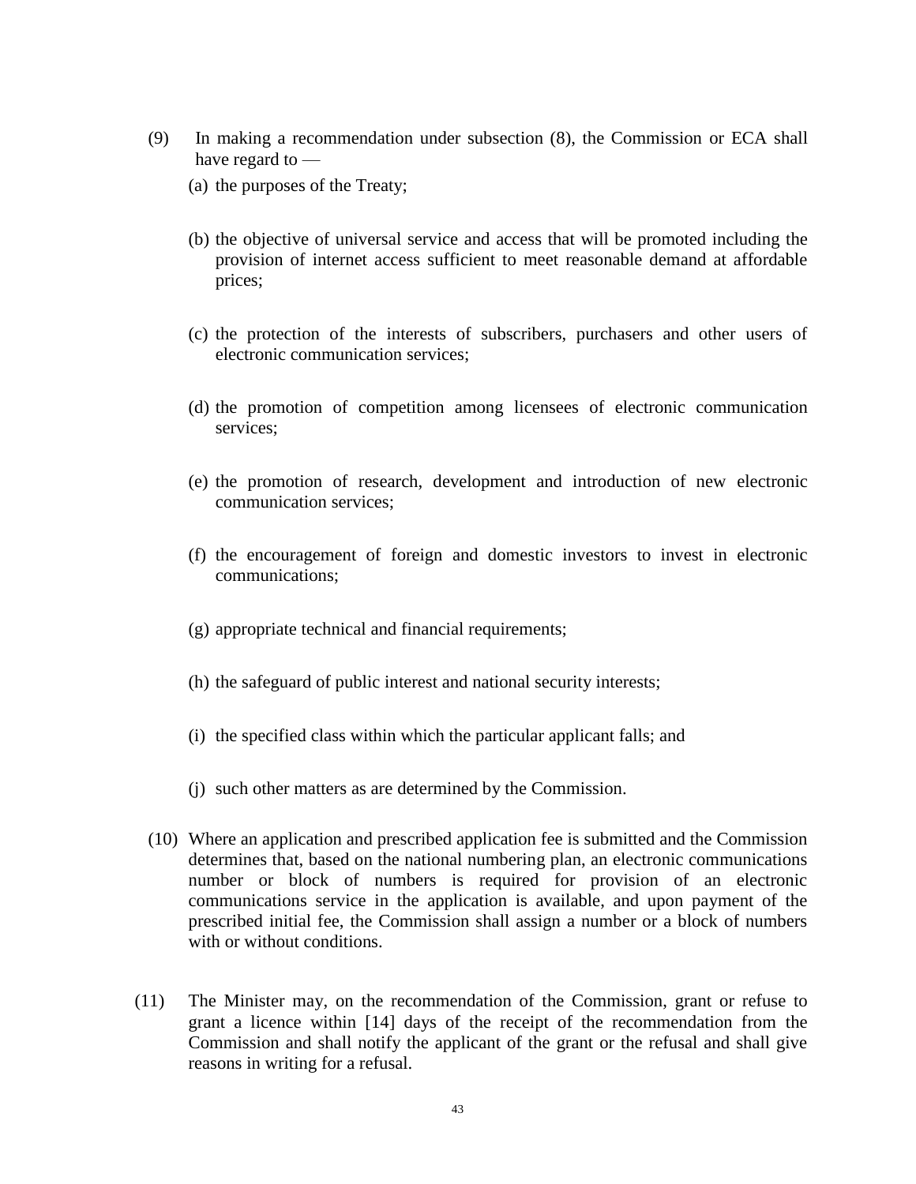(9) In making a recommendation under subsection (8), the Commission or ECA shall have regard to —

(a) the purposes of the Treaty;

(b) the objective of universal service and access that will be promoted including the provision of internet access sufficient to meet reasonable demand at affordable prices;

(c) the protection of the interests of subscribers, purchasers and other users of electronic communication services;

(d) the promotion of competition among licensees of electronic communication services;

(e) the promotion of research, development and introduction of new electronic communication services;

(f) the encouragement of foreign and domestic investors to invest in electronic communications;

(g) appropriate technical and financial requirements;

(h) the safeguard of public interest and national security interests;

(i) the specified class within which the particular applicant falls; and

(j) such other matters as are determined by the Commission.

(10) Where an application and prescribed application fee is submitted and the Commission determines that, based on the national numbering plan, an electronic communications number or block of numbers is required for provision of an electronic communications service in the application is available, and upon payment of the prescribed initial fee, the Commission shall assign a number or a block of numbers with or without conditions.

(11) The Minister may, on the recommendation of the Commission, grant or refuse to grant a licence within [14] days of the receipt of the recommendation from the Commission and shall notify the applicant of the grant or the refusal and shall give reasons in writing for a refusal.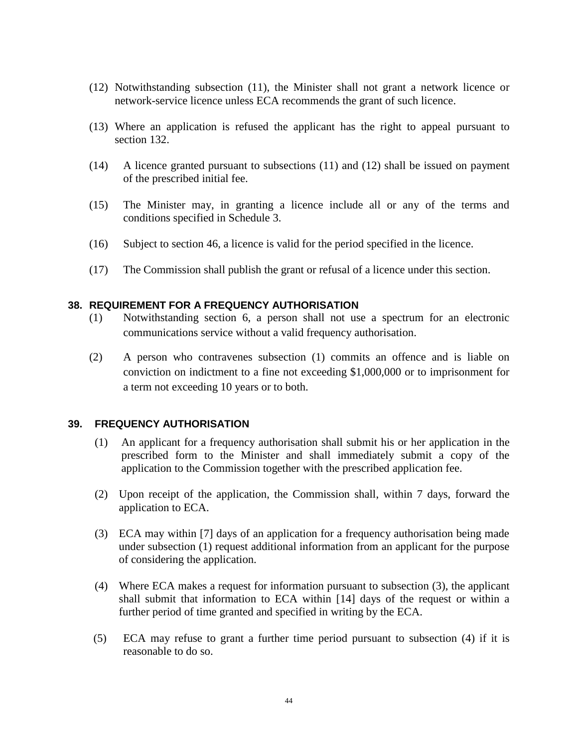(12) Notwithstanding subsection (11), the Minister shall not grant a network licence or network-service licence unless ECA recommends the grant of such licence.

(13) Where an application is refused the applicant has the right to appeal pursuant to section 132.

(14) A licence granted pursuant to subsections (11) and (12) shall be issued on payment of the prescribed initial fee.

(15) The Minister may, in granting a licence include all or any of the terms and conditions specified in Schedule 3.

(16) Subject to section 46, a licence is valid for the period specified in the licence.

(17) The Commission shall publish the grant or refusal of a licence under this section.

### 38. REQUIREMENT FOR A FREQUENCY AUTHORISATION

(1) Notwithstanding section 6, a person shall not use a spectrum for an electronic communications service without a valid frequency authorisation.

(2) A person who contravenes subsection (1) commits an offence and is liable on conviction on indictment to a fine not exceeding $1,000,000 or to imprisonment for a term not exceeding 10 years or to both.

### 39. FREQUENCY AUTHORISATION

(1) An applicant for a frequency authorisation shall submit his or her application in the prescribed form to the Minister and shall immediately submit a copy of the application to the Commission together with the prescribed application fee.

(2) Upon receipt of the application, the Commission shall, within 7 days, forward the application to ECA.

(3) ECA may within [7] days of an application for a frequency authorisation being made under subsection (1) request additional information from an applicant for the purpose of considering the application.

(4) Where ECA makes a request for information pursuant to subsection (3), the applicant shall submit that information to ECA within [14] days of the request or within a further period of time granted and specified in writing by the ECA.

(5) ECA may refuse to grant a further time period pursuant to subsection (4) if it is reasonable to do so.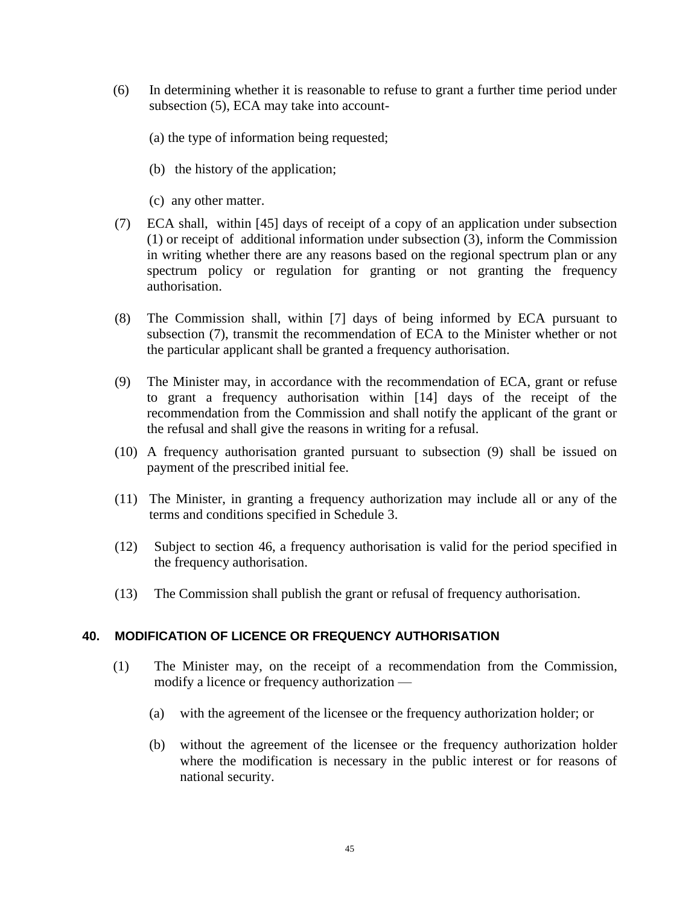(6) In determining whether it is reasonable to refuse to grant a further time period under subsection (5), ECA may take into account-

(a) the type of information being requested;

(b) the history of the application;

(c) any other matter.

(7) ECA shall, within [45] days of receipt of a copy of an application under subsection (1) or receipt of additional information under subsection (3), inform the Commission in writing whether there are any reasons based on the regional spectrum plan or any spectrum policy or regulation for granting or not granting the frequency authorisation.

(8) The Commission shall, within [7] days of being informed by ECA pursuant to subsection (7), transmit the recommendation of ECA to the Minister whether or not the particular applicant shall be granted a frequency authorisation.

(9) The Minister may, in accordance with the recommendation of ECA, grant or refuse to grant a frequency authorisation within [14] days of the receipt of the recommendation from the Commission and shall notify the applicant of the grant or the refusal and shall give the reasons in writing for a refusal.

(10) A frequency authorisation granted pursuant to subsection (9) shall be issued on payment of the prescribed initial fee.

(11) The Minister, in granting a frequency authorization may include all or any of the terms and conditions specified in Schedule 3.

(12) Subject to section 46, a frequency authorisation is valid for the period specified in the frequency authorisation.

(13) The Commission shall publish the grant or refusal of frequency authorisation.

### 40. MODIFICATION OF LICENCE OR FREQUENCY AUTHORISATION

(1) The Minister may, on the receipt of a recommendation from the Commission, modify a licence or frequency authorization —

(a) with the agreement of the licensee or the frequency authorization holder; or

(b) without the agreement of the licensee or the frequency authorization holder where the modification is necessary in the public interest or for reasons of national security.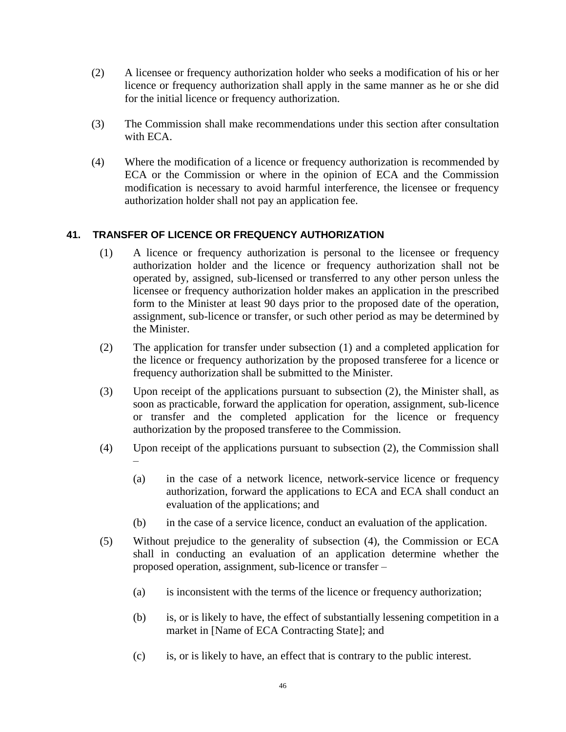(2) A licensee or frequency authorization holder who seeks a modification of his or her licence or frequency authorization shall apply in the same manner as he or she did for the initial licence or frequency authorization.

(3) The Commission shall make recommendations under this section after consultation with ECA.

(4) Where the modification of a licence or frequency authorization is recommended by ECA or the Commission or where in the opinion of ECA and the Commission modification is necessary to avoid harmful interference, the licensee or frequency authorization holder shall not pay an application fee.

### 41. TRANSFER OF LICENCE OR FREQUENCY AUTHORIZATION

(1) A licence or frequency authorization is personal to the licensee or frequency authorization holder and the licence or frequency authorization shall not be operated by, assigned, sub-licensed or transferred to any other person unless the licensee or frequency authorization holder makes an application in the prescribed form to the Minister at least 90 days prior to the proposed date of the operation, assignment, sub-licence or transfer, or such other period as may be determined by the Minister.

(2) The application for transfer under subsection (1) and a completed application for the licence or frequency authorization by the proposed transferee for a licence or frequency authorization shall be submitted to the Minister.

(3) Upon receipt of the applications pursuant to subsection (2), the Minister shall, as soon as practicable, forward the application for operation, assignment, sub-licence or transfer and the completed application for the licence or frequency authorization by the proposed transferee to the Commission.

(4) Upon receipt of the applications pursuant to subsection (2), the Commission shall –

(a) in the case of a network licence, network-service licence or frequency authorization, forward the applications to ECA and ECA shall conduct an evaluation of the applications; and

(b) in the case of a service licence, conduct an evaluation of the application.

(5) Without prejudice to the generality of subsection (4), the Commission or ECA shall in conducting an evaluation of an application determine whether the proposed operation, assignment, sub-licence or transfer –

(a) is inconsistent with the terms of the licence or frequency authorization;

(b) is, or is likely to have, the effect of substantially lessening competition in a market in [Name of ECA Contracting State]; and

(c) is, or is likely to have, an effect that is contrary to the public interest.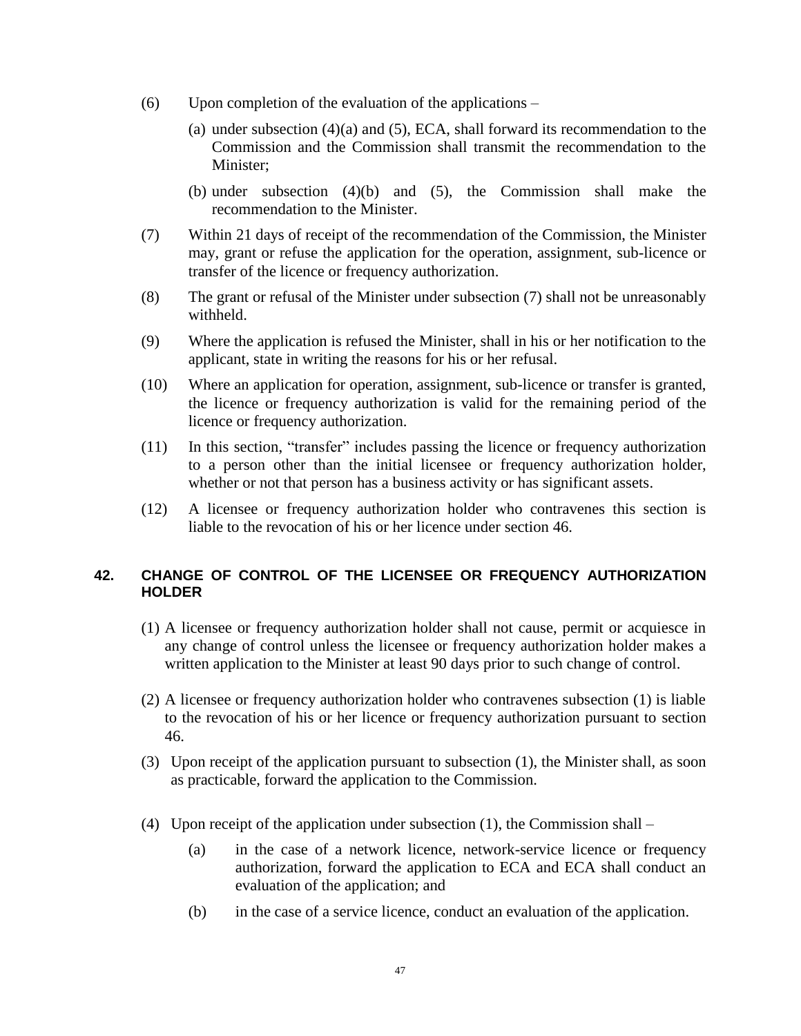(6) Upon completion of the evaluation of the applications –

(a) under subsection (4)(a) and (5), ECA, shall forward its recommendation to the Commission and the Commission shall transmit the recommendation to the Minister;

(b) under subsection (4)(b) and (5), the Commission shall make the recommendation to the Minister.

(7) Within 21 days of receipt of the recommendation of the Commission, the Minister may, grant or refuse the application for the operation, assignment, sub-licence or transfer of the licence or frequency authorization.

(8) The grant or refusal of the Minister under subsection (7) shall not be unreasonably withheld.

(9) Where the application is refused the Minister, shall in his or her notification to the applicant, state in writing the reasons for his or her refusal.

(10) Where an application for operation, assignment, sub-licence or transfer is granted, the licence or frequency authorization is valid for the remaining period of the licence or frequency authorization.

(11) In this section, "transfer" includes passing the licence or frequency authorization to a person other than the initial licensee or frequency authorization holder, whether or not that person has a business activity or has significant assets.

(12) A licensee or frequency authorization holder who contravenes this section is liable to the revocation of his or her licence under section 46.

## 42. CHANGE OF CONTROL OF THE LICENSEE OR FREQUENCY AUTHORIZATION HOLDER

(1) A licensee or frequency authorization holder shall not cause, permit or acquiesce in any change of control unless the licensee or frequency authorization holder makes a written application to the Minister at least 90 days prior to such change of control.

(2) A licensee or frequency authorization holder who contravenes subsection (1) is liable to the revocation of his or her licence or frequency authorization pursuant to section 46.

(3) Upon receipt of the application pursuant to subsection (1), the Minister shall, as soon as practicable, forward the application to the Commission.

(4) Upon receipt of the application under subsection (1), the Commission shall –

(a) in the case of a network licence, network-service licence or frequency authorization, forward the application to ECA and ECA shall conduct an evaluation of the application; and

(b) in the case of a service licence, conduct an evaluation of the application.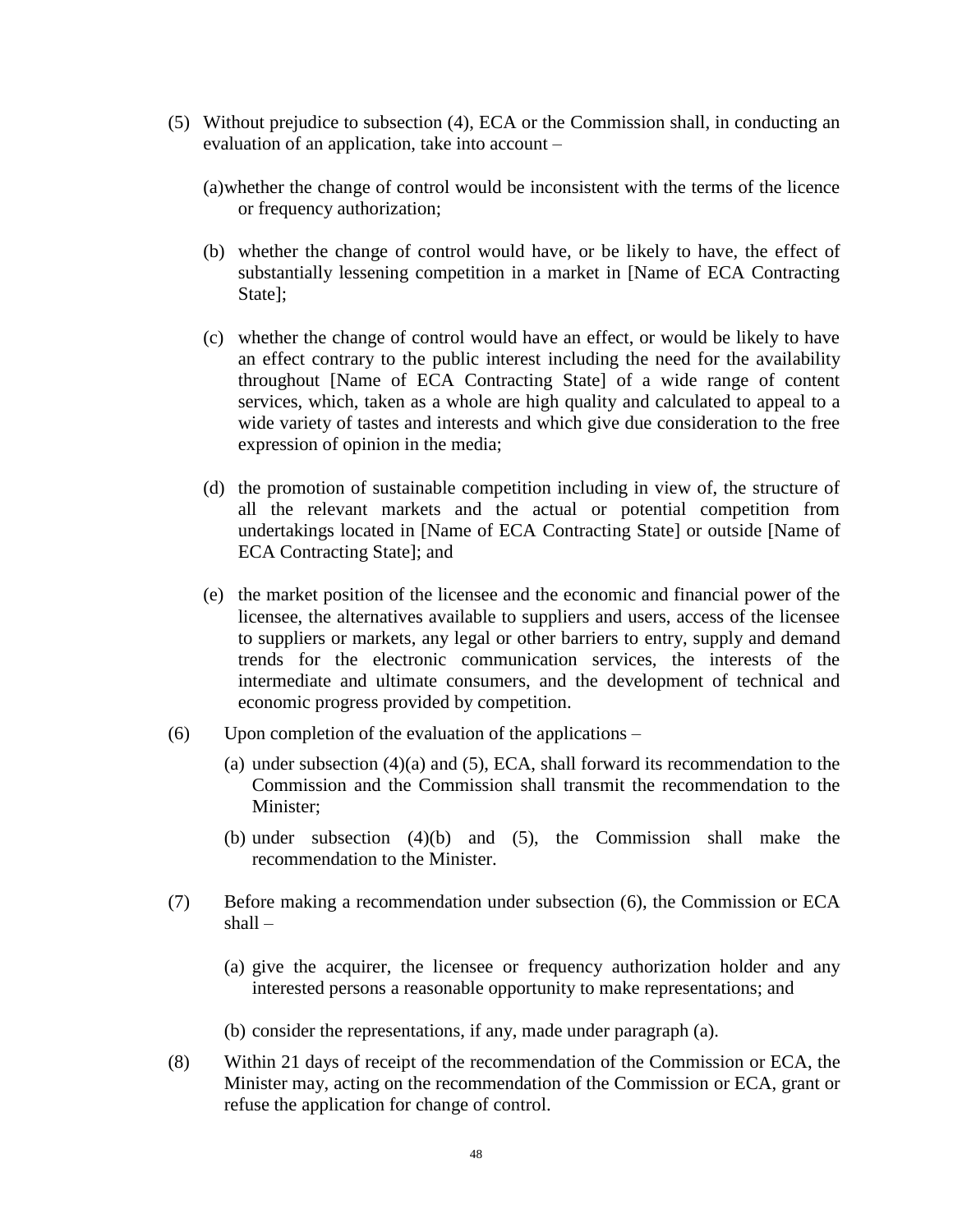(5) Without prejudice to subsection (4), ECA or the Commission shall, in conducting an evaluation of an application, take into account –

   (a) whether the change of control would be inconsistent with the terms of the licence or frequency authorization;

   (b) whether the change of control would have, or be likely to have, the effect of substantially lessening competition in a market in [Name of ECA Contracting State];

   (c) whether the change of control would have an effect, or would be likely to have an effect contrary to the public interest including the need for the availability throughout [Name of ECA Contracting State] of a wide range of content services, which, taken as a whole are high quality and calculated to appeal to a wide variety of tastes and interests and which give due consideration to the free expression of opinion in the media;

   (d) the promotion of sustainable competition including in view of, the structure of all the relevant markets and the actual or potential competition from undertakings located in [Name of ECA Contracting State] or outside [Name of ECA Contracting State]; and

   (e) the market position of the licensee and the economic and financial power of the licensee, the alternatives available to suppliers and users, access of the licensee to suppliers or markets, any legal or other barriers to entry, supply and demand trends for the electronic communication services, the interests of the intermediate and ultimate consumers, and the development of technical and economic progress provided by competition.

(6) Upon completion of the evaluation of the applications –

   (a) under subsection (4)(a) and (5), ECA, shall forward its recommendation to the Commission and the Commission shall transmit the recommendation to the Minister;

   (b) under subsection (4)(b) and (5), the Commission shall make the recommendation to the Minister.

(7) Before making a recommendation under subsection (6), the Commission or ECA shall –

   (a) give the acquirer, the licensee or frequency authorization holder and any interested persons a reasonable opportunity to make representations; and

   (b) consider the representations, if any, made under paragraph (a).

(8) Within 21 days of receipt of the recommendation of the Commission or ECA, the Minister may, acting on the recommendation of the Commission or ECA, grant or refuse the application for change of control.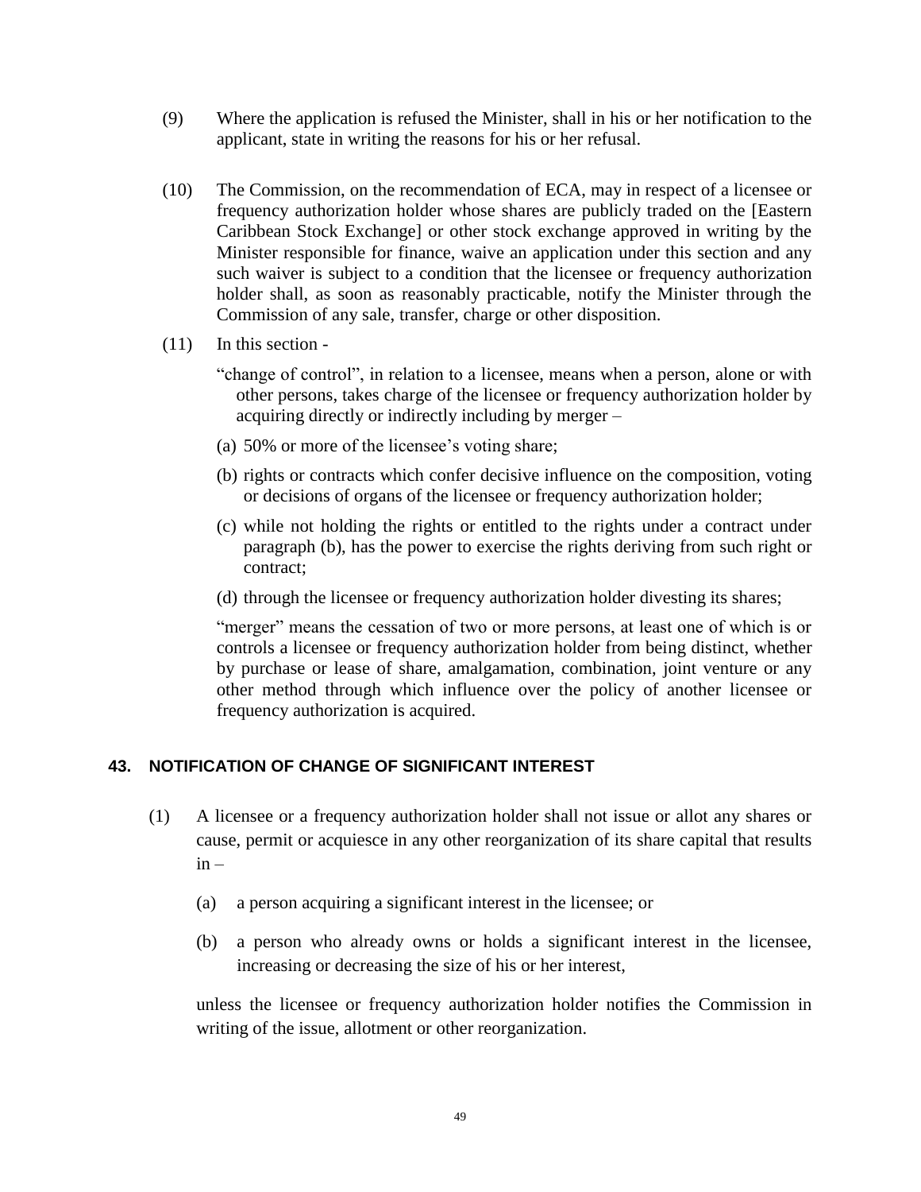(9) Where the application is refused the Minister, shall in his or her notification to the applicant, state in writing the reasons for his or her refusal.

(10) The Commission, on the recommendation of ECA, may in respect of a licensee or frequency authorization holder whose shares are publicly traded on the [Eastern Caribbean Stock Exchange] or other stock exchange approved in writing by the Minister responsible for finance, waive an application under this section and any such waiver is subject to a condition that the licensee or frequency authorization holder shall, as soon as reasonably practicable, notify the Minister through the Commission of any sale, transfer, charge or other disposition.

(11) In this section -

"change of control", in relation to a licensee, means when a person, alone or with other persons, takes charge of the licensee or frequency authorization holder by acquiring directly or indirectly including by merger –

(a) 50% or more of the licensee's voting share;

(b) rights or contracts which confer decisive influence on the composition, voting or decisions of organs of the licensee or frequency authorization holder;

(c) while not holding the rights or entitled to the rights under a contract under paragraph (b), has the power to exercise the rights deriving from such right or contract;

(d) through the licensee or frequency authorization holder divesting its shares;

"merger" means the cessation of two or more persons, at least one of which is or controls a licensee or frequency authorization holder from being distinct, whether by purchase or lease of share, amalgamation, combination, joint venture or any other method through which influence over the policy of another licensee or frequency authorization is acquired.

## 43. NOTIFICATION OF CHANGE OF SIGNIFICANT INTEREST

(1) A licensee or a frequency authorization holder shall not issue or allot any shares or cause, permit or acquiesce in any other reorganization of its share capital that results in –

(a) a person acquiring a significant interest in the licensee; or

(b) a person who already owns or holds a significant interest in the licensee, increasing or decreasing the size of his or her interest,

unless the licensee or frequency authorization holder notifies the Commission in writing of the issue, allotment or other reorganization.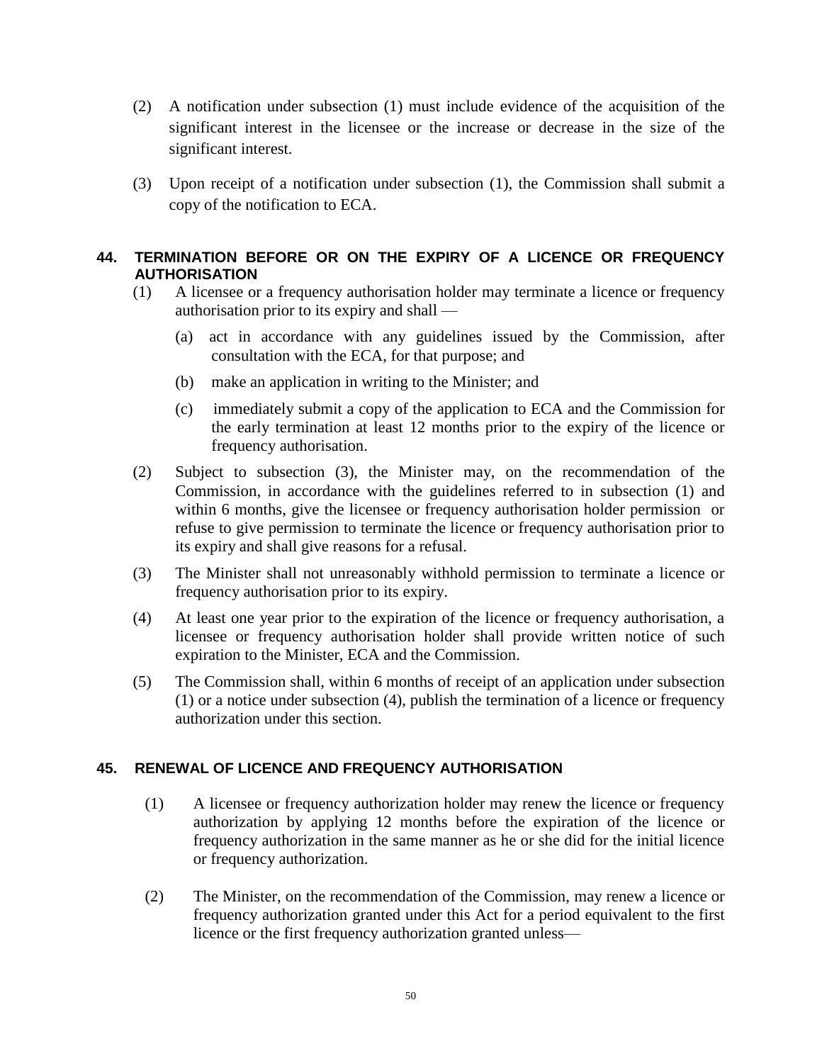(2) A notification under subsection (1) must include evidence of the acquisition of the significant interest in the licensee or the increase or decrease in the size of the significant interest.

(3) Upon receipt of a notification under subsection (1), the Commission shall submit a copy of the notification to ECA.

## 44. TERMINATION BEFORE OR ON THE EXPIRY OF A LICENCE OR FREQUENCY AUTHORISATION

(1) A licensee or a frequency authorisation holder may terminate a licence or frequency authorisation prior to its expiry and shall —

(a) act in accordance with any guidelines issued by the Commission, after consultation with the ECA, for that purpose; and

(b) make an application in writing to the Minister; and

(c) immediately submit a copy of the application to ECA and the Commission for the early termination at least 12 months prior to the expiry of the licence or frequency authorisation.

(2) Subject to subsection (3), the Minister may, on the recommendation of the Commission, in accordance with the guidelines referred to in subsection (1) and within 6 months, give the licensee or frequency authorisation holder permission or refuse to give permission to terminate the licence or frequency authorisation prior to its expiry and shall give reasons for a refusal.

(3) The Minister shall not unreasonably withhold permission to terminate a licence or frequency authorisation prior to its expiry.

(4) At least one year prior to the expiration of the licence or frequency authorisation, a licensee or frequency authorisation holder shall provide written notice of such expiration to the Minister, ECA and the Commission.

(5) The Commission shall, within 6 months of receipt of an application under subsection (1) or a notice under subsection (4), publish the termination of a licence or frequency authorization under this section.

## 45. RENEWAL OF LICENCE AND FREQUENCY AUTHORISATION

(1) A licensee or frequency authorization holder may renew the licence or frequency authorization by applying 12 months before the expiration of the licence or frequency authorization in the same manner as he or she did for the initial licence or frequency authorization.

(2) The Minister, on the recommendation of the Commission, may renew a licence or frequency authorization granted under this Act for a period equivalent to the first licence or the first frequency authorization granted unless—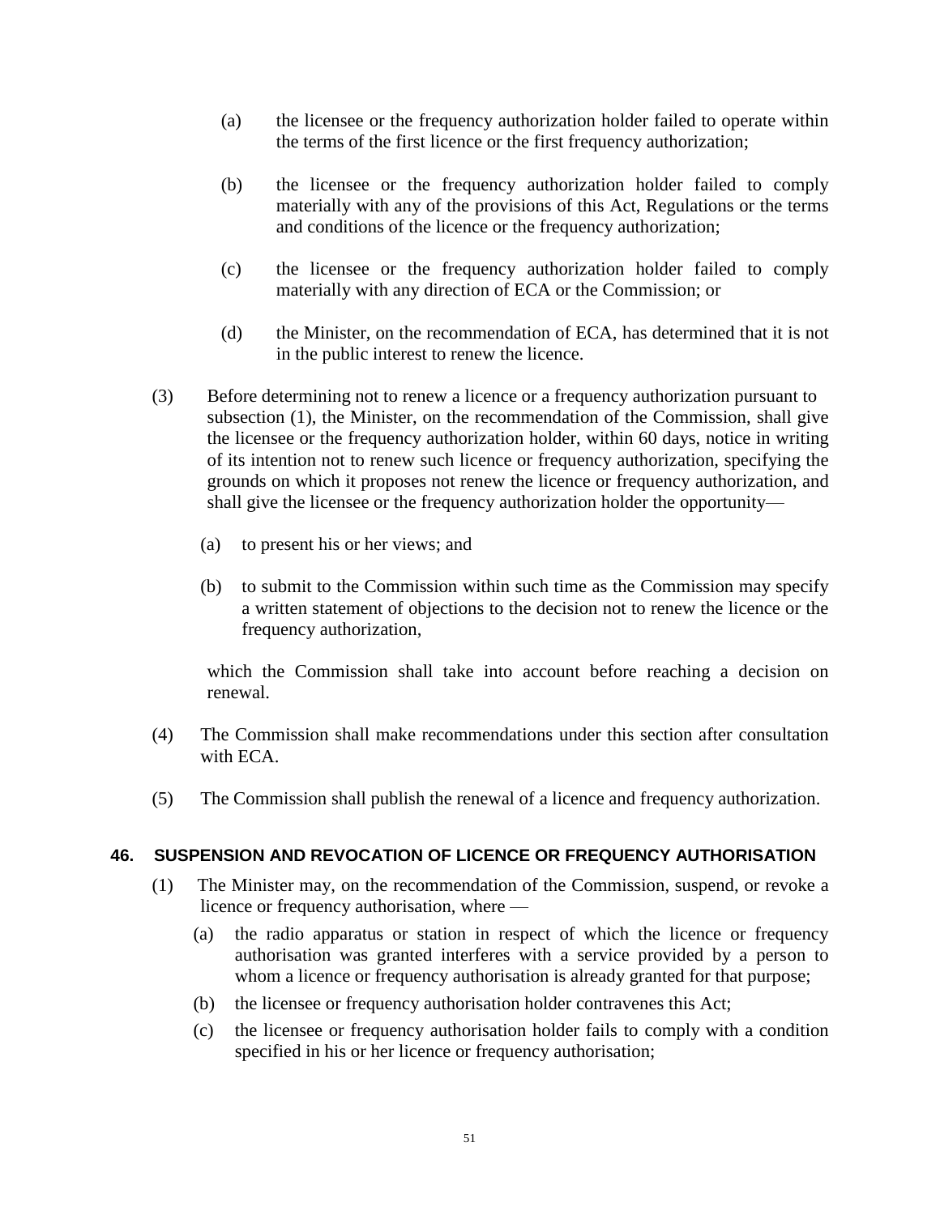(a) the licensee or the frequency authorization holder failed to operate within the terms of the first licence or the first frequency authorization;

(b) the licensee or the frequency authorization holder failed to comply materially with any of the provisions of this Act, Regulations or the terms and conditions of the licence or the frequency authorization;

(c) the licensee or the frequency authorization holder failed to comply materially with any direction of ECA or the Commission; or

(d) the Minister, on the recommendation of ECA, has determined that it is not in the public interest to renew the licence.

(3) Before determining not to renew a licence or a frequency authorization pursuant to subsection (1), the Minister, on the recommendation of the Commission, shall give the licensee or the frequency authorization holder, within 60 days, notice in writing of its intention not to renew such licence or frequency authorization, specifying the grounds on which it proposes not renew the licence or frequency authorization, and shall give the licensee or the frequency authorization holder the opportunity—

(a) to present his or her views; and

(b) to submit to the Commission within such time as the Commission may specify a written statement of objections to the decision not to renew the licence or the frequency authorization,

which the Commission shall take into account before reaching a decision on renewal.

(4) The Commission shall make recommendations under this section after consultation with ECA.

(5) The Commission shall publish the renewal of a licence and frequency authorization.

## 46. SUSPENSION AND REVOCATION OF LICENCE OR FREQUENCY AUTHORISATION

(1) The Minister may, on the recommendation of the Commission, suspend, or revoke a licence or frequency authorisation, where —

(a) the radio apparatus or station in respect of which the licence or frequency authorisation was granted interferes with a service provided by a person to whom a licence or frequency authorisation is already granted for that purpose;

(b) the licensee or frequency authorisation holder contravenes this Act;

(c) the licensee or frequency authorisation holder fails to comply with a condition specified in his or her licence or frequency authorisation;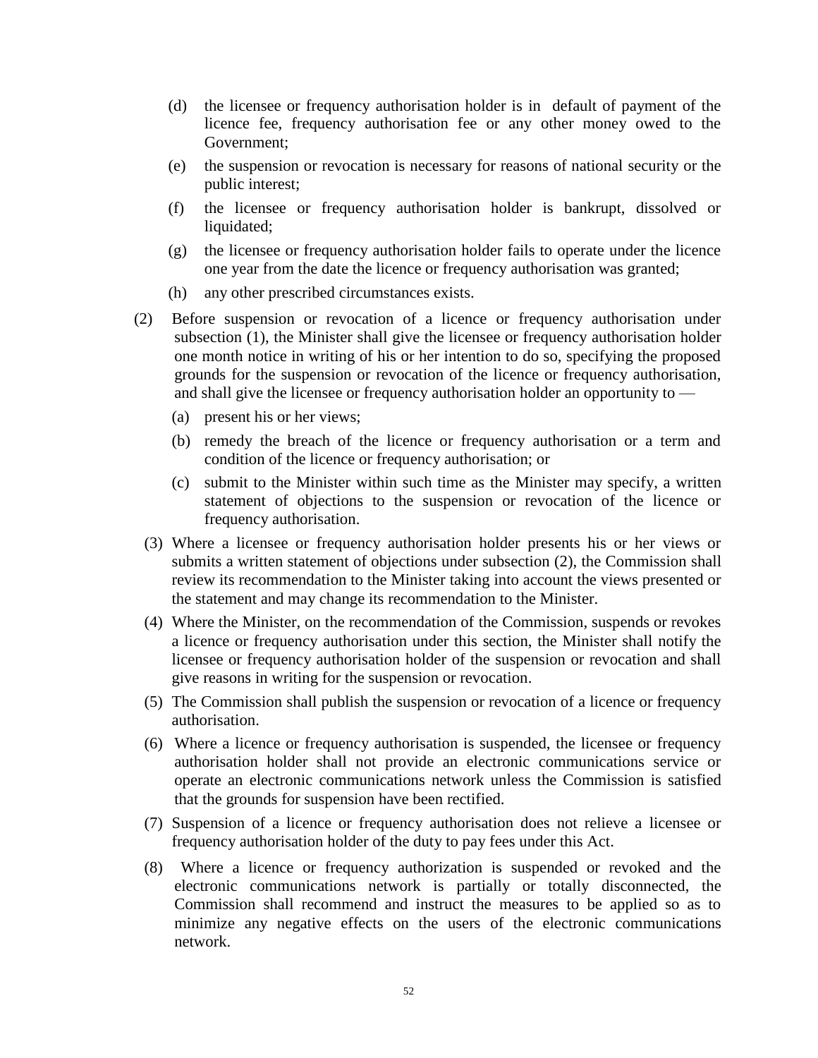(d) the licensee or frequency authorisation holder is in default of payment of the licence fee, frequency authorisation fee or any other money owed to the Government;

(e) the suspension or revocation is necessary for reasons of national security or the public interest;

(f) the licensee or frequency authorisation holder is bankrupt, dissolved or liquidated;

(g) the licensee or frequency authorisation holder fails to operate under the licence one year from the date the licence or frequency authorisation was granted;

(h) any other prescribed circumstances exists.

(2) Before suspension or revocation of a licence or frequency authorisation under subsection (1), the Minister shall give the licensee or frequency authorisation holder one month notice in writing of his or her intention to do so, specifying the proposed grounds for the suspension or revocation of the licence or frequency authorisation, and shall give the licensee or frequency authorisation holder an opportunity to —

(a) present his or her views;

(b) remedy the breach of the licence or frequency authorisation or a term and condition of the licence or frequency authorisation; or

(c) submit to the Minister within such time as the Minister may specify, a written statement of objections to the suspension or revocation of the licence or frequency authorisation.

(3) Where a licensee or frequency authorisation holder presents his or her views or submits a written statement of objections under subsection (2), the Commission shall review its recommendation to the Minister taking into account the views presented or the statement and may change its recommendation to the Minister.

(4) Where the Minister, on the recommendation of the Commission, suspends or revokes a licence or frequency authorisation under this section, the Minister shall notify the licensee or frequency authorisation holder of the suspension or revocation and shall give reasons in writing for the suspension or revocation.

(5) The Commission shall publish the suspension or revocation of a licence or frequency authorisation.

(6) Where a licence or frequency authorisation is suspended, the licensee or frequency authorisation holder shall not provide an electronic communications service or operate an electronic communications network unless the Commission is satisfied that the grounds for suspension have been rectified.

(7) Suspension of a licence or frequency authorisation does not relieve a licensee or frequency authorisation holder of the duty to pay fees under this Act.

(8) Where a licence or frequency authorization is suspended or revoked and the electronic communications network is partially or totally disconnected, the Commission shall recommend and instruct the measures to be applied so as to minimize any negative effects on the users of the electronic communications network.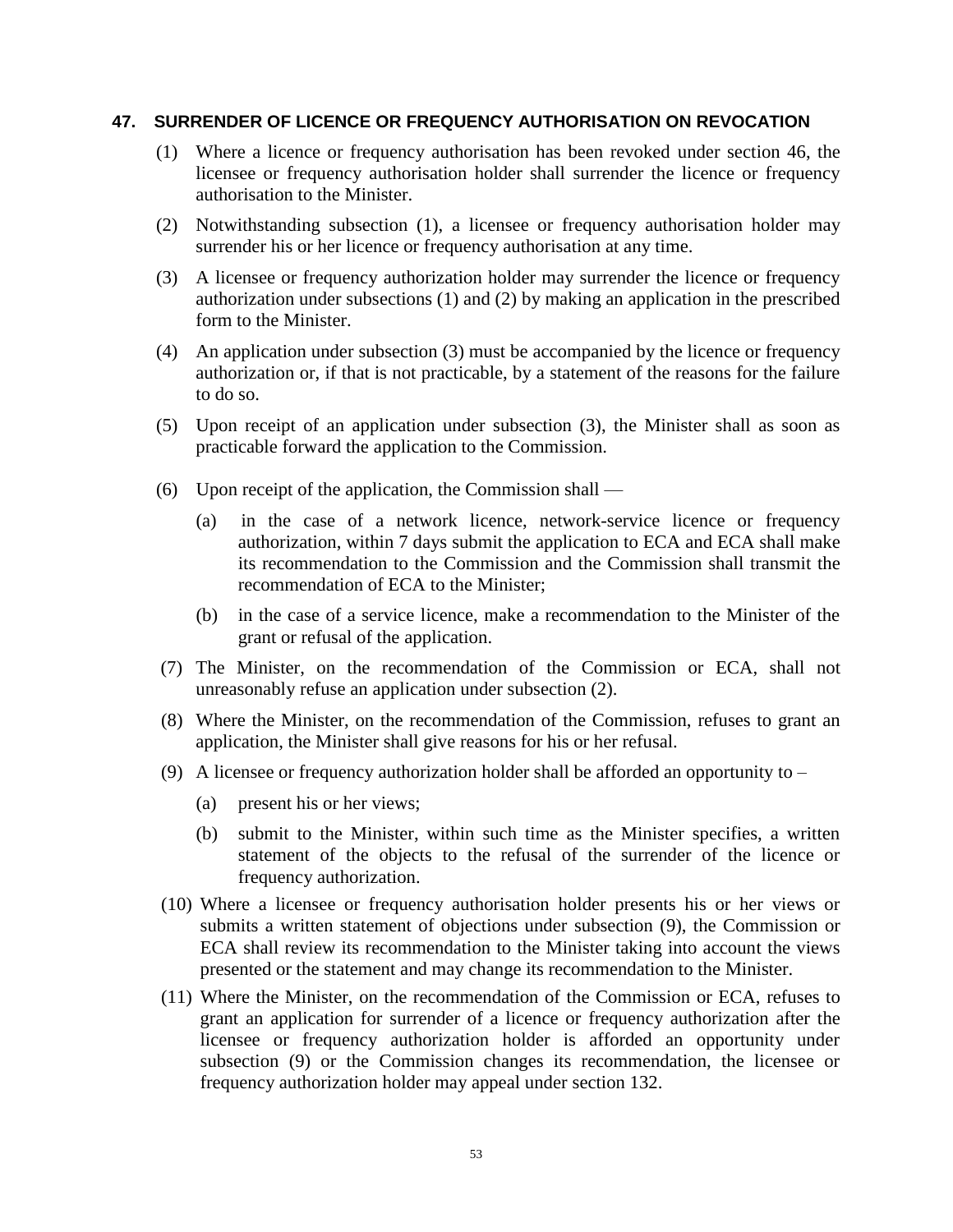## 47. SURRENDER OF LICENCE OR FREQUENCY AUTHORISATION ON REVOCATION

(1) Where a licence or frequency authorisation has been revoked under section 46, the licensee or frequency authorisation holder shall surrender the licence or frequency authorisation to the Minister.

(2) Notwithstanding subsection (1), a licensee or frequency authorisation holder may surrender his or her licence or frequency authorisation at any time.

(3) A licensee or frequency authorization holder may surrender the licence or frequency authorization under subsections (1) and (2) by making an application in the prescribed form to the Minister.

(4) An application under subsection (3) must be accompanied by the licence or frequency authorization or, if that is not practicable, by a statement of the reasons for the failure to do so.

(5) Upon receipt of an application under subsection (3), the Minister shall as soon as practicable forward the application to the Commission.

(6) Upon receipt of the application, the Commission shall —

 (a) in the case of a network licence, network-service licence or frequency authorization, within 7 days submit the application to ECA and ECA shall make its recommendation to the Commission and the Commission shall transmit the recommendation of ECA to the Minister;

 (b) in the case of a service licence, make a recommendation to the Minister of the grant or refusal of the application.

(7) The Minister, on the recommendation of the Commission or ECA, shall not unreasonably refuse an application under subsection (2).

(8) Where the Minister, on the recommendation of the Commission, refuses to grant an application, the Minister shall give reasons for his or her refusal.

(9) A licensee or frequency authorization holder shall be afforded an opportunity to –

 (a) present his or her views;

 (b) submit to the Minister, within such time as the Minister specifies, a written statement of the objects to the refusal of the surrender of the licence or frequency authorization.

(10) Where a licensee or frequency authorisation holder presents his or her views or submits a written statement of objections under subsection (9), the Commission or ECA shall review its recommendation to the Minister taking into account the views presented or the statement and may change its recommendation to the Minister.

(11) Where the Minister, on the recommendation of the Commission or ECA, refuses to grant an application for surrender of a licence or frequency authorization after the licensee or frequency authorization holder is afforded an opportunity under subsection (9) or the Commission changes its recommendation, the licensee or frequency authorization holder may appeal under section 132.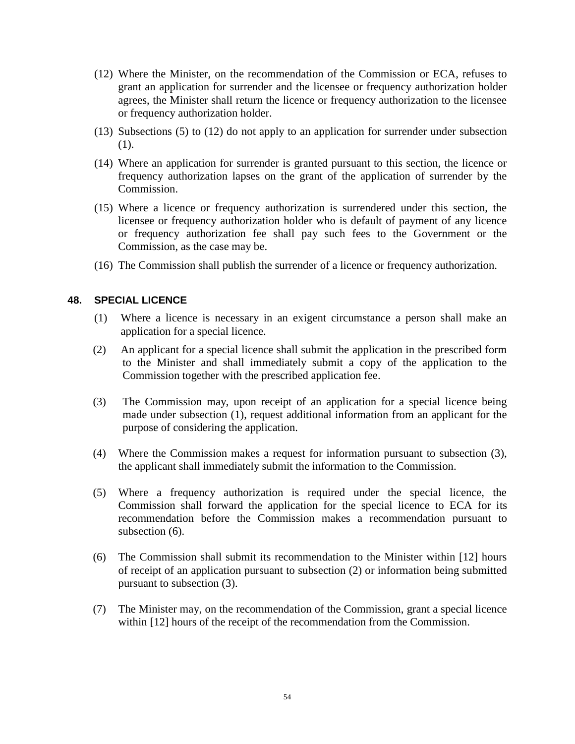(12) Where the Minister, on the recommendation of the Commission or ECA, refuses to grant an application for surrender and the licensee or frequency authorization holder agrees, the Minister shall return the licence or frequency authorization to the licensee or frequency authorization holder.

(13) Subsections (5) to (12) do not apply to an application for surrender under subsection (1).

(14) Where an application for surrender is granted pursuant to this section, the licence or frequency authorization lapses on the grant of the application of surrender by the Commission.

(15) Where a licence or frequency authorization is surrendered under this section, the licensee or frequency authorization holder who is default of payment of any licence or frequency authorization fee shall pay such fees to the Government or the Commission, as the case may be.

(16) The Commission shall publish the surrender of a licence or frequency authorization.

## 48. SPECIAL LICENCE

(1) Where a licence is necessary in an exigent circumstance a person shall make an application for a special licence.

(2) An applicant for a special licence shall submit the application in the prescribed form to the Minister and shall immediately submit a copy of the application to the Commission together with the prescribed application fee.

(3) The Commission may, upon receipt of an application for a special licence being made under subsection (1), request additional information from an applicant for the purpose of considering the application.

(4) Where the Commission makes a request for information pursuant to subsection (3), the applicant shall immediately submit the information to the Commission.

(5) Where a frequency authorization is required under the special licence, the Commission shall forward the application for the special licence to ECA for its recommendation before the Commission makes a recommendation pursuant to subsection (6).

(6) The Commission shall submit its recommendation to the Minister within [12] hours of receipt of an application pursuant to subsection (2) or information being submitted pursuant to subsection (3).

(7) The Minister may, on the recommendation of the Commission, grant a special licence within [12] hours of the receipt of the recommendation from the Commission.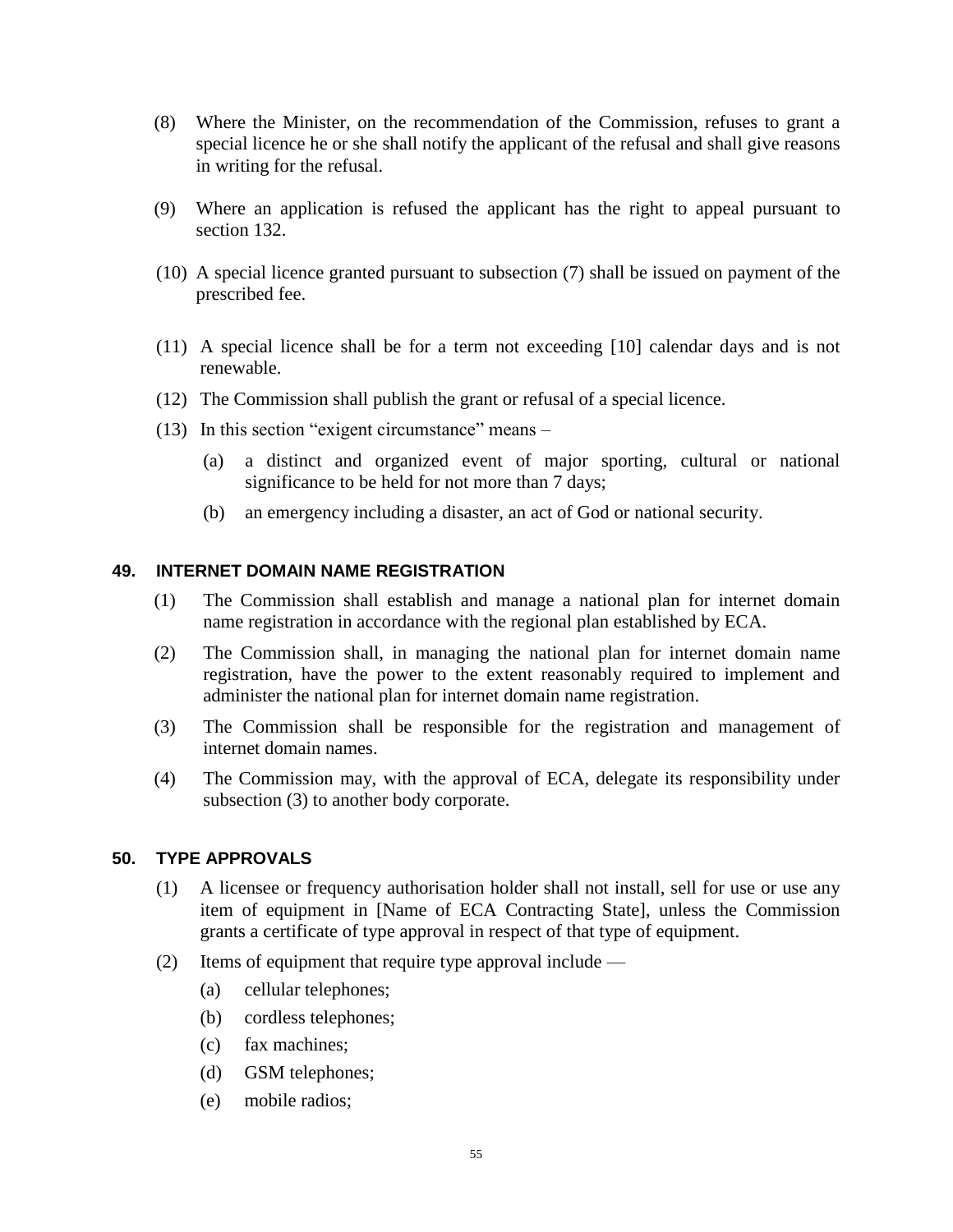(8) Where the Minister, on the recommendation of the Commission, refuses to grant a special licence he or she shall notify the applicant of the refusal and shall give reasons in writing for the refusal.

(9) Where an application is refused the applicant has the right to appeal pursuant to section 132.

(10) A special licence granted pursuant to subsection (7) shall be issued on payment of the prescribed fee.

(11) A special licence shall be for a term not exceeding [10] calendar days and is not renewable.

(12) The Commission shall publish the grant or refusal of a special licence.

(13) In this section "exigent circumstance" means –

  (a) a distinct and organized event of major sporting, cultural or national significance to be held for not more than 7 days;

  (b) an emergency including a disaster, an act of God or national security.

## 49. INTERNET DOMAIN NAME REGISTRATION

(1) The Commission shall establish and manage a national plan for internet domain name registration in accordance with the regional plan established by ECA.

(2) The Commission shall, in managing the national plan for internet domain name registration, have the power to the extent reasonably required to implement and administer the national plan for internet domain name registration.

(3) The Commission shall be responsible for the registration and management of internet domain names.

(4) The Commission may, with the approval of ECA, delegate its responsibility under subsection (3) to another body corporate.

## 50. TYPE APPROVALS

(1) A licensee or frequency authorisation holder shall not install, sell for use or use any item of equipment in [Name of ECA Contracting State], unless the Commission grants a certificate of type approval in respect of that type of equipment.

(2) Items of equipment that require type approval include —

  (a) cellular telephones;

  (b) cordless telephones;

  (c) fax machines;

  (d) GSM telephones;

  (e) mobile radios;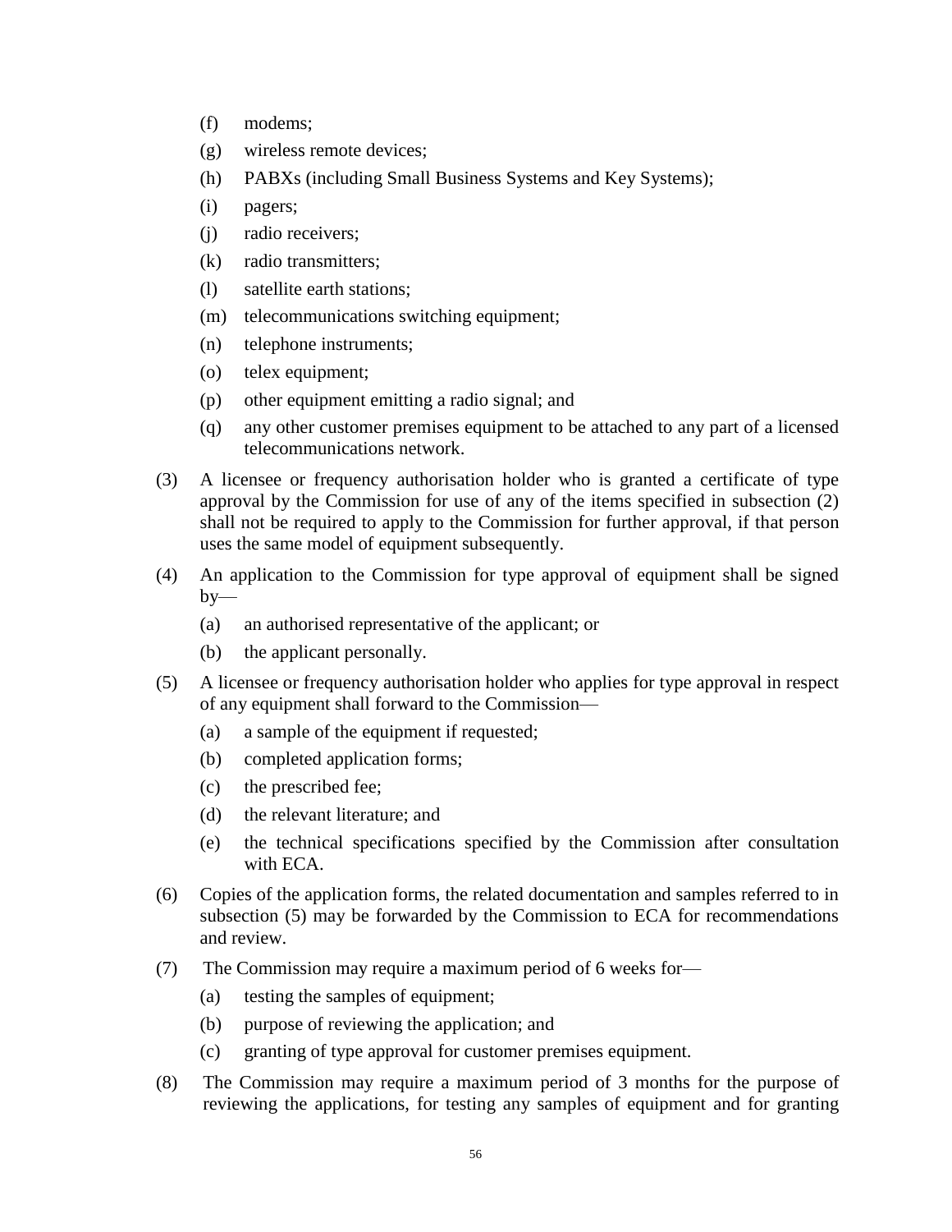(f) modems;

(g) wireless remote devices;

(h) PABXs (including Small Business Systems and Key Systems);

(i) pagers;

(j) radio receivers;

(k) radio transmitters;

(l) satellite earth stations;

(m) telecommunications switching equipment;

(n) telephone instruments;

(o) telex equipment;

(p) other equipment emitting a radio signal; and

(q) any other customer premises equipment to be attached to any part of a licensed telecommunications network.

(3) A licensee or frequency authorisation holder who is granted a certificate of type approval by the Commission for use of any of the items specified in subsection (2) shall not be required to apply to the Commission for further approval, if that person uses the same model of equipment subsequently.

(4) An application to the Commission for type approval of equipment shall be signed by—

(a) an authorised representative of the applicant; or

(b) the applicant personally.

(5) A licensee or frequency authorisation holder who applies for type approval in respect of any equipment shall forward to the Commission—

(a) a sample of the equipment if requested;

(b) completed application forms;

(c) the prescribed fee;

(d) the relevant literature; and

(e) the technical specifications specified by the Commission after consultation with ECA.

(6) Copies of the application forms, the related documentation and samples referred to in subsection (5) may be forwarded by the Commission to ECA for recommendations and review.

(7) The Commission may require a maximum period of 6 weeks for—

(a) testing the samples of equipment;

(b) purpose of reviewing the application; and

(c) granting of type approval for customer premises equipment.

(8) The Commission may require a maximum period of 3 months for the purpose of reviewing the applications, for testing any samples of equipment and for granting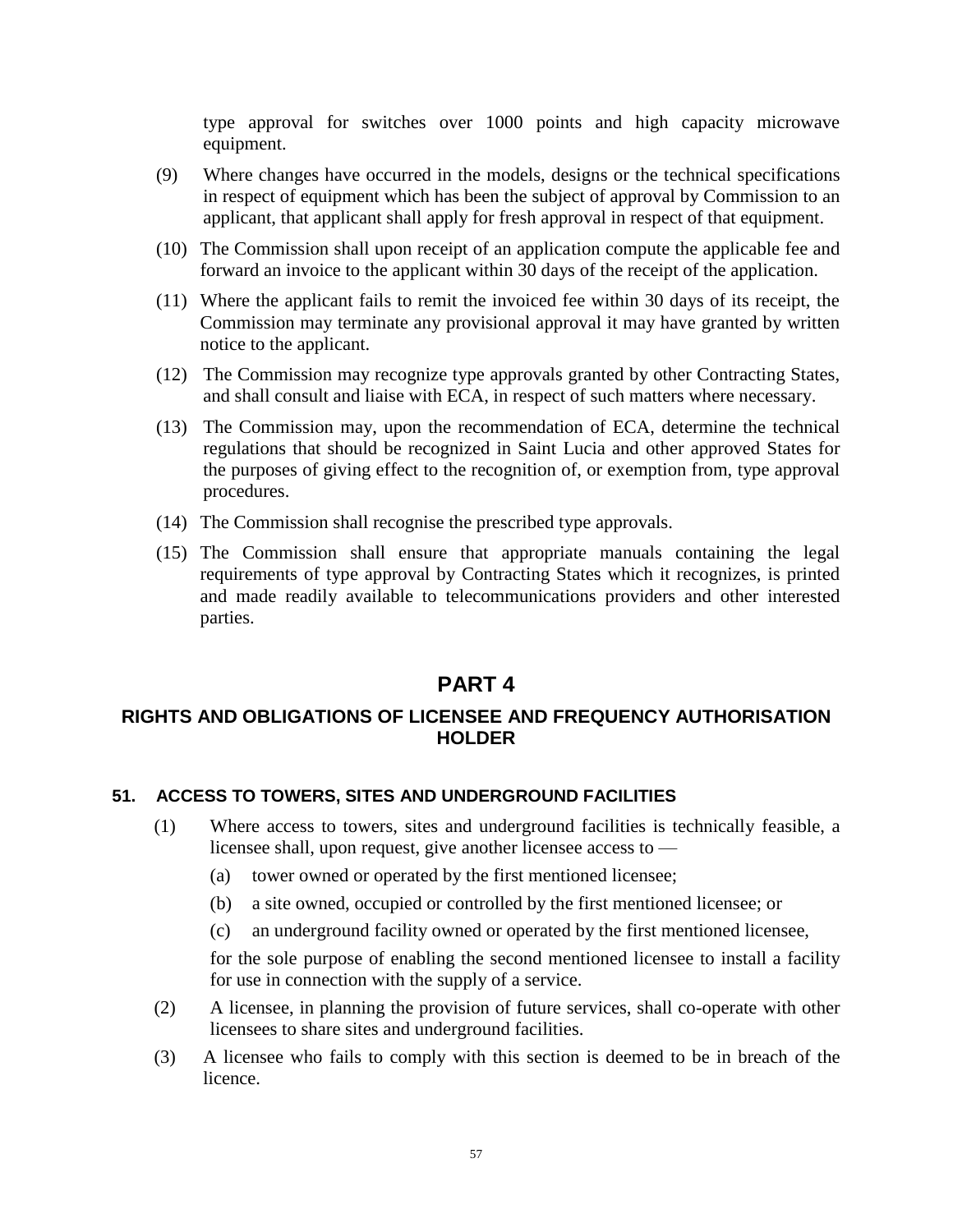type approval for switches over 1000 points and high capacity microwave equipment.

(9) Where changes have occurred in the models, designs or the technical specifications in respect of equipment which has been the subject of approval by Commission to an applicant, that applicant shall apply for fresh approval in respect of that equipment.

(10) The Commission shall upon receipt of an application compute the applicable fee and forward an invoice to the applicant within 30 days of the receipt of the application.

(11) Where the applicant fails to remit the invoiced fee within 30 days of its receipt, the Commission may terminate any provisional approval it may have granted by written notice to the applicant.

(12) The Commission may recognize type approvals granted by other Contracting States, and shall consult and liaise with ECA, in respect of such matters where necessary.

(13) The Commission may, upon the recommendation of ECA, determine the technical regulations that should be recognized in Saint Lucia and other approved States for the purposes of giving effect to the recognition of, or exemption from, type approval procedures.

(14) The Commission shall recognise the prescribed type approvals.

(15) The Commission shall ensure that appropriate manuals containing the legal requirements of type approval by Contracting States which it recognizes, is printed and made readily available to telecommunications providers and other interested parties.

# PART 4

## RIGHTS AND OBLIGATIONS OF LICENSEE AND FREQUENCY AUTHORISATION HOLDER

### 51. ACCESS TO TOWERS, SITES AND UNDERGROUND FACILITIES

(1) Where access to towers, sites and underground facilities is technically feasible, a licensee shall, upon request, give another licensee access to —

(a) tower owned or operated by the first mentioned licensee;

(b) a site owned, occupied or controlled by the first mentioned licensee; or

(c) an underground facility owned or operated by the first mentioned licensee,

for the sole purpose of enabling the second mentioned licensee to install a facility for use in connection with the supply of a service.

(2) A licensee, in planning the provision of future services, shall co-operate with other licensees to share sites and underground facilities.

(3) A licensee who fails to comply with this section is deemed to be in breach of the licence.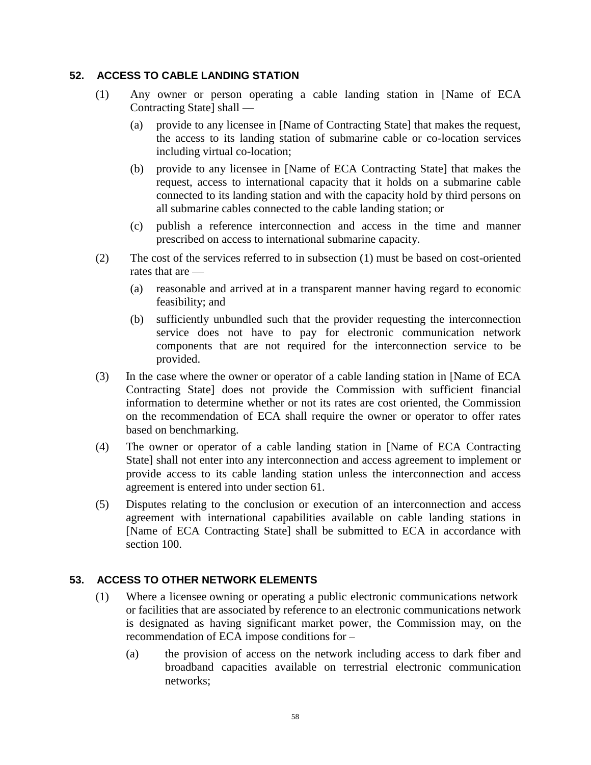### 52. ACCESS TO CABLE LANDING STATION

(1) Any owner or person operating a cable landing station in [Name of ECA Contracting State] shall —

(a) provide to any licensee in [Name of Contracting State] that makes the request, the access to its landing station of submarine cable or co-location services including virtual co-location;

(b) provide to any licensee in [Name of ECA Contracting State] that makes the request, access to international capacity that it holds on a submarine cable connected to its landing station and with the capacity hold by third persons on all submarine cables connected to the cable landing station; or

(c) publish a reference interconnection and access in the time and manner prescribed on access to international submarine capacity.

(2) The cost of the services referred to in subsection (1) must be based on cost-oriented rates that are —

(a) reasonable and arrived at in a transparent manner having regard to economic feasibility; and

(b) sufficiently unbundled such that the provider requesting the interconnection service does not have to pay for electronic communication network components that are not required for the interconnection service to be provided.

(3) In the case where the owner or operator of a cable landing station in [Name of ECA Contracting State] does not provide the Commission with sufficient financial information to determine whether or not its rates are cost oriented, the Commission on the recommendation of ECA shall require the owner or operator to offer rates based on benchmarking.

(4) The owner or operator of a cable landing station in [Name of ECA Contracting State] shall not enter into any interconnection and access agreement to implement or provide access to its cable landing station unless the interconnection and access agreement is entered into under section 61.

(5) Disputes relating to the conclusion or execution of an interconnection and access agreement with international capabilities available on cable landing stations in [Name of ECA Contracting State] shall be submitted to ECA in accordance with section 100.

### 53. ACCESS TO OTHER NETWORK ELEMENTS

(1) Where a licensee owning or operating a public electronic communications network or facilities that are associated by reference to an electronic communications network is designated as having significant market power, the Commission may, on the recommendation of ECA impose conditions for –

(a) the provision of access on the network including access to dark fiber and broadband capacities available on terrestrial electronic communication networks;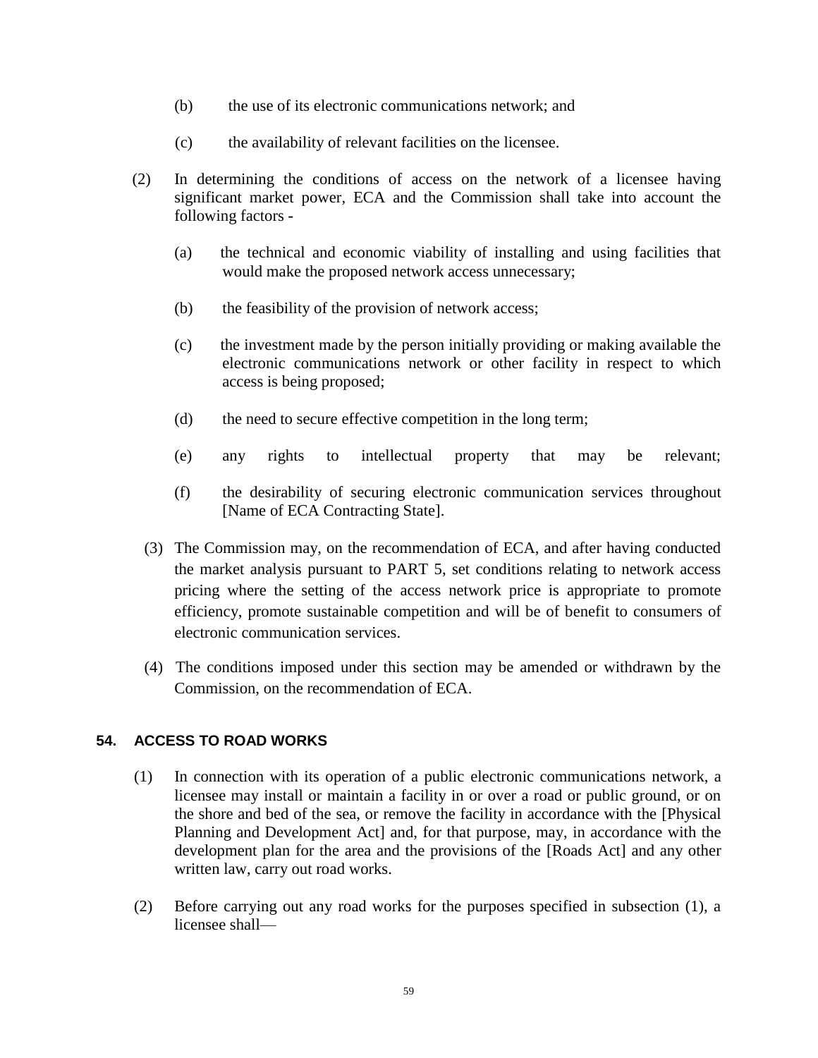(b) the use of its electronic communications network; and

(c) the availability of relevant facilities on the licensee.

(2) In determining the conditions of access on the network of a licensee having significant market power, ECA and the Commission shall take into account the following factors -

(a) the technical and economic viability of installing and using facilities that would make the proposed network access unnecessary;

(b) the feasibility of the provision of network access;

(c) the investment made by the person initially providing or making available the electronic communications network or other facility in respect to which access is being proposed;

(d) the need to secure effective competition in the long term;

(e) any rights to intellectual property that may be relevant;

(f) the desirability of securing electronic communication services throughout [Name of ECA Contracting State].

(3) The Commission may, on the recommendation of ECA, and after having conducted the market analysis pursuant to PART 5, set conditions relating to network access pricing where the setting of the access network price is appropriate to promote efficiency, promote sustainable competition and will be of benefit to consumers of electronic communication services.

(4) The conditions imposed under this section may be amended or withdrawn by the Commission, on the recommendation of ECA.

### 54. ACCESS TO ROAD WORKS

(1) In connection with its operation of a public electronic communications network, a licensee may install or maintain a facility in or over a road or public ground, or on the shore and bed of the sea, or remove the facility in accordance with the [Physical Planning and Development Act] and, for that purpose, may, in accordance with the development plan for the area and the provisions of the [Roads Act] and any other written law, carry out road works.

(2) Before carrying out any road works for the purposes specified in subsection (1), a licensee shall—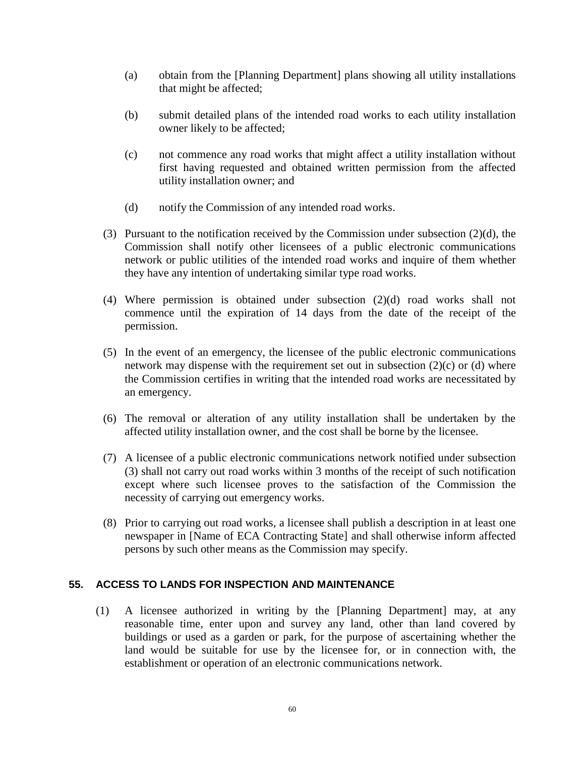(a) obtain from the [Planning Department] plans showing all utility installations that might be affected;

(b) submit detailed plans of the intended road works to each utility installation owner likely to be affected;

(c) not commence any road works that might affect a utility installation without first having requested and obtained written permission from the affected utility installation owner; and

(d) notify the Commission of any intended road works.

(3) Pursuant to the notification received by the Commission under subsection (2)(d), the Commission shall notify other licensees of a public electronic communications network or public utilities of the intended road works and inquire of them whether they have any intention of undertaking similar type road works.

(4) Where permission is obtained under subsection (2)(d) road works shall not commence until the expiration of 14 days from the date of the receipt of the permission.

(5) In the event of an emergency, the licensee of the public electronic communications network may dispense with the requirement set out in subsection (2)(c) or (d) where the Commission certifies in writing that the intended road works are necessitated by an emergency.

(6) The removal or alteration of any utility installation shall be undertaken by the affected utility installation owner, and the cost shall be borne by the licensee.

(7) A licensee of a public electronic communications network notified under subsection (3) shall not carry out road works within 3 months of the receipt of such notification except where such licensee proves to the satisfaction of the Commission the necessity of carrying out emergency works.

(8) Prior to carrying out road works, a licensee shall publish a description in at least one newspaper in [Name of ECA Contracting State] and shall otherwise inform affected persons by such other means as the Commission may specify.

### 55. ACCESS TO LANDS FOR INSPECTION AND MAINTENANCE

(1) A licensee authorized in writing by the [Planning Department] may, at any reasonable time, enter upon and survey any land, other than land covered by buildings or used as a garden or park, for the purpose of ascertaining whether the land would be suitable for use by the licensee for, or in connection with, the establishment or operation of an electronic communications network.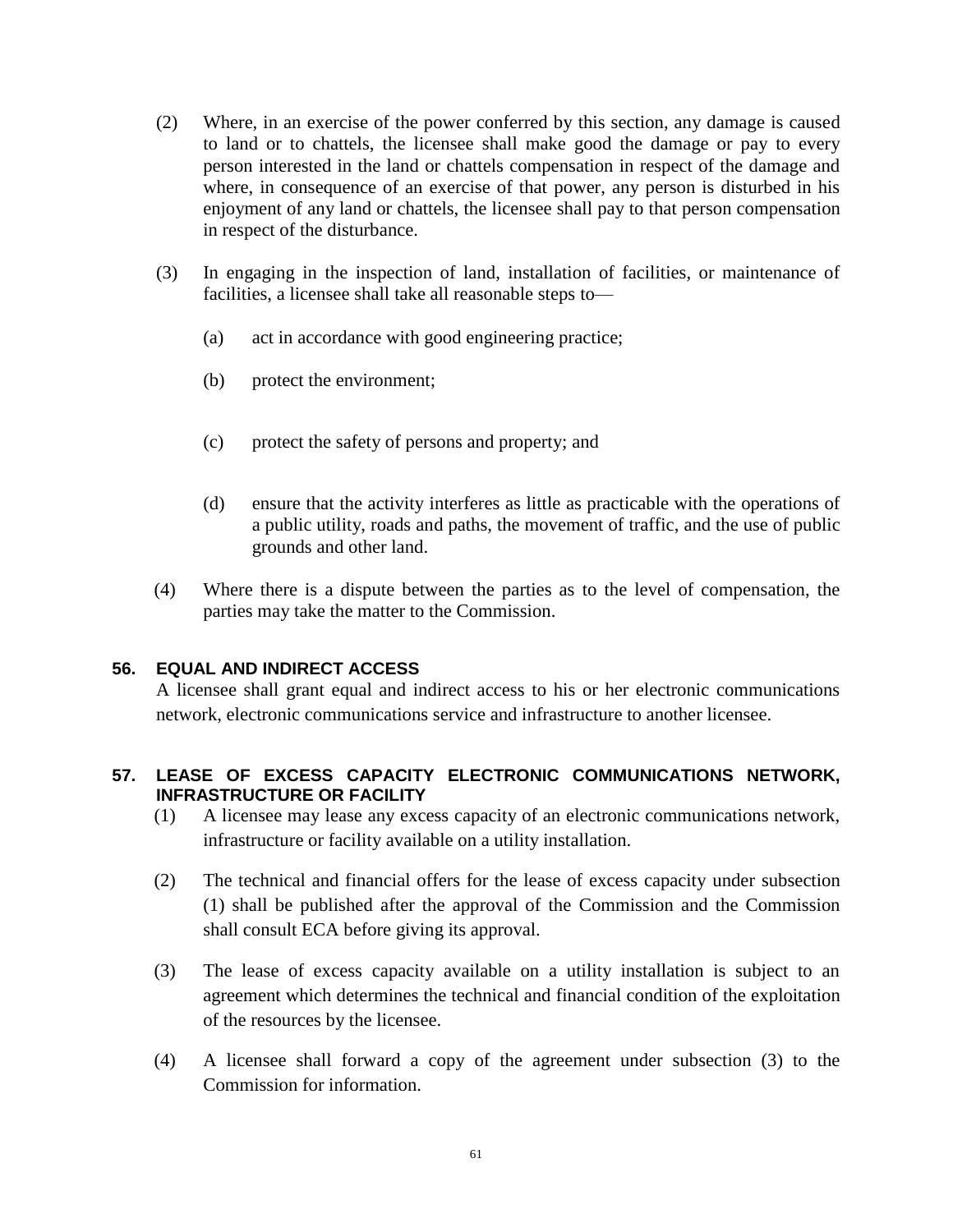(2) Where, in an exercise of the power conferred by this section, any damage is caused to land or to chattels, the licensee shall make good the damage or pay to every person interested in the land or chattels compensation in respect of the damage and where, in consequence of an exercise of that power, any person is disturbed in his enjoyment of any land or chattels, the licensee shall pay to that person compensation in respect of the disturbance.

(3) In engaging in the inspection of land, installation of facilities, or maintenance of facilities, a licensee shall take all reasonable steps to—

(a) act in accordance with good engineering practice;

(b) protect the environment;

(c) protect the safety of persons and property; and

(d) ensure that the activity interferes as little as practicable with the operations of a public utility, roads and paths, the movement of traffic, and the use of public grounds and other land.

(4) Where there is a dispute between the parties as to the level of compensation, the parties may take the matter to the Commission.

### 56. EQUAL AND INDIRECT ACCESS

A licensee shall grant equal and indirect access to his or her electronic communications network, electronic communications service and infrastructure to another licensee.

### 57. LEASE OF EXCESS CAPACITY ELECTRONIC COMMUNICATIONS NETWORK, INFRASTRUCTURE OR FACILITY

(1) A licensee may lease any excess capacity of an electronic communications network, infrastructure or facility available on a utility installation.

(2) The technical and financial offers for the lease of excess capacity under subsection (1) shall be published after the approval of the Commission and the Commission shall consult ECA before giving its approval.

(3) The lease of excess capacity available on a utility installation is subject to an agreement which determines the technical and financial condition of the exploitation of the resources by the licensee.

(4) A licensee shall forward a copy of the agreement under subsection (3) to the Commission for information.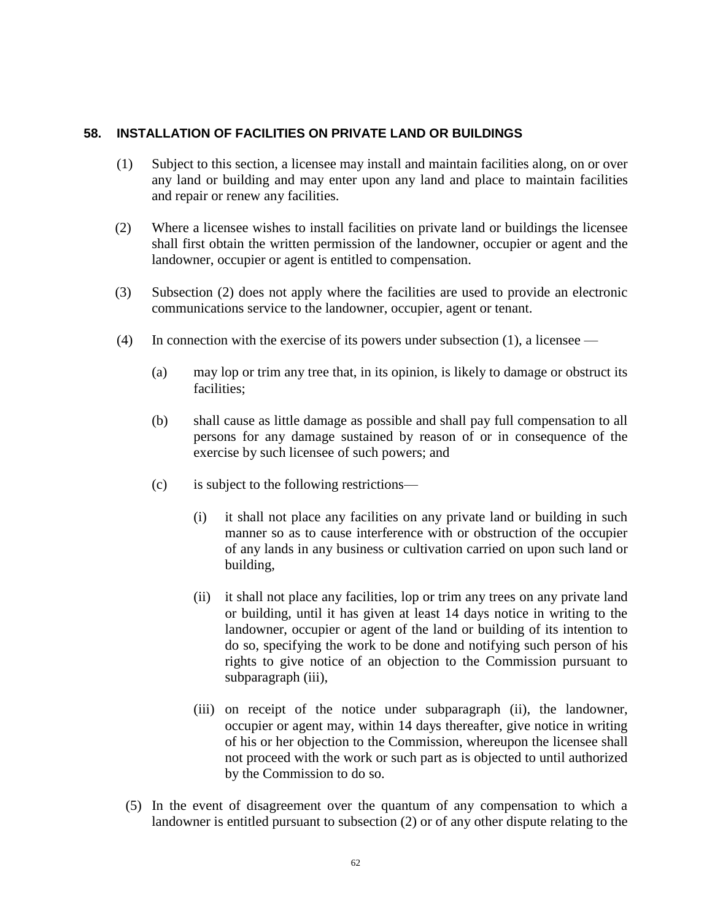## 58. INSTALLATION OF FACILITIES ON PRIVATE LAND OR BUILDINGS

(1) Subject to this section, a licensee may install and maintain facilities along, on or over any land or building and may enter upon any land and place to maintain facilities and repair or renew any facilities.

(2) Where a licensee wishes to install facilities on private land or buildings the licensee shall first obtain the written permission of the landowner, occupier or agent and the landowner, occupier or agent is entitled to compensation.

(3) Subsection (2) does not apply where the facilities are used to provide an electronic communications service to the landowner, occupier, agent or tenant.

(4) In connection with the exercise of its powers under subsection (1), a licensee —

(a) may lop or trim any tree that, in its opinion, is likely to damage or obstruct its facilities;

(b) shall cause as little damage as possible and shall pay full compensation to all persons for any damage sustained by reason of or in consequence of the exercise by such licensee of such powers; and

(c) is subject to the following restrictions—

(i) it shall not place any facilities on any private land or building in such manner so as to cause interference with or obstruction of the occupier of any lands in any business or cultivation carried on upon such land or building,

(ii) it shall not place any facilities, lop or trim any trees on any private land or building, until it has given at least 14 days notice in writing to the landowner, occupier or agent of the land or building of its intention to do so, specifying the work to be done and notifying such person of his rights to give notice of an objection to the Commission pursuant to subparagraph (iii),

(iii) on receipt of the notice under subparagraph (ii), the landowner, occupier or agent may, within 14 days thereafter, give notice in writing of his or her objection to the Commission, whereupon the licensee shall not proceed with the work or such part as is objected to until authorized by the Commission to do so.

(5) In the event of disagreement over the quantum of any compensation to which a landowner is entitled pursuant to subsection (2) or of any other dispute relating to the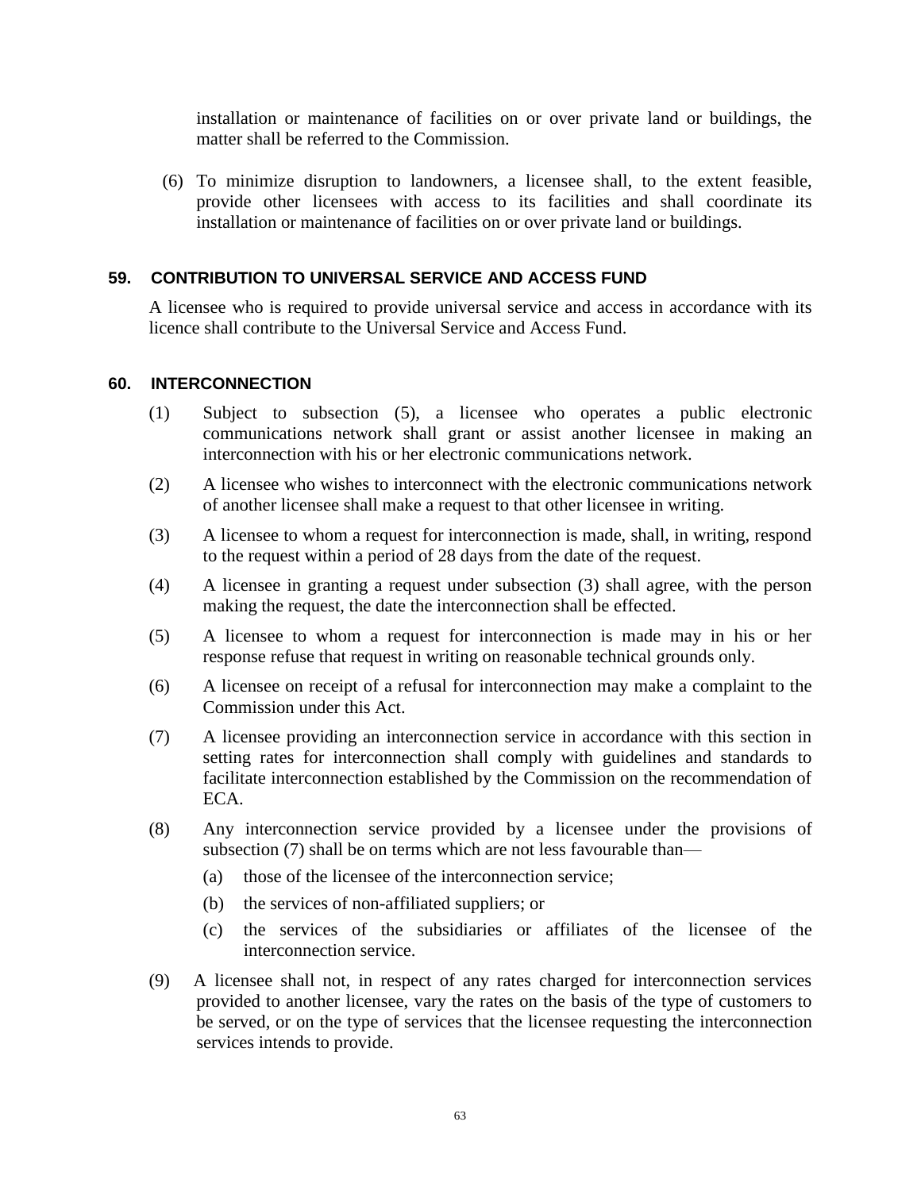installation or maintenance of facilities on or over private land or buildings, the matter shall be referred to the Commission.

(6) To minimize disruption to landowners, a licensee shall, to the extent feasible, provide other licensees with access to its facilities and shall coordinate its installation or maintenance of facilities on or over private land or buildings.

### 59. CONTRIBUTION TO UNIVERSAL SERVICE AND ACCESS FUND

A licensee who is required to provide universal service and access in accordance with its licence shall contribute to the Universal Service and Access Fund.

### 60. INTERCONNECTION

(1) Subject to subsection (5), a licensee who operates a public electronic communications network shall grant or assist another licensee in making an interconnection with his or her electronic communications network.

(2) A licensee who wishes to interconnect with the electronic communications network of another licensee shall make a request to that other licensee in writing.

(3) A licensee to whom a request for interconnection is made, shall, in writing, respond to the request within a period of 28 days from the date of the request.

(4) A licensee in granting a request under subsection (3) shall agree, with the person making the request, the date the interconnection shall be effected.

(5) A licensee to whom a request for interconnection is made may in his or her response refuse that request in writing on reasonable technical grounds only.

(6) A licensee on receipt of a refusal for interconnection may make a complaint to the Commission under this Act.

(7) A licensee providing an interconnection service in accordance with this section in setting rates for interconnection shall comply with guidelines and standards to facilitate interconnection established by the Commission on the recommendation of ECA.

(8) Any interconnection service provided by a licensee under the provisions of subsection (7) shall be on terms which are not less favourable than—

(a) those of the licensee of the interconnection service;

(b) the services of non-affiliated suppliers; or

(c) the services of the subsidiaries or affiliates of the licensee of the interconnection service.

(9) A licensee shall not, in respect of any rates charged for interconnection services provided to another licensee, vary the rates on the basis of the type of customers to be served, or on the type of services that the licensee requesting the interconnection services intends to provide.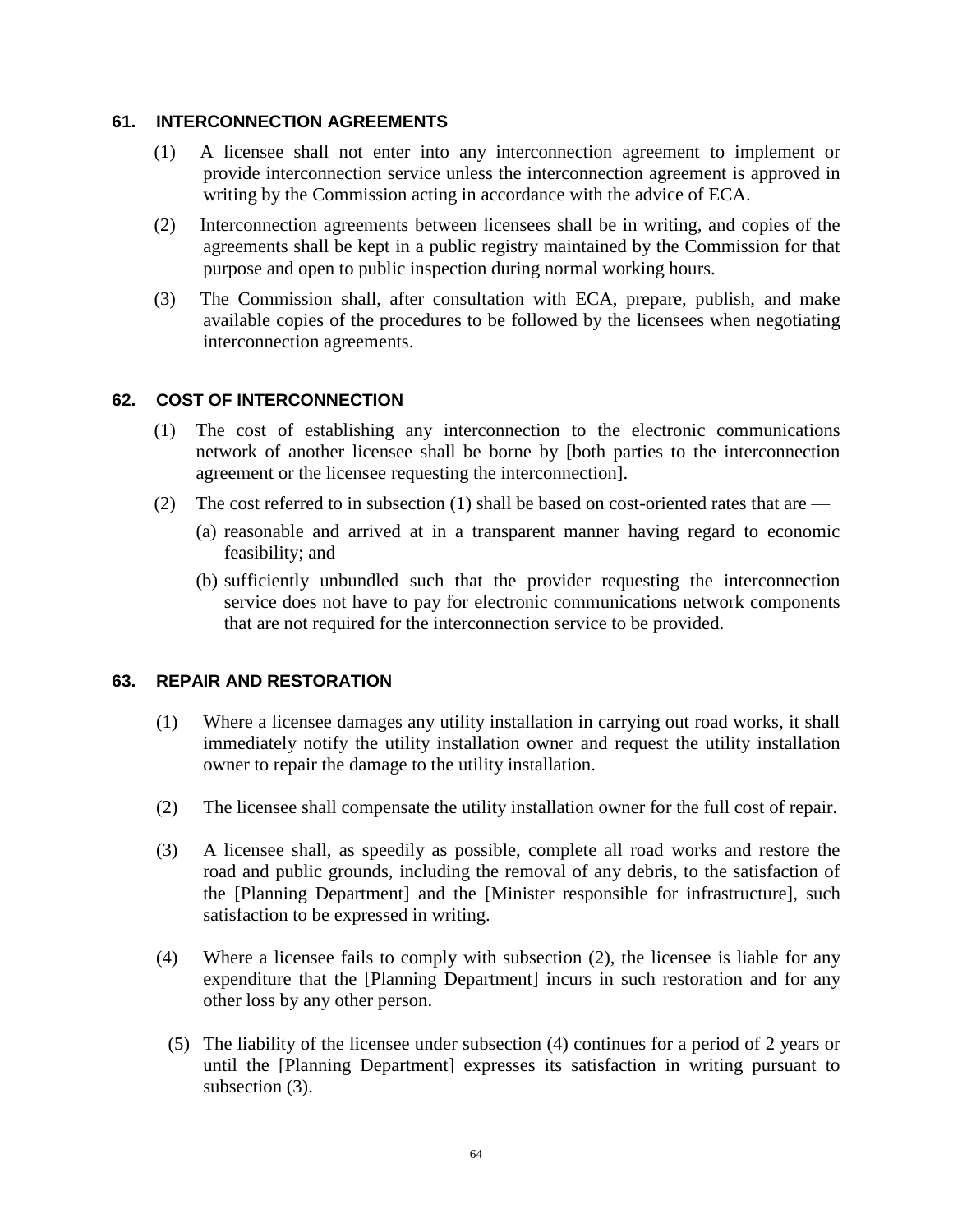### 61. INTERCONNECTION AGREEMENTS

(1) A licensee shall not enter into any interconnection agreement to implement or provide interconnection service unless the interconnection agreement is approved in writing by the Commission acting in accordance with the advice of ECA.

(2) Interconnection agreements between licensees shall be in writing, and copies of the agreements shall be kept in a public registry maintained by the Commission for that purpose and open to public inspection during normal working hours.

(3) The Commission shall, after consultation with ECA, prepare, publish, and make available copies of the procedures to be followed by the licensees when negotiating interconnection agreements.

### 62. COST OF INTERCONNECTION

(1) The cost of establishing any interconnection to the electronic communications network of another licensee shall be borne by [both parties to the interconnection agreement or the licensee requesting the interconnection].

(2) The cost referred to in subsection (1) shall be based on cost-oriented rates that are —

(a) reasonable and arrived at in a transparent manner having regard to economic feasibility; and

(b) sufficiently unbundled such that the provider requesting the interconnection service does not have to pay for electronic communications network components that are not required for the interconnection service to be provided.

### 63. REPAIR AND RESTORATION

(1) Where a licensee damages any utility installation in carrying out road works, it shall immediately notify the utility installation owner and request the utility installation owner to repair the damage to the utility installation.

(2) The licensee shall compensate the utility installation owner for the full cost of repair.

(3) A licensee shall, as speedily as possible, complete all road works and restore the road and public grounds, including the removal of any debris, to the satisfaction of the [Planning Department] and the [Minister responsible for infrastructure], such satisfaction to be expressed in writing.

(4) Where a licensee fails to comply with subsection (2), the licensee is liable for any expenditure that the [Planning Department] incurs in such restoration and for any other loss by any other person.

(5) The liability of the licensee under subsection (4) continues for a period of 2 years or until the [Planning Department] expresses its satisfaction in writing pursuant to subsection (3).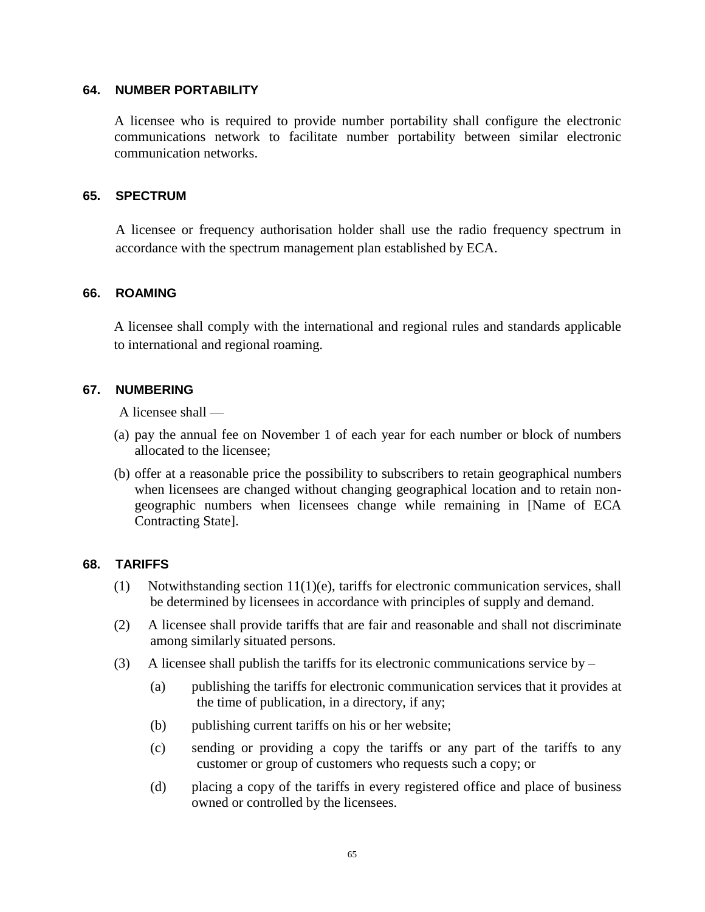### 64. NUMBER PORTABILITY

A licensee who is required to provide number portability shall configure the electronic communications network to facilitate number portability between similar electronic communication networks.

### 65. SPECTRUM

A licensee or frequency authorisation holder shall use the radio frequency spectrum in accordance with the spectrum management plan established by ECA.

### 66. ROAMING

A licensee shall comply with the international and regional rules and standards applicable to international and regional roaming.

### 67. NUMBERING

A licensee shall —

(a) pay the annual fee on November 1 of each year for each number or block of numbers allocated to the licensee;

(b) offer at a reasonable price the possibility to subscribers to retain geographical numbers when licensees are changed without changing geographical location and to retain non-geographic numbers when licensees change while remaining in [Name of ECA Contracting State].

### 68. TARIFFS

(1) Notwithstanding section 11(1)(e), tariffs for electronic communication services, shall be determined by licensees in accordance with principles of supply and demand.

(2) A licensee shall provide tariffs that are fair and reasonable and shall not discriminate among similarly situated persons.

(3) A licensee shall publish the tariffs for its electronic communications service by –

- (a) publishing the tariffs for electronic communication services that it provides at the time of publication, in a directory, if any;
- (b) publishing current tariffs on his or her website;
- (c) sending or providing a copy the tariffs or any part of the tariffs to any customer or group of customers who requests such a copy; or
- (d) placing a copy of the tariffs in every registered office and place of business owned or controlled by the licensees.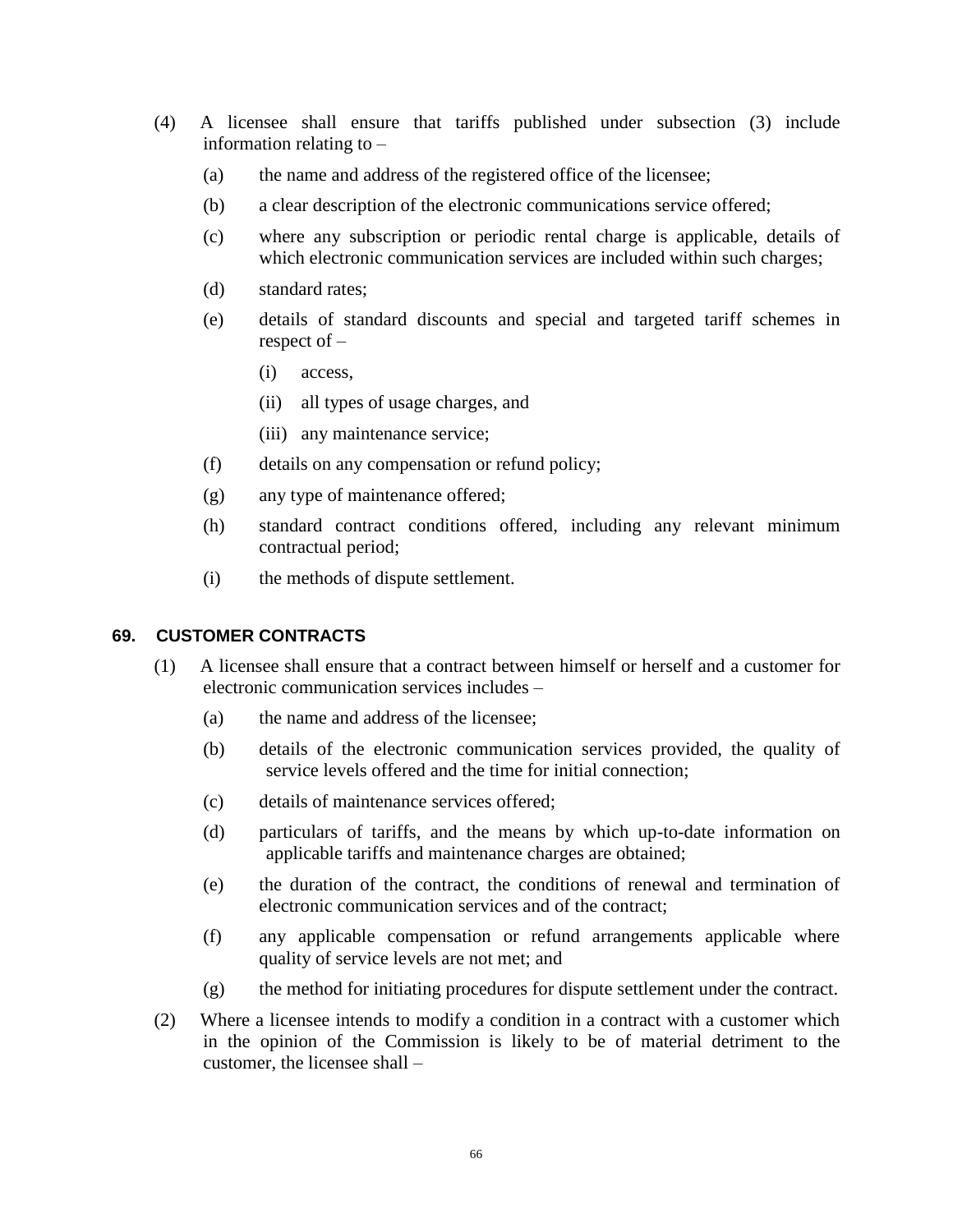(4) A licensee shall ensure that tariffs published under subsection (3) include information relating to –

(a) the name and address of the registered office of the licensee;

(b) a clear description of the electronic communications service offered;

(c) where any subscription or periodic rental charge is applicable, details of which electronic communication services are included within such charges;

(d) standard rates;

(e) details of standard discounts and special and targeted tariff schemes in respect of –

(i) access,

(ii) all types of usage charges, and

(iii) any maintenance service;

(f) details on any compensation or refund policy;

(g) any type of maintenance offered;

(h) standard contract conditions offered, including any relevant minimum contractual period;

(i) the methods of dispute settlement.

## 69. CUSTOMER CONTRACTS

(1) A licensee shall ensure that a contract between himself or herself and a customer for electronic communication services includes –

(a) the name and address of the licensee;

(b) details of the electronic communication services provided, the quality of service levels offered and the time for initial connection;

(c) details of maintenance services offered;

(d) particulars of tariffs, and the means by which up-to-date information on applicable tariffs and maintenance charges are obtained;

(e) the duration of the contract, the conditions of renewal and termination of electronic communication services and of the contract;

(f) any applicable compensation or refund arrangements applicable where quality of service levels are not met; and

(g) the method for initiating procedures for dispute settlement under the contract.

(2) Where a licensee intends to modify a condition in a contract with a customer which in the opinion of the Commission is likely to be of material detriment to the customer, the licensee shall –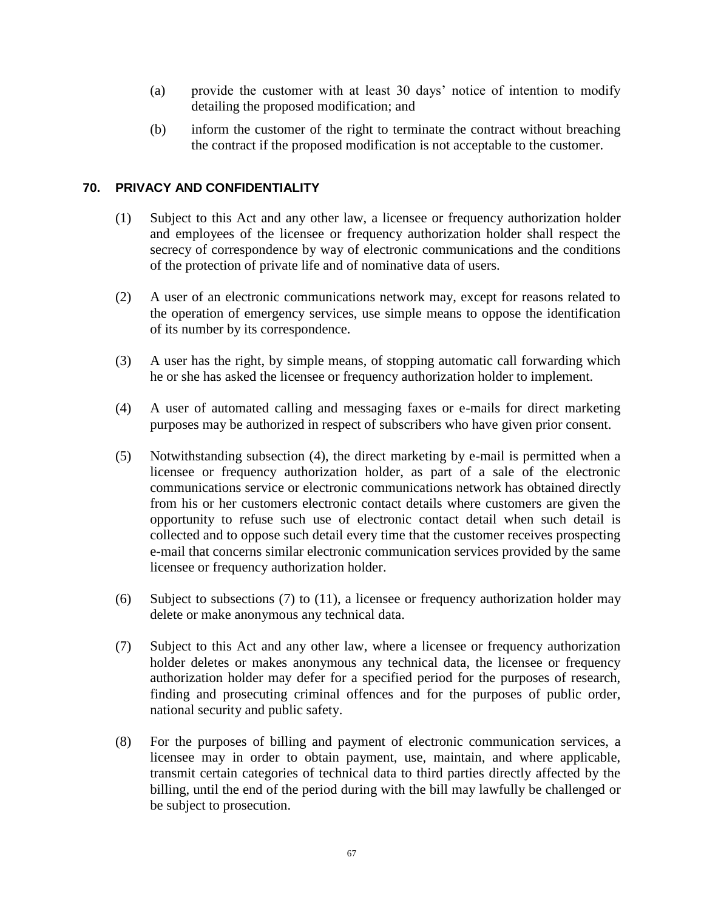(a) provide the customer with at least 30 days' notice of intention to modify detailing the proposed modification; and

(b) inform the customer of the right to terminate the contract without breaching the contract if the proposed modification is not acceptable to the customer.

## 70. PRIVACY AND CONFIDENTIALITY

(1) Subject to this Act and any other law, a licensee or frequency authorization holder and employees of the licensee or frequency authorization holder shall respect the secrecy of correspondence by way of electronic communications and the conditions of the protection of private life and of nominative data of users.

(2) A user of an electronic communications network may, except for reasons related to the operation of emergency services, use simple means to oppose the identification of its number by its correspondence.

(3) A user has the right, by simple means, of stopping automatic call forwarding which he or she has asked the licensee or frequency authorization holder to implement.

(4) A user of automated calling and messaging faxes or e-mails for direct marketing purposes may be authorized in respect of subscribers who have given prior consent.

(5) Notwithstanding subsection (4), the direct marketing by e-mail is permitted when a licensee or frequency authorization holder, as part of a sale of the electronic communications service or electronic communications network has obtained directly from his or her customers electronic contact details where customers are given the opportunity to refuse such use of electronic contact detail when such detail is collected and to oppose such detail every time that the customer receives prospecting e-mail that concerns similar electronic communication services provided by the same licensee or frequency authorization holder.

(6) Subject to subsections (7) to (11), a licensee or frequency authorization holder may delete or make anonymous any technical data.

(7) Subject to this Act and any other law, where a licensee or frequency authorization holder deletes or makes anonymous any technical data, the licensee or frequency authorization holder may defer for a specified period for the purposes of research, finding and prosecuting criminal offences and for the purposes of public order, national security and public safety.

(8) For the purposes of billing and payment of electronic communication services, a licensee may in order to obtain payment, use, maintain, and where applicable, transmit certain categories of technical data to third parties directly affected by the billing, until the end of the period during with the bill may lawfully be challenged or be subject to prosecution.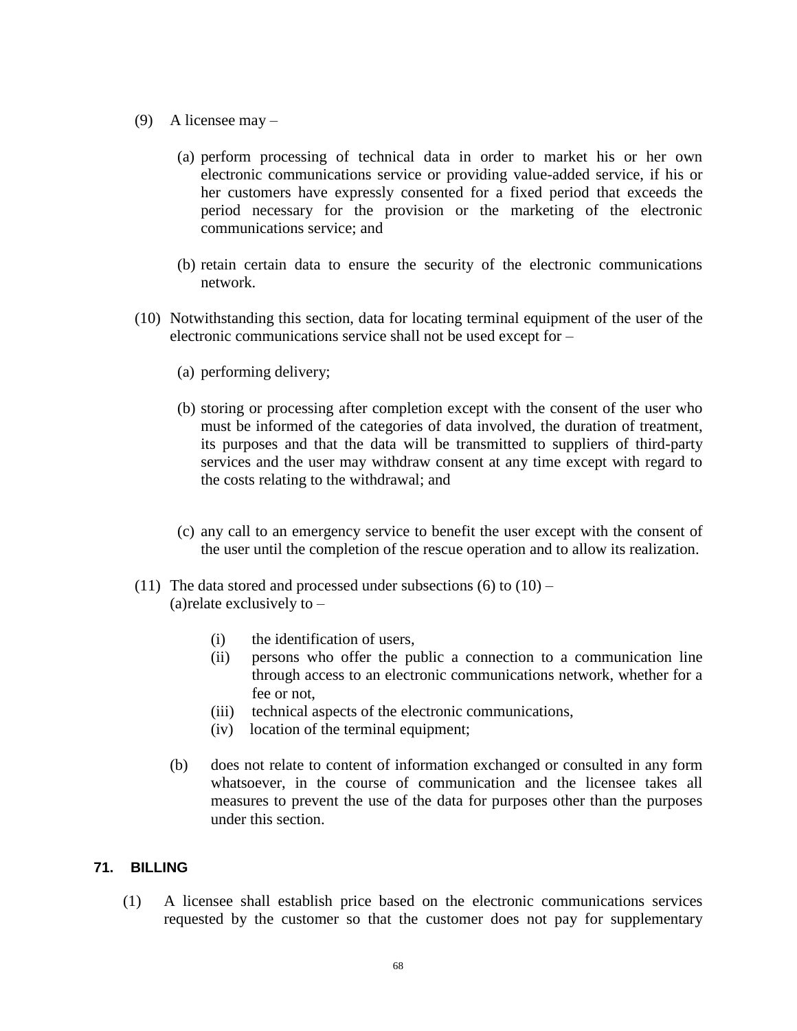(9) A licensee may –

(a) perform processing of technical data in order to market his or her own electronic communications service or providing value-added service, if his or her customers have expressly consented for a fixed period that exceeds the period necessary for the provision or the marketing of the electronic communications service; and

(b) retain certain data to ensure the security of the electronic communications network.

(10) Notwithstanding this section, data for locating terminal equipment of the user of the electronic communications service shall not be used except for –

(a) performing delivery;

(b) storing or processing after completion except with the consent of the user who must be informed of the categories of data involved, the duration of treatment, its purposes and that the data will be transmitted to suppliers of third-party services and the user may withdraw consent at any time except with regard to the costs relating to the withdrawal; and

(c) any call to an emergency service to benefit the user except with the consent of the user until the completion of the rescue operation and to allow its realization.

(11) The data stored and processed under subsections (6) to (10) –
(a)relate exclusively to –

(i) the identification of users,
(ii) persons who offer the public a connection to a communication line through access to an electronic communications network, whether for a fee or not,
(iii) technical aspects of the electronic communications,
(iv) location of the terminal equipment;

(b) does not relate to content of information exchanged or consulted in any form whatsoever, in the course of communication and the licensee takes all measures to prevent the use of the data for purposes other than the purposes under this section.

### 71. BILLING

(1) A licensee shall establish price based on the electronic communications services requested by the customer so that the customer does not pay for supplementary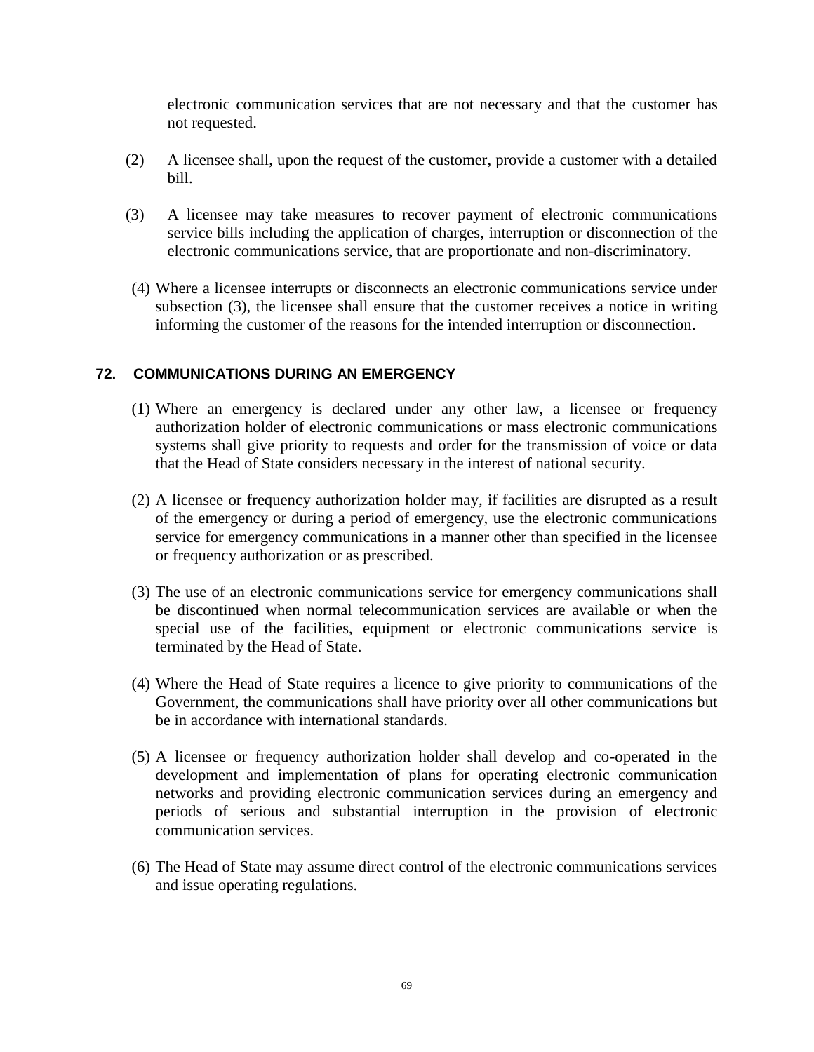electronic communication services that are not necessary and that the customer has not requested.

(2) A licensee shall, upon the request of the customer, provide a customer with a detailed bill.

(3) A licensee may take measures to recover payment of electronic communications service bills including the application of charges, interruption or disconnection of the electronic communications service, that are proportionate and non-discriminatory.

(4) Where a licensee interrupts or disconnects an electronic communications service under subsection (3), the licensee shall ensure that the customer receives a notice in writing informing the customer of the reasons for the intended interruption or disconnection.

### 72. COMMUNICATIONS DURING AN EMERGENCY

(1) Where an emergency is declared under any other law, a licensee or frequency authorization holder of electronic communications or mass electronic communications systems shall give priority to requests and order for the transmission of voice or data that the Head of State considers necessary in the interest of national security.

(2) A licensee or frequency authorization holder may, if facilities are disrupted as a result of the emergency or during a period of emergency, use the electronic communications service for emergency communications in a manner other than specified in the licensee or frequency authorization or as prescribed.

(3) The use of an electronic communications service for emergency communications shall be discontinued when normal telecommunication services are available or when the special use of the facilities, equipment or electronic communications service is terminated by the Head of State.

(4) Where the Head of State requires a licence to give priority to communications of the Government, the communications shall have priority over all other communications but be in accordance with international standards.

(5) A licensee or frequency authorization holder shall develop and co-operated in the development and implementation of plans for operating electronic communication networks and providing electronic communication services during an emergency and periods of serious and substantial interruption in the provision of electronic communication services.

(6) The Head of State may assume direct control of the electronic communications services and issue operating regulations.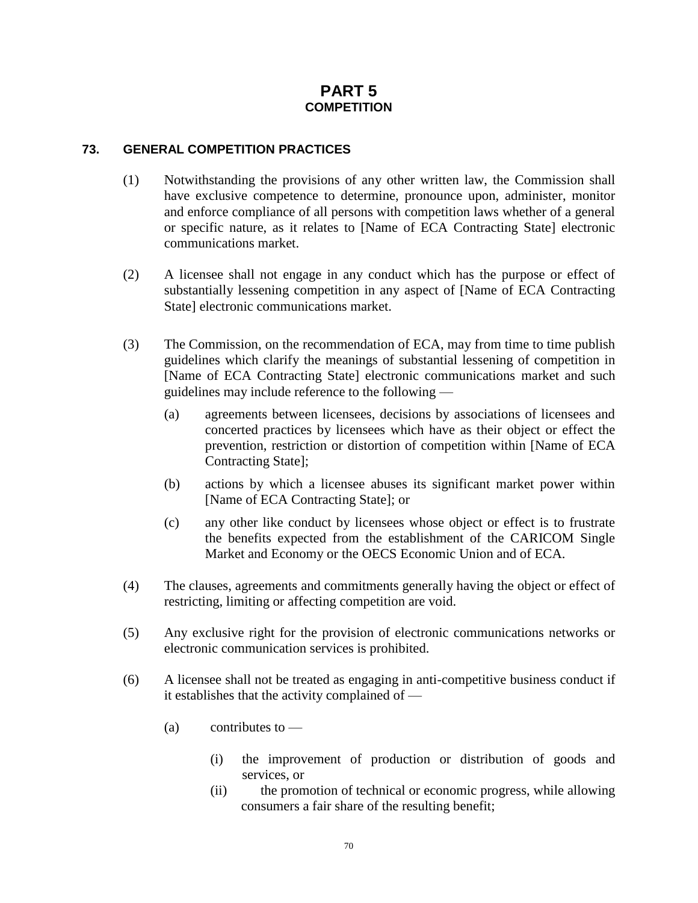# PART 5
## COMPETITION

### 73. GENERAL COMPETITION PRACTICES

(1) Notwithstanding the provisions of any other written law, the Commission shall have exclusive competence to determine, pronounce upon, administer, monitor and enforce compliance of all persons with competition laws whether of a general or specific nature, as it relates to [Name of ECA Contracting State] electronic communications market.

(2) A licensee shall not engage in any conduct which has the purpose or effect of substantially lessening competition in any aspect of [Name of ECA Contracting State] electronic communications market.

(3) The Commission, on the recommendation of ECA, may from time to time publish guidelines which clarify the meanings of substantial lessening of competition in [Name of ECA Contracting State] electronic communications market and such guidelines may include reference to the following —

(a) agreements between licensees, decisions by associations of licensees and concerted practices by licensees which have as their object or effect the prevention, restriction or distortion of competition within [Name of ECA Contracting State];

(b) actions by which a licensee abuses its significant market power within [Name of ECA Contracting State]; or

(c) any other like conduct by licensees whose object or effect is to frustrate the benefits expected from the establishment of the CARICOM Single Market and Economy or the OECS Economic Union and of ECA.

(4) The clauses, agreements and commitments generally having the object or effect of restricting, limiting or affecting competition are void.

(5) Any exclusive right for the provision of electronic communications networks or electronic communication services is prohibited.

(6) A licensee shall not be treated as engaging in anti-competitive business conduct if it establishes that the activity complained of —

(a) contributes to —

(i) the improvement of production or distribution of goods and services, or

(ii) the promotion of technical or economic progress, while allowing consumers a fair share of the resulting benefit;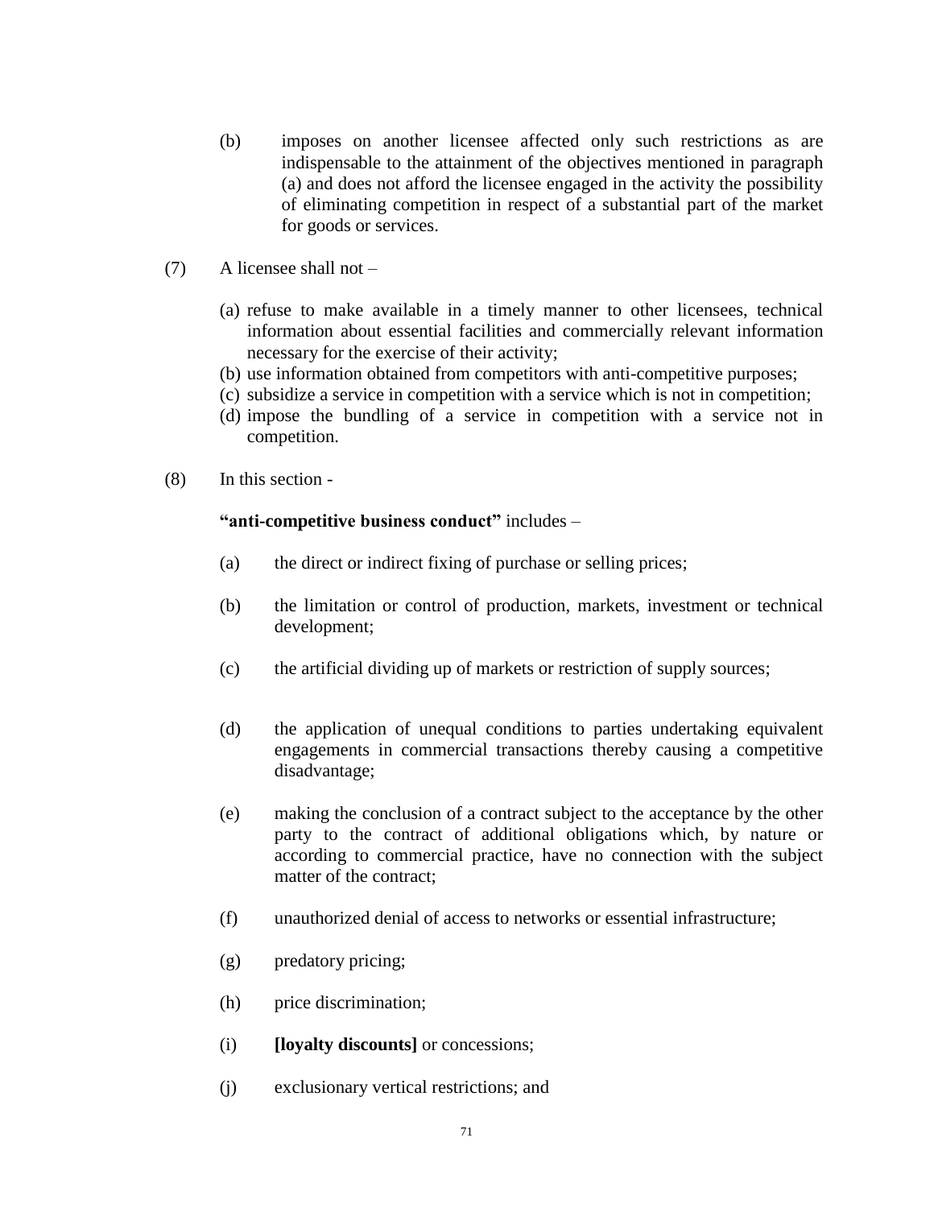(b) imposes on another licensee affected only such restrictions as are indispensable to the attainment of the objectives mentioned in paragraph (a) and does not afford the licensee engaged in the activity the possibility of eliminating competition in respect of a substantial part of the market for goods or services.

(7) A licensee shall not –

(a) refuse to make available in a timely manner to other licensees, technical information about essential facilities and commercially relevant information necessary for the exercise of their activity;
(b) use information obtained from competitors with anti-competitive purposes;
(c) subsidize a service in competition with a service which is not in competition;
(d) impose the bundling of a service in competition with a service not in competition.

(8) In this section -

**"anti-competitive business conduct"** includes –

(a) the direct or indirect fixing of purchase or selling prices;

(b) the limitation or control of production, markets, investment or technical development;

(c) the artificial dividing up of markets or restriction of supply sources;

(d) the application of unequal conditions to parties undertaking equivalent engagements in commercial transactions thereby causing a competitive disadvantage;

(e) making the conclusion of a contract subject to the acceptance by the other party to the contract of additional obligations which, by nature or according to commercial practice, have no connection with the subject matter of the contract;

(f) unauthorized denial of access to networks or essential infrastructure;

(g) predatory pricing;

(h) price discrimination;

(i) **[loyalty discounts]** or concessions;

(j) exclusionary vertical restrictions; and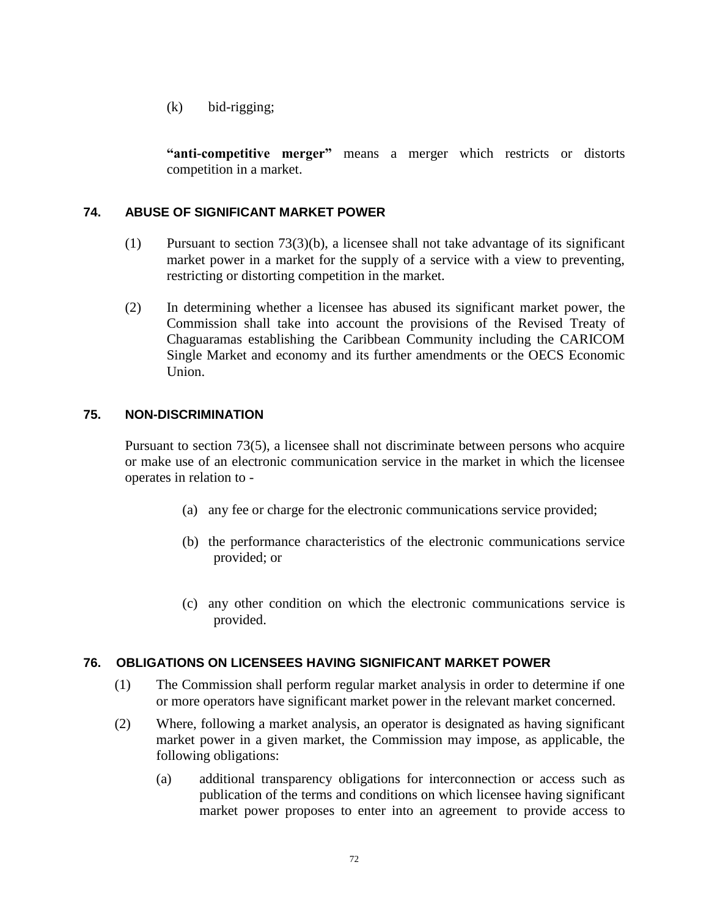(k) bid-rigging;

**"anti-competitive merger"** means a merger which restricts or distorts competition in a market.

### 74. ABUSE OF SIGNIFICANT MARKET POWER

(1) Pursuant to section 73(3)(b), a licensee shall not take advantage of its significant market power in a market for the supply of a service with a view to preventing, restricting or distorting competition in the market.

(2) In determining whether a licensee has abused its significant market power, the Commission shall take into account the provisions of the Revised Treaty of Chaguaramas establishing the Caribbean Community including the CARICOM Single Market and economy and its further amendments or the OECS Economic Union.

### 75. NON-DISCRIMINATION

Pursuant to section 73(5), a licensee shall not discriminate between persons who acquire or make use of an electronic communication service in the market in which the licensee operates in relation to -

(a) any fee or charge for the electronic communications service provided;

(b) the performance characteristics of the electronic communications service provided; or

(c) any other condition on which the electronic communications service is provided.

### 76. OBLIGATIONS ON LICENSEES HAVING SIGNIFICANT MARKET POWER

(1) The Commission shall perform regular market analysis in order to determine if one or more operators have significant market power in the relevant market concerned.

(2) Where, following a market analysis, an operator is designated as having significant market power in a given market, the Commission may impose, as applicable, the following obligations:

(a) additional transparency obligations for interconnection or access such as publication of the terms and conditions on which licensee having significant market power proposes to enter into an agreement to provide access to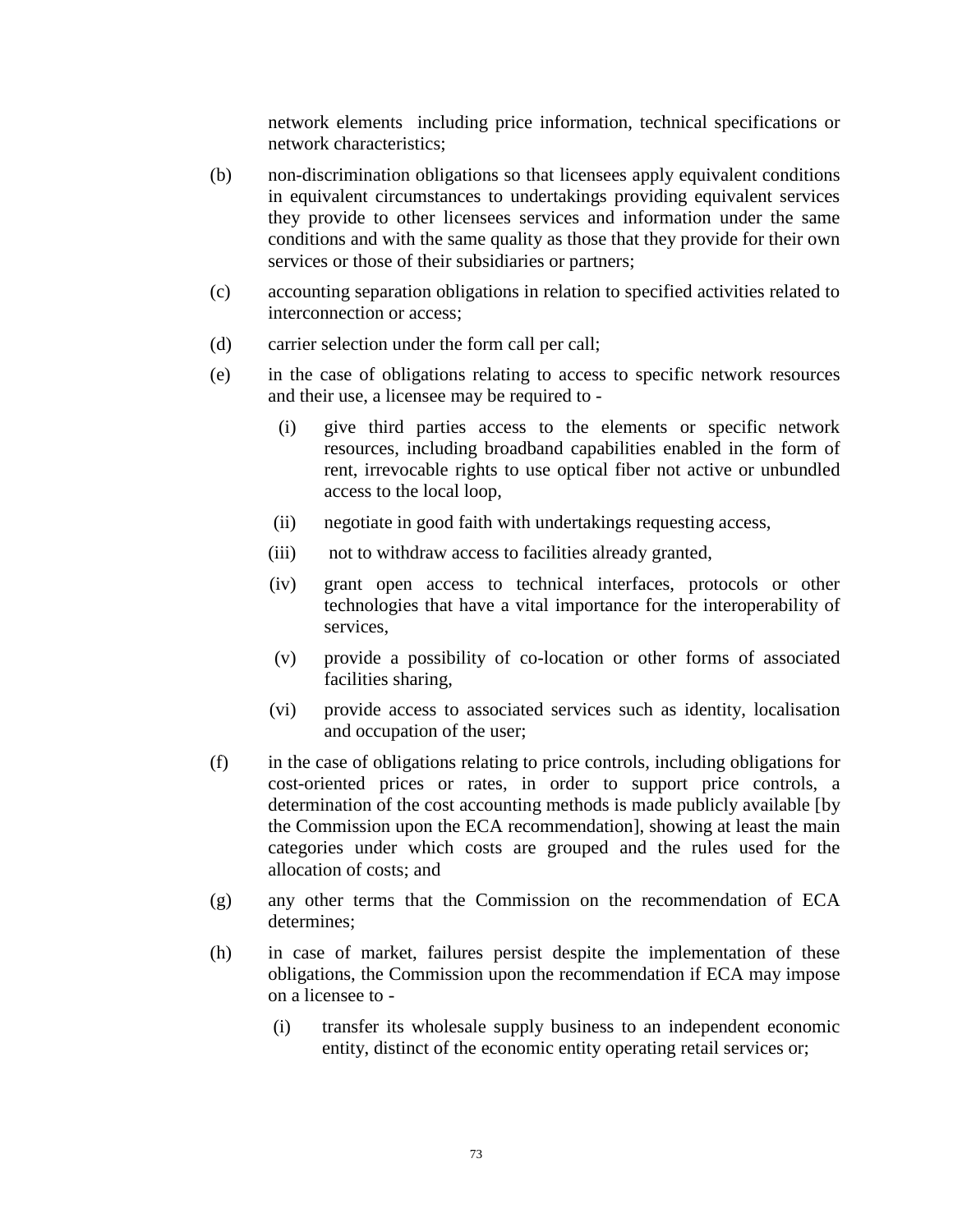network elements including price information, technical specifications or network characteristics;

(b) non-discrimination obligations so that licensees apply equivalent conditions in equivalent circumstances to undertakings providing equivalent services they provide to other licensees services and information under the same conditions and with the same quality as those that they provide for their own services or those of their subsidiaries or partners;

(c) accounting separation obligations in relation to specified activities related to interconnection or access;

(d) carrier selection under the form call per call;

(e) in the case of obligations relating to access to specific network resources and their use, a licensee may be required to -

   (i) give third parties access to the elements or specific network resources, including broadband capabilities enabled in the form of rent, irrevocable rights to use optical fiber not active or unbundled access to the local loop,

   (ii) negotiate in good faith with undertakings requesting access,

   (iii) not to withdraw access to facilities already granted,

   (iv) grant open access to technical interfaces, protocols or other technologies that have a vital importance for the interoperability of services,

   (v) provide a possibility of co-location or other forms of associated facilities sharing,

   (vi) provide access to associated services such as identity, localisation and occupation of the user;

(f) in the case of obligations relating to price controls, including obligations for cost-oriented prices or rates, in order to support price controls, a determination of the cost accounting methods is made publicly available [by the Commission upon the ECA recommendation], showing at least the main categories under which costs are grouped and the rules used for the allocation of costs; and

(g) any other terms that the Commission on the recommendation of ECA determines;

(h) in case of market, failures persist despite the implementation of these obligations, the Commission upon the recommendation if ECA may impose on a licensee to -

   (i) transfer its wholesale supply business to an independent economic entity, distinct of the economic entity operating retail services or;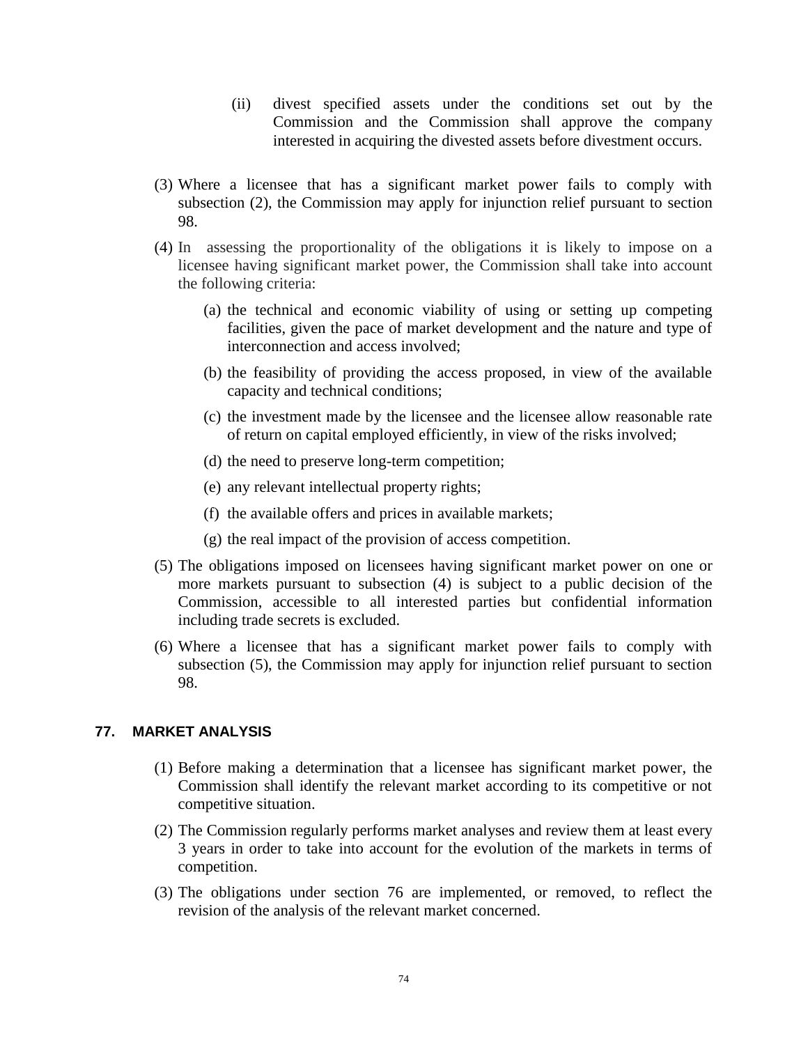(ii) divest specified assets under the conditions set out by the Commission and the Commission shall approve the company interested in acquiring the divested assets before divestment occurs.

(3) Where a licensee that has a significant market power fails to comply with subsection (2), the Commission may apply for injunction relief pursuant to section 98.

(4) In assessing the proportionality of the obligations it is likely to impose on a licensee having significant market power, the Commission shall take into account the following criteria:

(a) the technical and economic viability of using or setting up competing facilities, given the pace of market development and the nature and type of interconnection and access involved;

(b) the feasibility of providing the access proposed, in view of the available capacity and technical conditions;

(c) the investment made by the licensee and the licensee allow reasonable rate of return on capital employed efficiently, in view of the risks involved;

(d) the need to preserve long-term competition;

(e) any relevant intellectual property rights;

(f) the available offers and prices in available markets;

(g) the real impact of the provision of access competition.

(5) The obligations imposed on licensees having significant market power on one or more markets pursuant to subsection (4) is subject to a public decision of the Commission, accessible to all interested parties but confidential information including trade secrets is excluded.

(6) Where a licensee that has a significant market power fails to comply with subsection (5), the Commission may apply for injunction relief pursuant to section 98.

## 77. MARKET ANALYSIS

(1) Before making a determination that a licensee has significant market power, the Commission shall identify the relevant market according to its competitive or not competitive situation.

(2) The Commission regularly performs market analyses and review them at least every 3 years in order to take into account for the evolution of the markets in terms of competition.

(3) The obligations under section 76 are implemented, or removed, to reflect the revision of the analysis of the relevant market concerned.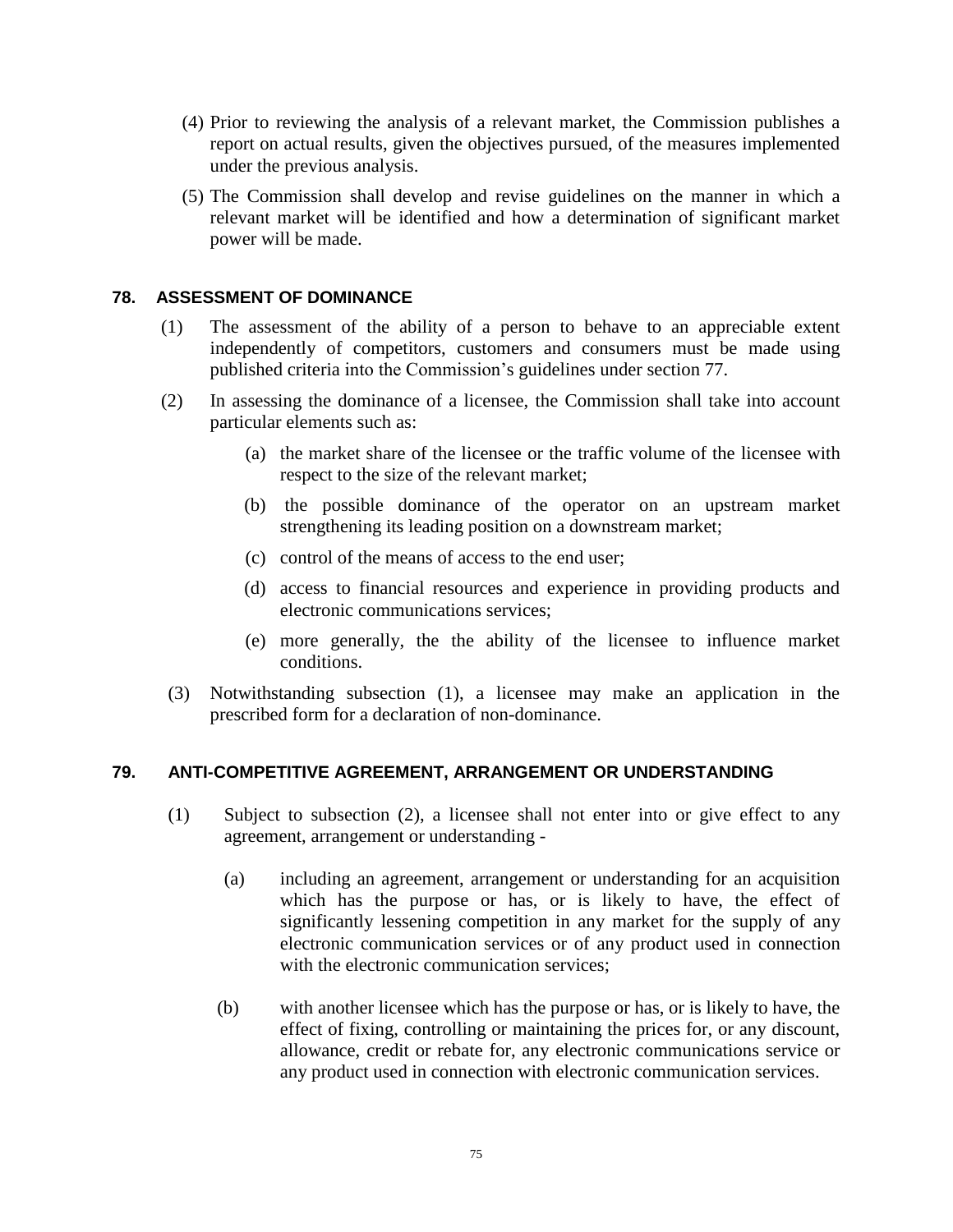(4) Prior to reviewing the analysis of a relevant market, the Commission publishes a report on actual results, given the objectives pursued, of the measures implemented under the previous analysis.

(5) The Commission shall develop and revise guidelines on the manner in which a relevant market will be identified and how a determination of significant market power will be made.

### 78. ASSESSMENT OF DOMINANCE

(1) The assessment of the ability of a person to behave to an appreciable extent independently of competitors, customers and consumers must be made using published criteria into the Commission's guidelines under section 77.

(2) In assessing the dominance of a licensee, the Commission shall take into account particular elements such as:

(a) the market share of the licensee or the traffic volume of the licensee with respect to the size of the relevant market;

(b) the possible dominance of the operator on an upstream market strengthening its leading position on a downstream market;

(c) control of the means of access to the end user;

(d) access to financial resources and experience in providing products and electronic communications services;

(e) more generally, the the ability of the licensee to influence market conditions.

(3) Notwithstanding subsection (1), a licensee may make an application in the prescribed form for a declaration of non-dominance.

### 79. ANTI-COMPETITIVE AGREEMENT, ARRANGEMENT OR UNDERSTANDING

(1) Subject to subsection (2), a licensee shall not enter into or give effect to any agreement, arrangement or understanding -

(a) including an agreement, arrangement or understanding for an acquisition which has the purpose or has, or is likely to have, the effect of significantly lessening competition in any market for the supply of any electronic communication services or of any product used in connection with the electronic communication services;

(b) with another licensee which has the purpose or has, or is likely to have, the effect of fixing, controlling or maintaining the prices for, or any discount, allowance, credit or rebate for, any electronic communications service or any product used in connection with electronic communication services.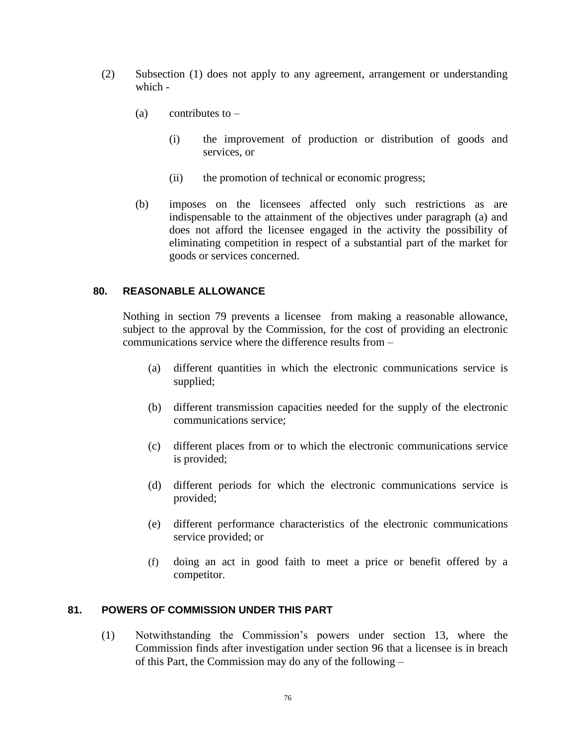(2) Subsection (1) does not apply to any agreement, arrangement or understanding which -

(a) contributes to –

(i) the improvement of production or distribution of goods and services, or

(ii) the promotion of technical or economic progress;

(b) imposes on the licensees affected only such restrictions as are indispensable to the attainment of the objectives under paragraph (a) and does not afford the licensee engaged in the activity the possibility of eliminating competition in respect of a substantial part of the market for goods or services concerned.

### 80. REASONABLE ALLOWANCE

Nothing in section 79 prevents a licensee from making a reasonable allowance, subject to the approval by the Commission, for the cost of providing an electronic communications service where the difference results from –

(a) different quantities in which the electronic communications service is supplied;

(b) different transmission capacities needed for the supply of the electronic communications service;

(c) different places from or to which the electronic communications service is provided;

(d) different periods for which the electronic communications service is provided;

(e) different performance characteristics of the electronic communications service provided; or

(f) doing an act in good faith to meet a price or benefit offered by a competitor.

### 81. POWERS OF COMMISSION UNDER THIS PART

(1) Notwithstanding the Commission's powers under section 13, where the Commission finds after investigation under section 96 that a licensee is in breach of this Part, the Commission may do any of the following –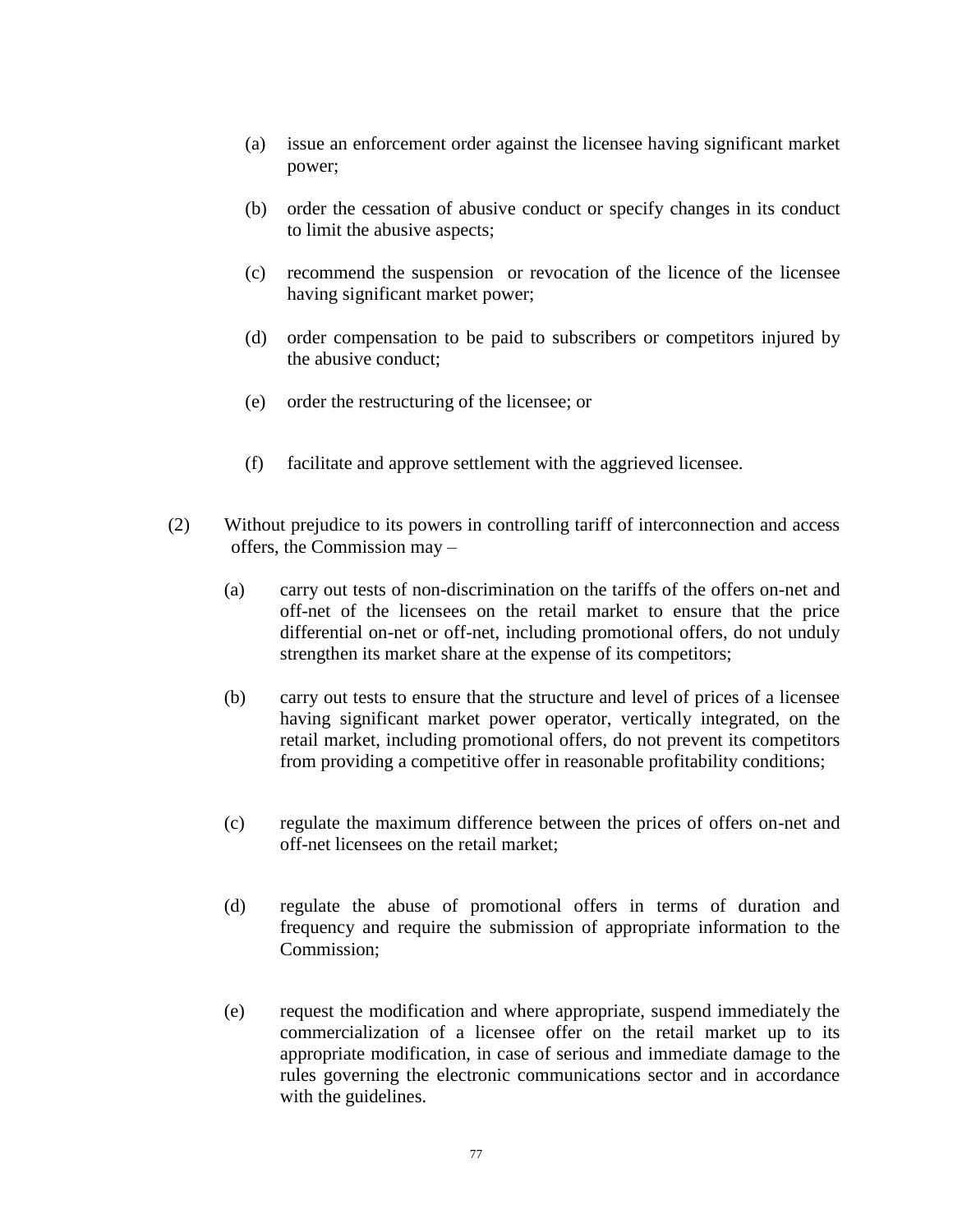(a) issue an enforcement order against the licensee having significant market power;

(b) order the cessation of abusive conduct or specify changes in its conduct to limit the abusive aspects;

(c) recommend the suspension or revocation of the licence of the licensee having significant market power;

(d) order compensation to be paid to subscribers or competitors injured by the abusive conduct;

(e) order the restructuring of the licensee; or

(f) facilitate and approve settlement with the aggrieved licensee.

(2) Without prejudice to its powers in controlling tariff of interconnection and access offers, the Commission may –

(a) carry out tests of non-discrimination on the tariffs of the offers on-net and off-net of the licensees on the retail market to ensure that the price differential on-net or off-net, including promotional offers, do not unduly strengthen its market share at the expense of its competitors;

(b) carry out tests to ensure that the structure and level of prices of a licensee having significant market power operator, vertically integrated, on the retail market, including promotional offers, do not prevent its competitors from providing a competitive offer in reasonable profitability conditions;

(c) regulate the maximum difference between the prices of offers on-net and off-net licensees on the retail market;

(d) regulate the abuse of promotional offers in terms of duration and frequency and require the submission of appropriate information to the Commission;

(e) request the modification and where appropriate, suspend immediately the commercialization of a licensee offer on the retail market up to its appropriate modification, in case of serious and immediate damage to the rules governing the electronic communications sector and in accordance with the guidelines.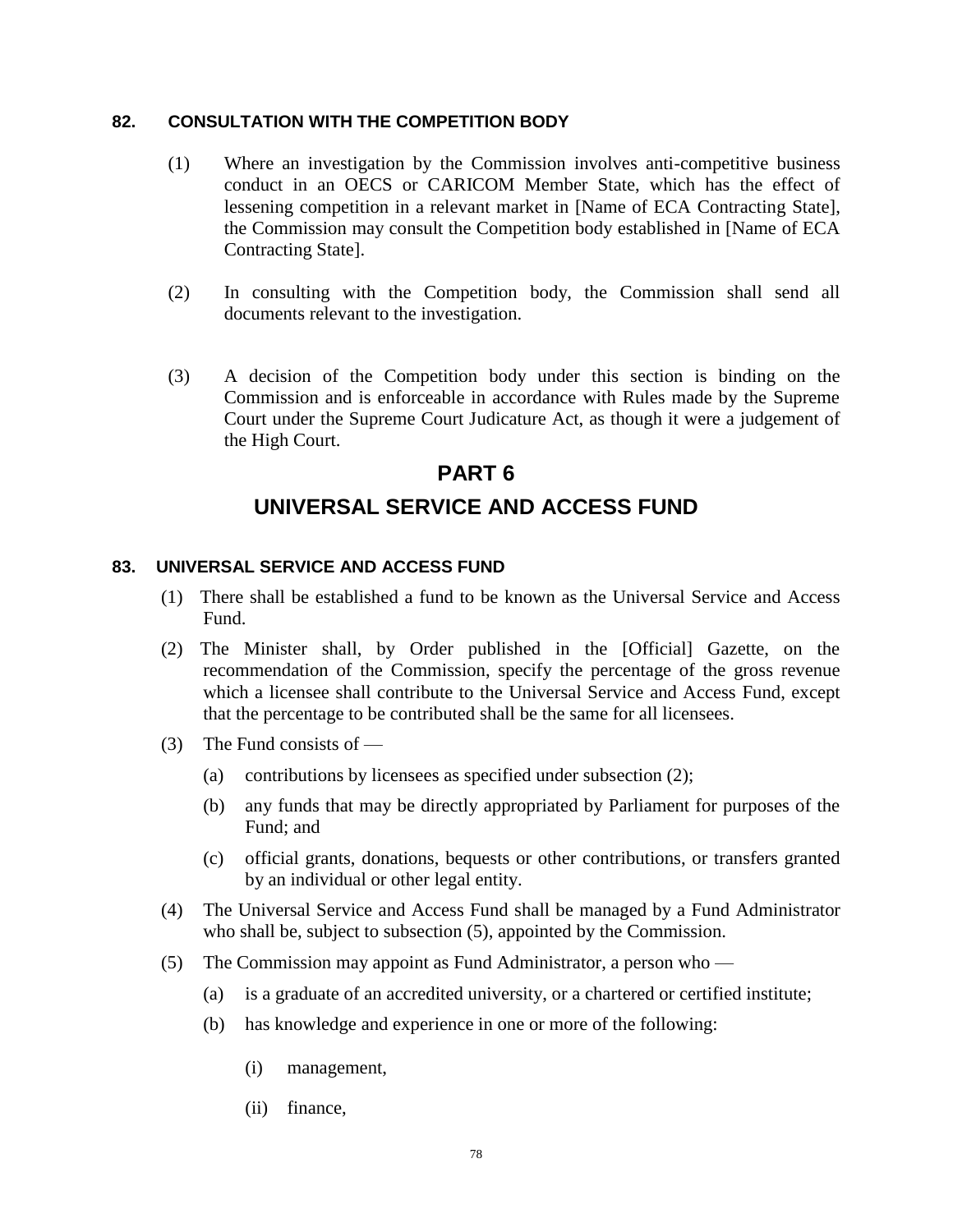### 82. CONSULTATION WITH THE COMPETITION BODY

(1) Where an investigation by the Commission involves anti-competitive business conduct in an OECS or CARICOM Member State, which has the effect of lessening competition in a relevant market in [Name of ECA Contracting State], the Commission may consult the Competition body established in [Name of ECA Contracting State].

(2) In consulting with the Competition body, the Commission shall send all documents relevant to the investigation.

(3) A decision of the Competition body under this section is binding on the Commission and is enforceable in accordance with Rules made by the Supreme Court under the Supreme Court Judicature Act, as though it were a judgement of the High Court.

## PART 6

## UNIVERSAL SERVICE AND ACCESS FUND

### 83. UNIVERSAL SERVICE AND ACCESS FUND

(1) There shall be established a fund to be known as the Universal Service and Access Fund.

(2) The Minister shall, by Order published in the [Official] Gazette, on the recommendation of the Commission, specify the percentage of the gross revenue which a licensee shall contribute to the Universal Service and Access Fund, except that the percentage to be contributed shall be the same for all licensees.

(3) The Fund consists of —

(a) contributions by licensees as specified under subsection (2);

(b) any funds that may be directly appropriated by Parliament for purposes of the Fund; and

(c) official grants, donations, bequests or other contributions, or transfers granted by an individual or other legal entity.

(4) The Universal Service and Access Fund shall be managed by a Fund Administrator who shall be, subject to subsection (5), appointed by the Commission.

(5) The Commission may appoint as Fund Administrator, a person who —

(a) is a graduate of an accredited university, or a chartered or certified institute;

(b) has knowledge and experience in one or more of the following:

(i) management,

(ii) finance,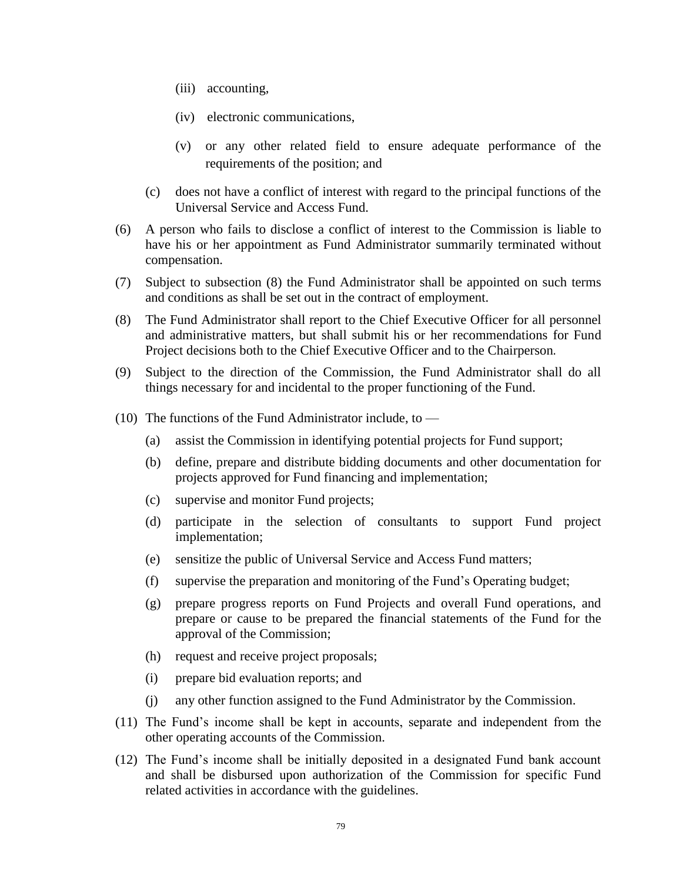(iii) accounting,

    (iv) electronic communications,

    (v) or any other related field to ensure adequate performance of the requirements of the position; and

  (c) does not have a conflict of interest with regard to the principal functions of the Universal Service and Access Fund.

(6) A person who fails to disclose a conflict of interest to the Commission is liable to have his or her appointment as Fund Administrator summarily terminated without compensation.

(7) Subject to subsection (8) the Fund Administrator shall be appointed on such terms and conditions as shall be set out in the contract of employment.

(8) The Fund Administrator shall report to the Chief Executive Officer for all personnel and administrative matters, but shall submit his or her recommendations for Fund Project decisions both to the Chief Executive Officer and to the Chairperson.

(9) Subject to the direction of the Commission, the Fund Administrator shall do all things necessary for and incidental to the proper functioning of the Fund.

(10) The functions of the Fund Administrator include, to —

  (a) assist the Commission in identifying potential projects for Fund support;

  (b) define, prepare and distribute bidding documents and other documentation for projects approved for Fund financing and implementation;

  (c) supervise and monitor Fund projects;

  (d) participate in the selection of consultants to support Fund project implementation;

  (e) sensitize the public of Universal Service and Access Fund matters;

  (f) supervise the preparation and monitoring of the Fund's Operating budget;

  (g) prepare progress reports on Fund Projects and overall Fund operations, and prepare or cause to be prepared the financial statements of the Fund for the approval of the Commission;

  (h) request and receive project proposals;

  (i) prepare bid evaluation reports; and

  (j) any other function assigned to the Fund Administrator by the Commission.

(11) The Fund's income shall be kept in accounts, separate and independent from the other operating accounts of the Commission.

(12) The Fund's income shall be initially deposited in a designated Fund bank account and shall be disbursed upon authorization of the Commission for specific Fund related activities in accordance with the guidelines.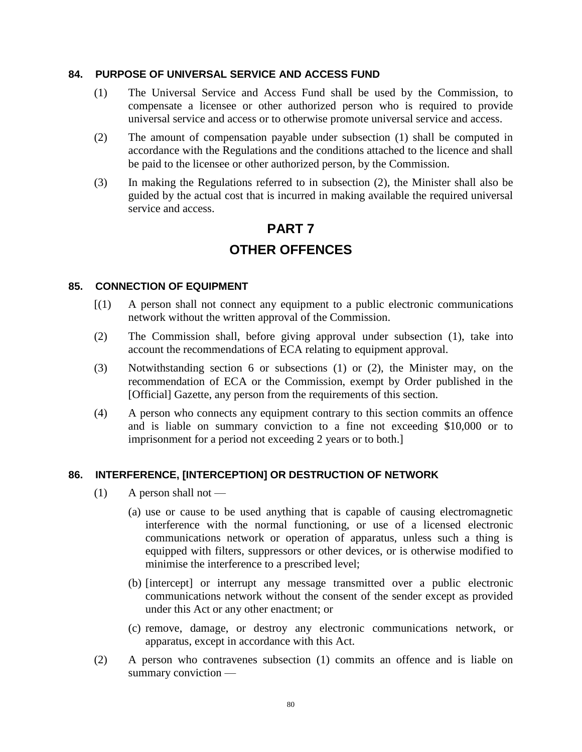### 84. PURPOSE OF UNIVERSAL SERVICE AND ACCESS FUND

(1) The Universal Service and Access Fund shall be used by the Commission, to compensate a licensee or other authorized person who is required to provide universal service and access or to otherwise promote universal service and access.

(2) The amount of compensation payable under subsection (1) shall be computed in accordance with the Regulations and the conditions attached to the licence and shall be paid to the licensee or other authorized person, by the Commission.

(3) In making the Regulations referred to in subsection (2), the Minister shall also be guided by the actual cost that is incurred in making available the required universal service and access.

# PART 7

# OTHER OFFENCES

### 85. CONNECTION OF EQUIPMENT

[(1) A person shall not connect any equipment to a public electronic communications network without the written approval of the Commission.

(2) The Commission shall, before giving approval under subsection (1), take into account the recommendations of ECA relating to equipment approval.

(3) Notwithstanding section 6 or subsections (1) or (2), the Minister may, on the recommendation of ECA or the Commission, exempt by Order published in the [Official] Gazette, any person from the requirements of this section.

(4) A person who connects any equipment contrary to this section commits an offence and is liable on summary conviction to a fine not exceeding $10,000 or to imprisonment for a period not exceeding 2 years or to both.]

### 86. INTERFERENCE, [INTERCEPTION] OR DESTRUCTION OF NETWORK

(1) A person shall not —

(a) use or cause to be used anything that is capable of causing electromagnetic interference with the normal functioning, or use of a licensed electronic communications network or operation of apparatus, unless such a thing is equipped with filters, suppressors or other devices, or is otherwise modified to minimise the interference to a prescribed level;

(b) [intercept] or interrupt any message transmitted over a public electronic communications network without the consent of the sender except as provided under this Act or any other enactment; or

(c) remove, damage, or destroy any electronic communications network, or apparatus, except in accordance with this Act.

(2) A person who contravenes subsection (1) commits an offence and is liable on summary conviction —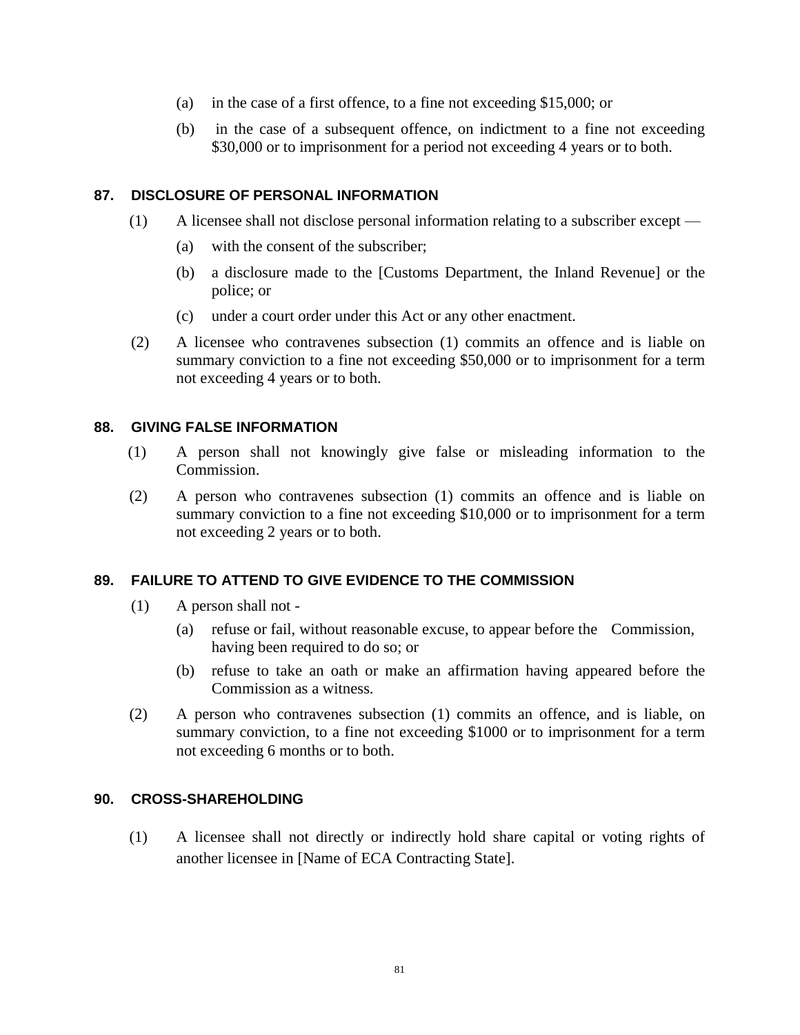(a) in the case of a first offence, to a fine not exceeding $15,000; or

(b) in the case of a subsequent offence, on indictment to a fine not exceeding $30,000 or to imprisonment for a period not exceeding 4 years or to both.

### 87. DISCLOSURE OF PERSONAL INFORMATION

(1) A licensee shall not disclose personal information relating to a subscriber except —

(a) with the consent of the subscriber;

(b) a disclosure made to the [Customs Department, the Inland Revenue] or the police; or

(c) under a court order under this Act or any other enactment.

(2) A licensee who contravenes subsection (1) commits an offence and is liable on summary conviction to a fine not exceeding $50,000 or to imprisonment for a term not exceeding 4 years or to both.

### 88. GIVING FALSE INFORMATION

(1) A person shall not knowingly give false or misleading information to the Commission.

(2) A person who contravenes subsection (1) commits an offence and is liable on summary conviction to a fine not exceeding $10,000 or to imprisonment for a term not exceeding 2 years or to both.

### 89. FAILURE TO ATTEND TO GIVE EVIDENCE TO THE COMMISSION

(1) A person shall not -

(a) refuse or fail, without reasonable excuse, to appear before the Commission, having been required to do so; or

(b) refuse to take an oath or make an affirmation having appeared before the Commission as a witness.

(2) A person who contravenes subsection (1) commits an offence, and is liable, on summary conviction, to a fine not exceeding $1000 or to imprisonment for a term not exceeding 6 months or to both.

### 90. CROSS-SHAREHOLDING

(1) A licensee shall not directly or indirectly hold share capital or voting rights of another licensee in [Name of ECA Contracting State].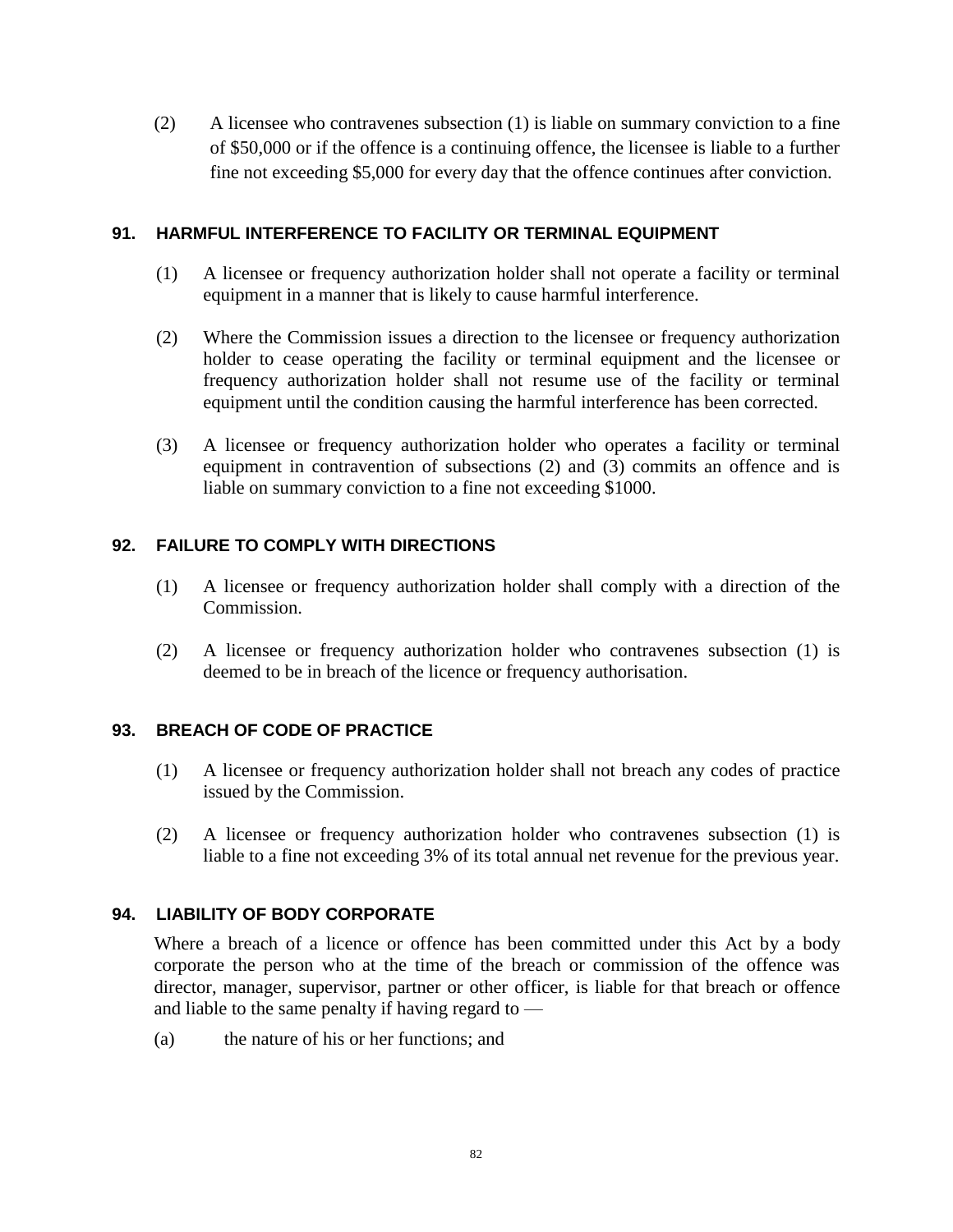(2) A licensee who contravenes subsection (1) is liable on summary conviction to a fine of $50,000 or if the offence is a continuing offence, the licensee is liable to a further fine not exceeding $5,000 for every day that the offence continues after conviction.

### 91. HARMFUL INTERFERENCE TO FACILITY OR TERMINAL EQUIPMENT

(1) A licensee or frequency authorization holder shall not operate a facility or terminal equipment in a manner that is likely to cause harmful interference.

(2) Where the Commission issues a direction to the licensee or frequency authorization holder to cease operating the facility or terminal equipment and the licensee or frequency authorization holder shall not resume use of the facility or terminal equipment until the condition causing the harmful interference has been corrected.

(3) A licensee or frequency authorization holder who operates a facility or terminal equipment in contravention of subsections (2) and (3) commits an offence and is liable on summary conviction to a fine not exceeding $1000.

### 92. FAILURE TO COMPLY WITH DIRECTIONS

(1) A licensee or frequency authorization holder shall comply with a direction of the Commission.

(2) A licensee or frequency authorization holder who contravenes subsection (1) is deemed to be in breach of the licence or frequency authorisation.

### 93. BREACH OF CODE OF PRACTICE

(1) A licensee or frequency authorization holder shall not breach any codes of practice issued by the Commission.

(2) A licensee or frequency authorization holder who contravenes subsection (1) is liable to a fine not exceeding 3% of its total annual net revenue for the previous year.

### 94. LIABILITY OF BODY CORPORATE

Where a breach of a licence or offence has been committed under this Act by a body corporate the person who at the time of the breach or commission of the offence was director, manager, supervisor, partner or other officer, is liable for that breach or offence and liable to the same penalty if having regard to —

(a) the nature of his or her functions; and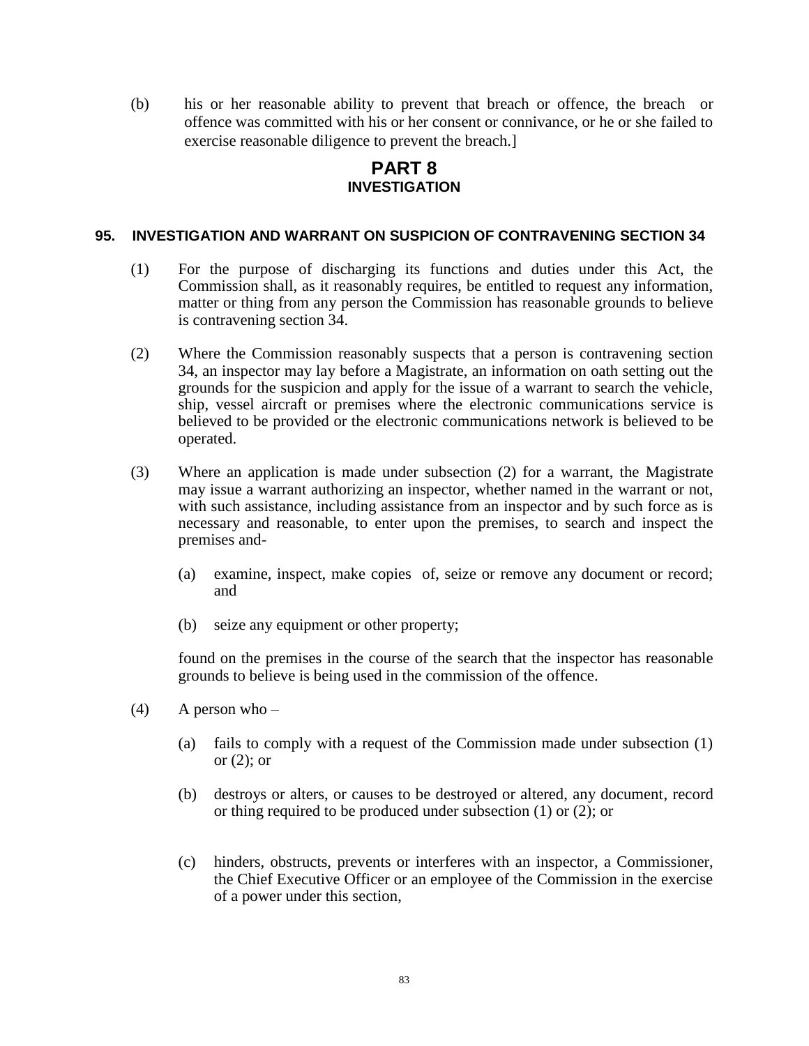(b) his or her reasonable ability to prevent that breach or offence, the breach or offence was committed with his or her consent or connivance, or he or she failed to exercise reasonable diligence to prevent the breach.]

## PART 8
### INVESTIGATION

#### 95. INVESTIGATION AND WARRANT ON SUSPICION OF CONTRAVENING SECTION 34

(1) For the purpose of discharging its functions and duties under this Act, the Commission shall, as it reasonably requires, be entitled to request any information, matter or thing from any person the Commission has reasonable grounds to believe is contravening section 34.

(2) Where the Commission reasonably suspects that a person is contravening section 34, an inspector may lay before a Magistrate, an information on oath setting out the grounds for the suspicion and apply for the issue of a warrant to search the vehicle, ship, vessel aircraft or premises where the electronic communications service is believed to be provided or the electronic communications network is believed to be operated.

(3) Where an application is made under subsection (2) for a warrant, the Magistrate may issue a warrant authorizing an inspector, whether named in the warrant or not, with such assistance, including assistance from an inspector and by such force as is necessary and reasonable, to enter upon the premises, to search and inspect the premises and-

(a) examine, inspect, make copies of, seize or remove any document or record; and

(b) seize any equipment or other property;

found on the premises in the course of the search that the inspector has reasonable grounds to believe is being used in the commission of the offence.

(4) A person who –

(a) fails to comply with a request of the Commission made under subsection (1) or (2); or

(b) destroys or alters, or causes to be destroyed or altered, any document, record or thing required to be produced under subsection (1) or (2); or

(c) hinders, obstructs, prevents or interferes with an inspector, a Commissioner, the Chief Executive Officer or an employee of the Commission in the exercise of a power under this section,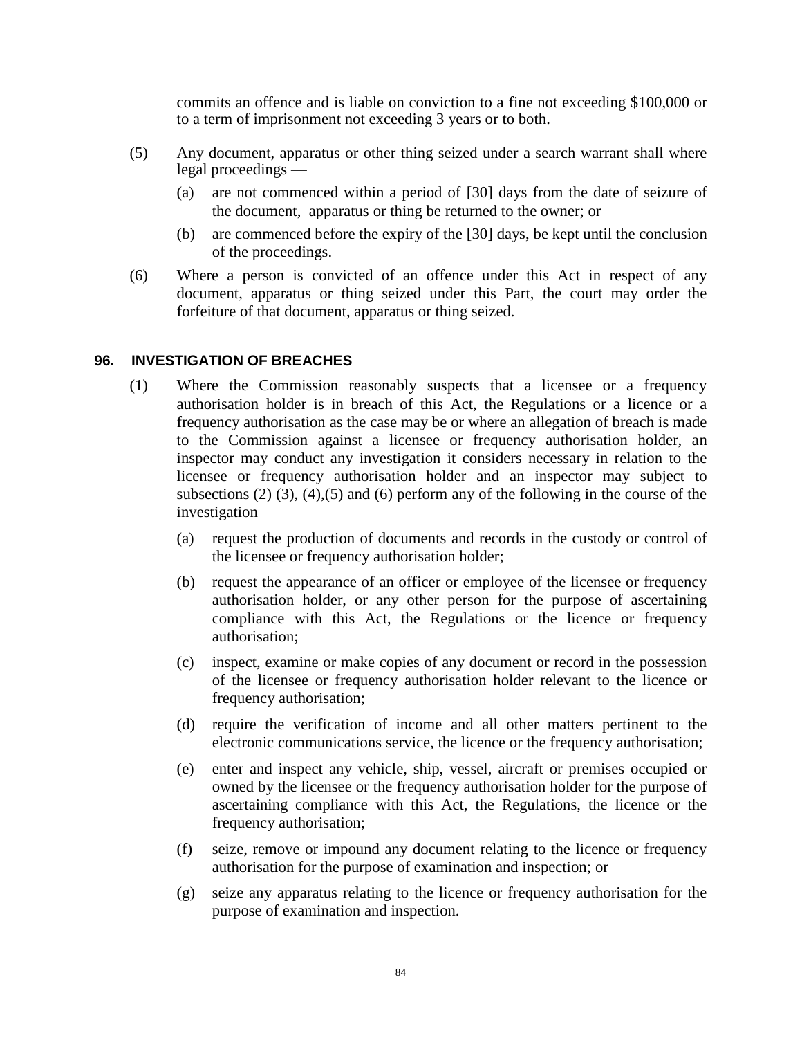commits an offence and is liable on conviction to a fine not exceeding $100,000 or to a term of imprisonment not exceeding 3 years or to both.

(5) Any document, apparatus or other thing seized under a search warrant shall where legal proceedings —

(a) are not commenced within a period of [30] days from the date of seizure of the document, apparatus or thing be returned to the owner; or

(b) are commenced before the expiry of the [30] days, be kept until the conclusion of the proceedings.

(6) Where a person is convicted of an offence under this Act in respect of any document, apparatus or thing seized under this Part, the court may order the forfeiture of that document, apparatus or thing seized.

### 96. INVESTIGATION OF BREACHES

(1) Where the Commission reasonably suspects that a licensee or a frequency authorisation holder is in breach of this Act, the Regulations or a licence or a frequency authorisation as the case may be or where an allegation of breach is made to the Commission against a licensee or frequency authorisation holder, an inspector may conduct any investigation it considers necessary in relation to the licensee or frequency authorisation holder and an inspector may subject to subsections (2) (3), (4),(5) and (6) perform any of the following in the course of the investigation —

(a) request the production of documents and records in the custody or control of the licensee or frequency authorisation holder;

(b) request the appearance of an officer or employee of the licensee or frequency authorisation holder, or any other person for the purpose of ascertaining compliance with this Act, the Regulations or the licence or frequency authorisation;

(c) inspect, examine or make copies of any document or record in the possession of the licensee or frequency authorisation holder relevant to the licence or frequency authorisation;

(d) require the verification of income and all other matters pertinent to the electronic communications service, the licence or the frequency authorisation;

(e) enter and inspect any vehicle, ship, vessel, aircraft or premises occupied or owned by the licensee or the frequency authorisation holder for the purpose of ascertaining compliance with this Act, the Regulations, the licence or the frequency authorisation;

(f) seize, remove or impound any document relating to the licence or frequency authorisation for the purpose of examination and inspection; or

(g) seize any apparatus relating to the licence or frequency authorisation for the purpose of examination and inspection.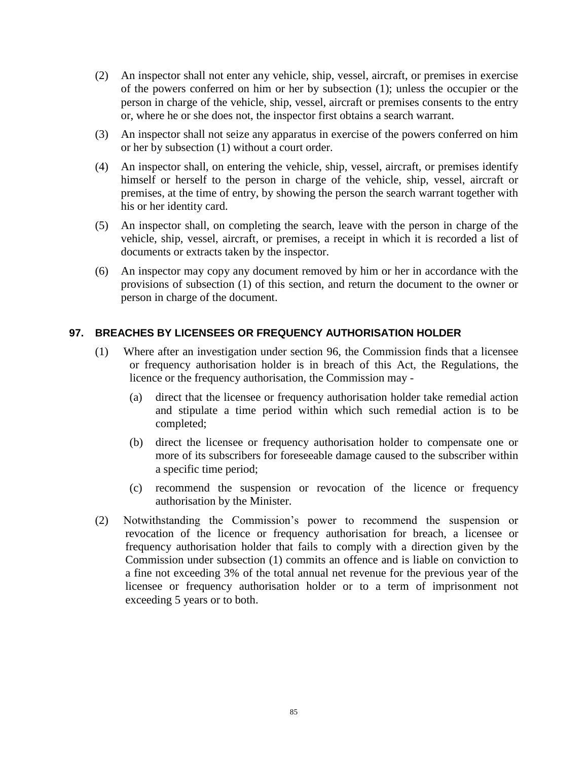(2) An inspector shall not enter any vehicle, ship, vessel, aircraft, or premises in exercise of the powers conferred on him or her by subsection (1); unless the occupier or the person in charge of the vehicle, ship, vessel, aircraft or premises consents to the entry or, where he or she does not, the inspector first obtains a search warrant.

(3) An inspector shall not seize any apparatus in exercise of the powers conferred on him or her by subsection (1) without a court order.

(4) An inspector shall, on entering the vehicle, ship, vessel, aircraft, or premises identify himself or herself to the person in charge of the vehicle, ship, vessel, aircraft or premises, at the time of entry, by showing the person the search warrant together with his or her identity card.

(5) An inspector shall, on completing the search, leave with the person in charge of the vehicle, ship, vessel, aircraft, or premises, a receipt in which it is recorded a list of documents or extracts taken by the inspector.

(6) An inspector may copy any document removed by him or her in accordance with the provisions of subsection (1) of this section, and return the document to the owner or person in charge of the document.

## 97. BREACHES BY LICENSEES OR FREQUENCY AUTHORISATION HOLDER

(1) Where after an investigation under section 96, the Commission finds that a licensee or frequency authorisation holder is in breach of this Act, the Regulations, the licence or the frequency authorisation, the Commission may -

(a) direct that the licensee or frequency authorisation holder take remedial action and stipulate a time period within which such remedial action is to be completed;

(b) direct the licensee or frequency authorisation holder to compensate one or more of its subscribers for foreseeable damage caused to the subscriber within a specific time period;

(c) recommend the suspension or revocation of the licence or frequency authorisation by the Minister.

(2) Notwithstanding the Commission's power to recommend the suspension or revocation of the licence or frequency authorisation for breach, a licensee or frequency authorisation holder that fails to comply with a direction given by the Commission under subsection (1) commits an offence and is liable on conviction to a fine not exceeding 3% of the total annual net revenue for the previous year of the licensee or frequency authorisation holder or to a term of imprisonment not exceeding 5 years or to both.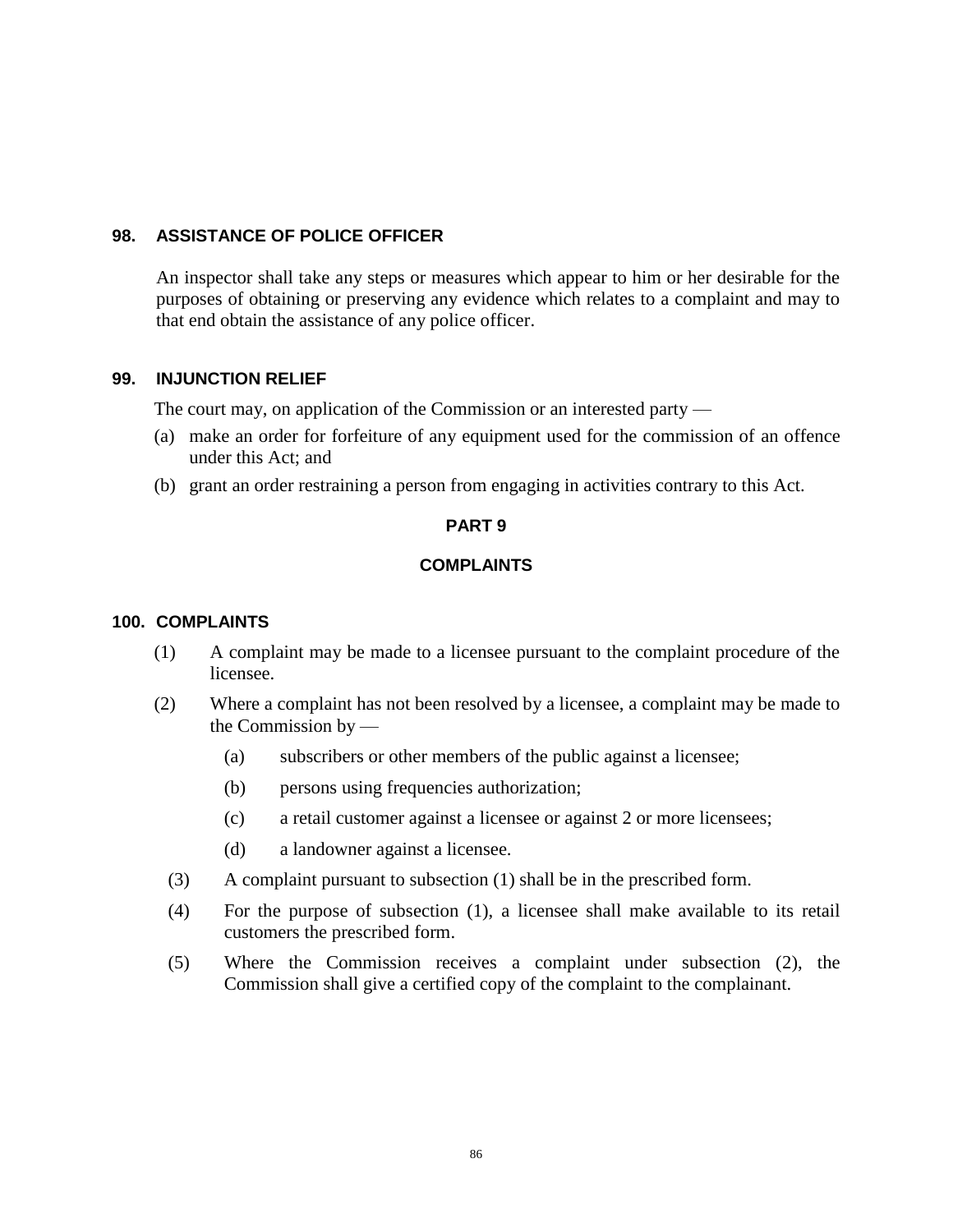### 98. ASSISTANCE OF POLICE OFFICER

An inspector shall take any steps or measures which appear to him or her desirable for the purposes of obtaining or preserving any evidence which relates to a complaint and may to that end obtain the assistance of any police officer.

### 99. INJUNCTION RELIEF

The court may, on application of the Commission or an interested party —

(a) make an order for forfeiture of any equipment used for the commission of an offence under this Act; and

(b) grant an order restraining a person from engaging in activities contrary to this Act.

## PART 9

## COMPLAINTS

### 100. COMPLAINTS

(1) A complaint may be made to a licensee pursuant to the complaint procedure of the licensee.

(2) Where a complaint has not been resolved by a licensee, a complaint may be made to the Commission by —

(a) subscribers or other members of the public against a licensee;

(b) persons using frequencies authorization;

(c) a retail customer against a licensee or against 2 or more licensees;

(d) a landowner against a licensee.

(3) A complaint pursuant to subsection (1) shall be in the prescribed form.

(4) For the purpose of subsection (1), a licensee shall make available to its retail customers the prescribed form.

(5) Where the Commission receives a complaint under subsection (2), the Commission shall give a certified copy of the complaint to the complainant.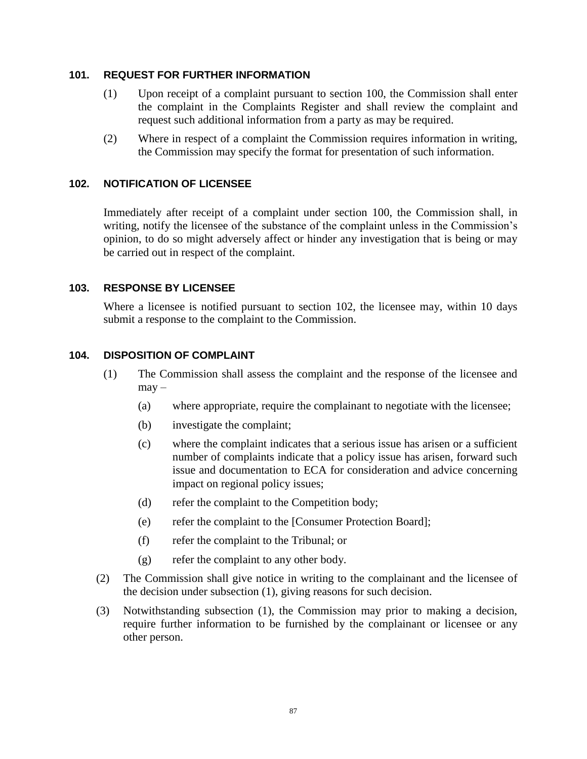### 101. REQUEST FOR FURTHER INFORMATION

(1) Upon receipt of a complaint pursuant to section 100, the Commission shall enter the complaint in the Complaints Register and shall review the complaint and request such additional information from a party as may be required.

(2) Where in respect of a complaint the Commission requires information in writing, the Commission may specify the format for presentation of such information.

### 102. NOTIFICATION OF LICENSEE

Immediately after receipt of a complaint under section 100, the Commission shall, in writing, notify the licensee of the substance of the complaint unless in the Commission's opinion, to do so might adversely affect or hinder any investigation that is being or may be carried out in respect of the complaint.

### 103. RESPONSE BY LICENSEE

Where a licensee is notified pursuant to section 102, the licensee may, within 10 days submit a response to the complaint to the Commission.

### 104. DISPOSITION OF COMPLAINT

(1) The Commission shall assess the complaint and the response of the licensee and may –

(a) where appropriate, require the complainant to negotiate with the licensee;

(b) investigate the complaint;

(c) where the complaint indicates that a serious issue has arisen or a sufficient number of complaints indicate that a policy issue has arisen, forward such issue and documentation to ECA for consideration and advice concerning impact on regional policy issues;

(d) refer the complaint to the Competition body;

(e) refer the complaint to the [Consumer Protection Board];

(f) refer the complaint to the Tribunal; or

(g) refer the complaint to any other body.

(2) The Commission shall give notice in writing to the complainant and the licensee of the decision under subsection (1), giving reasons for such decision.

(3) Notwithstanding subsection (1), the Commission may prior to making a decision, require further information to be furnished by the complainant or licensee or any other person.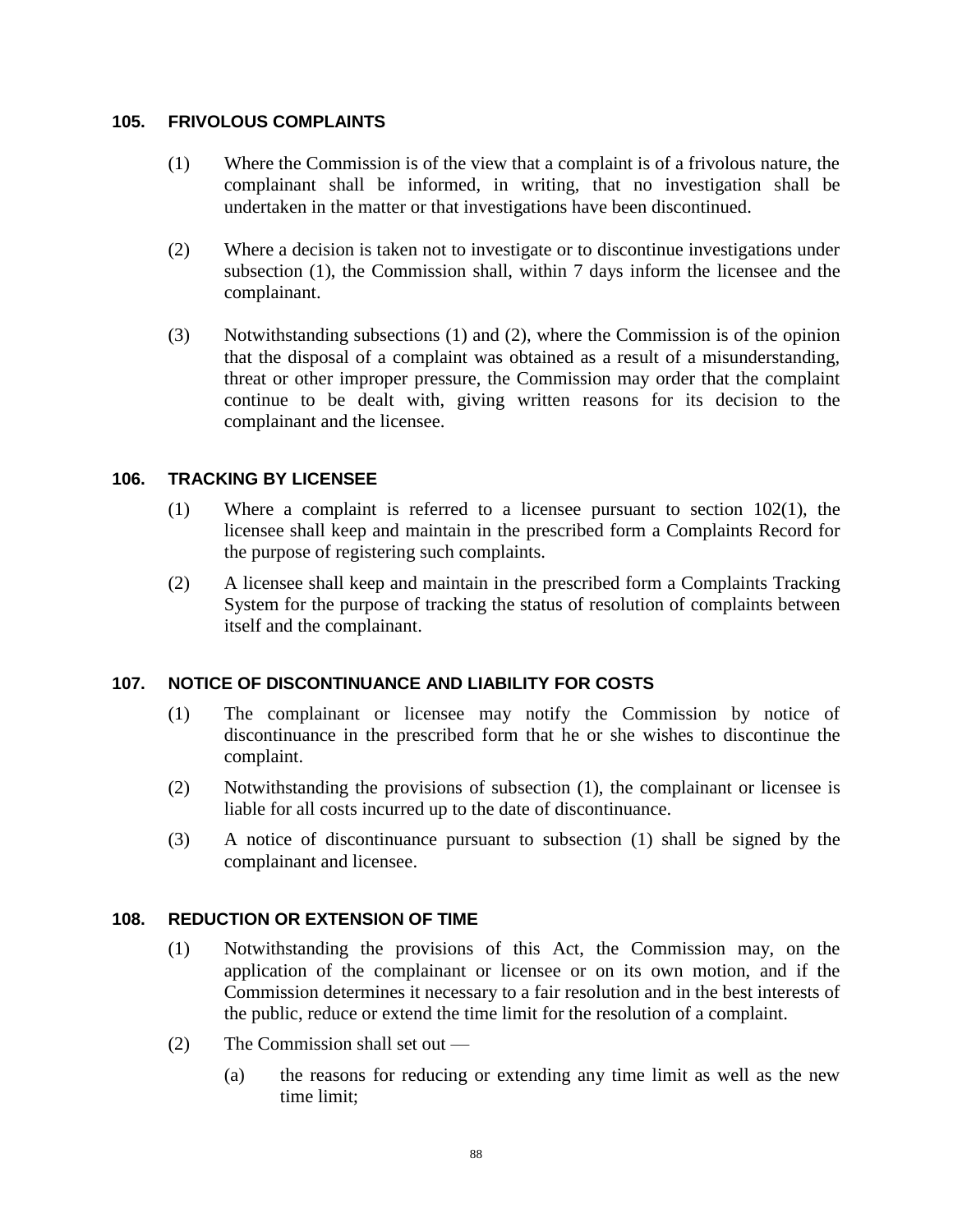### 105. FRIVOLOUS COMPLAINTS

(1) Where the Commission is of the view that a complaint is of a frivolous nature, the complainant shall be informed, in writing, that no investigation shall be undertaken in the matter or that investigations have been discontinued.

(2) Where a decision is taken not to investigate or to discontinue investigations under subsection (1), the Commission shall, within 7 days inform the licensee and the complainant.

(3) Notwithstanding subsections (1) and (2), where the Commission is of the opinion that the disposal of a complaint was obtained as a result of a misunderstanding, threat or other improper pressure, the Commission may order that the complaint continue to be dealt with, giving written reasons for its decision to the complainant and the licensee.

### 106. TRACKING BY LICENSEE

(1) Where a complaint is referred to a licensee pursuant to section 102(1), the licensee shall keep and maintain in the prescribed form a Complaints Record for the purpose of registering such complaints.

(2) A licensee shall keep and maintain in the prescribed form a Complaints Tracking System for the purpose of tracking the status of resolution of complaints between itself and the complainant.

### 107. NOTICE OF DISCONTINUANCE AND LIABILITY FOR COSTS

(1) The complainant or licensee may notify the Commission by notice of discontinuance in the prescribed form that he or she wishes to discontinue the complaint.

(2) Notwithstanding the provisions of subsection (1), the complainant or licensee is liable for all costs incurred up to the date of discontinuance.

(3) A notice of discontinuance pursuant to subsection (1) shall be signed by the complainant and licensee.

### 108. REDUCTION OR EXTENSION OF TIME

(1) Notwithstanding the provisions of this Act, the Commission may, on the application of the complainant or licensee or on its own motion, and if the Commission determines it necessary to a fair resolution and in the best interests of the public, reduce or extend the time limit for the resolution of a complaint.

(2) The Commission shall set out —

(a) the reasons for reducing or extending any time limit as well as the new time limit;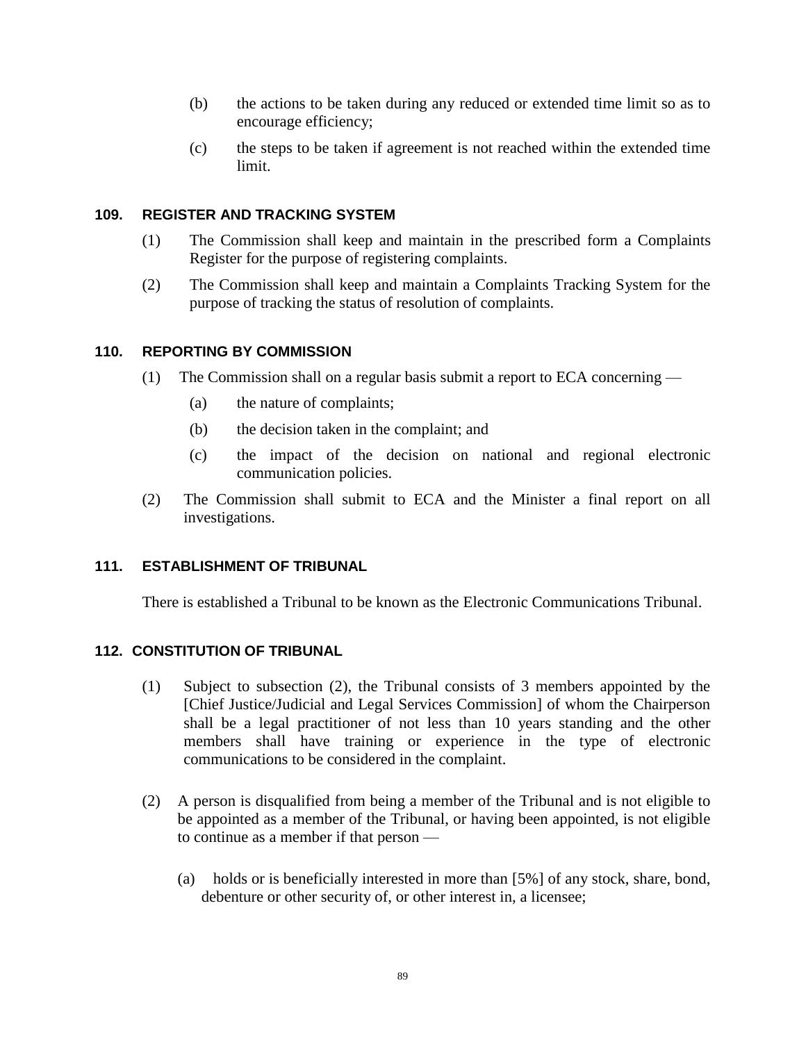(b) the actions to be taken during any reduced or extended time limit so as to encourage efficiency;

(c) the steps to be taken if agreement is not reached within the extended time limit.

### 109. REGISTER AND TRACKING SYSTEM

(1) The Commission shall keep and maintain in the prescribed form a Complaints Register for the purpose of registering complaints.

(2) The Commission shall keep and maintain a Complaints Tracking System for the purpose of tracking the status of resolution of complaints.

### 110. REPORTING BY COMMISSION

(1) The Commission shall on a regular basis submit a report to ECA concerning —

(a) the nature of complaints;

(b) the decision taken in the complaint; and

(c) the impact of the decision on national and regional electronic communication policies.

(2) The Commission shall submit to ECA and the Minister a final report on all investigations.

### 111. ESTABLISHMENT OF TRIBUNAL

There is established a Tribunal to be known as the Electronic Communications Tribunal.

### 112. CONSTITUTION OF TRIBUNAL

(1) Subject to subsection (2), the Tribunal consists of 3 members appointed by the [Chief Justice/Judicial and Legal Services Commission] of whom the Chairperson shall be a legal practitioner of not less than 10 years standing and the other members shall have training or experience in the type of electronic communications to be considered in the complaint.

(2) A person is disqualified from being a member of the Tribunal and is not eligible to be appointed as a member of the Tribunal, or having been appointed, is not eligible to continue as a member if that person —

(a) holds or is beneficially interested in more than [5%] of any stock, share, bond, debenture or other security of, or other interest in, a licensee;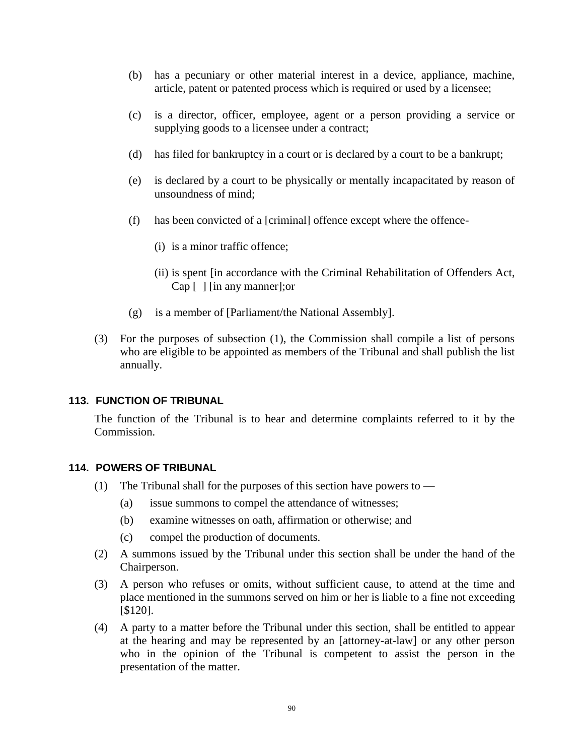(b) has a pecuniary or other material interest in a device, appliance, machine, article, patent or patented process which is required or used by a licensee;

(c) is a director, officer, employee, agent or a person providing a service or supplying goods to a licensee under a contract;

(d) has filed for bankruptcy in a court or is declared by a court to be a bankrupt;

(e) is declared by a court to be physically or mentally incapacitated by reason of unsoundness of mind;

(f) has been convicted of a [criminal] offence except where the offence-

(i) is a minor traffic offence;

(ii) is spent [in accordance with the Criminal Rehabilitation of Offenders Act, Cap [ ] [in any manner];or

(g) is a member of [Parliament/the National Assembly].

(3) For the purposes of subsection (1), the Commission shall compile a list of persons who are eligible to be appointed as members of the Tribunal and shall publish the list annually.

### 113. FUNCTION OF TRIBUNAL

The function of the Tribunal is to hear and determine complaints referred to it by the Commission.

### 114. POWERS OF TRIBUNAL

(1) The Tribunal shall for the purposes of this section have powers to —

(a) issue summons to compel the attendance of witnesses;

(b) examine witnesses on oath, affirmation or otherwise; and

(c) compel the production of documents.

(2) A summons issued by the Tribunal under this section shall be under the hand of the Chairperson.

(3) A person who refuses or omits, without sufficient cause, to attend at the time and place mentioned in the summons served on him or her is liable to a fine not exceeding [$120].

(4) A party to a matter before the Tribunal under this section, shall be entitled to appear at the hearing and may be represented by an [attorney-at-law] or any other person who in the opinion of the Tribunal is competent to assist the person in the presentation of the matter.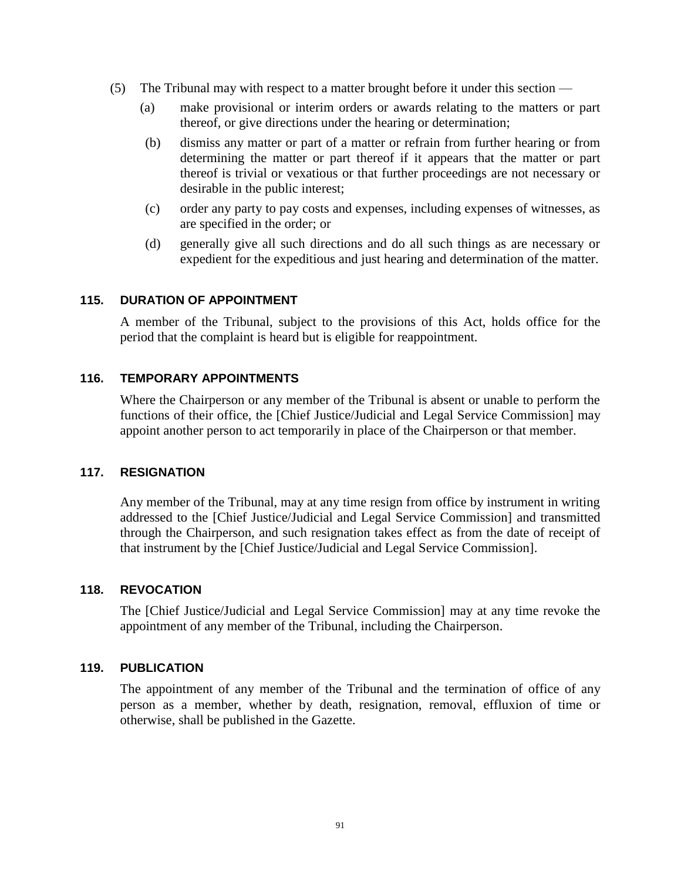(5) The Tribunal may with respect to a matter brought before it under this section —

   (a) make provisional or interim orders or awards relating to the matters or part thereof, or give directions under the hearing or determination;

   (b) dismiss any matter or part of a matter or refrain from further hearing or from determining the matter or part thereof if it appears that the matter or part thereof is trivial or vexatious or that further proceedings are not necessary or desirable in the public interest;

   (c) order any party to pay costs and expenses, including expenses of witnesses, as are specified in the order; or

   (d) generally give all such directions and do all such things as are necessary or expedient for the expeditious and just hearing and determination of the matter.

### 115. DURATION OF APPOINTMENT

A member of the Tribunal, subject to the provisions of this Act, holds office for the period that the complaint is heard but is eligible for reappointment.

### 116. TEMPORARY APPOINTMENTS

Where the Chairperson or any member of the Tribunal is absent or unable to perform the functions of their office, the [Chief Justice/Judicial and Legal Service Commission] may appoint another person to act temporarily in place of the Chairperson or that member.

### 117. RESIGNATION

Any member of the Tribunal, may at any time resign from office by instrument in writing addressed to the [Chief Justice/Judicial and Legal Service Commission] and transmitted through the Chairperson, and such resignation takes effect as from the date of receipt of that instrument by the [Chief Justice/Judicial and Legal Service Commission].

### 118. REVOCATION

The [Chief Justice/Judicial and Legal Service Commission] may at any time revoke the appointment of any member of the Tribunal, including the Chairperson.

### 119. PUBLICATION

The appointment of any member of the Tribunal and the termination of office of any person as a member, whether by death, resignation, removal, effluxion of time or otherwise, shall be published in the Gazette.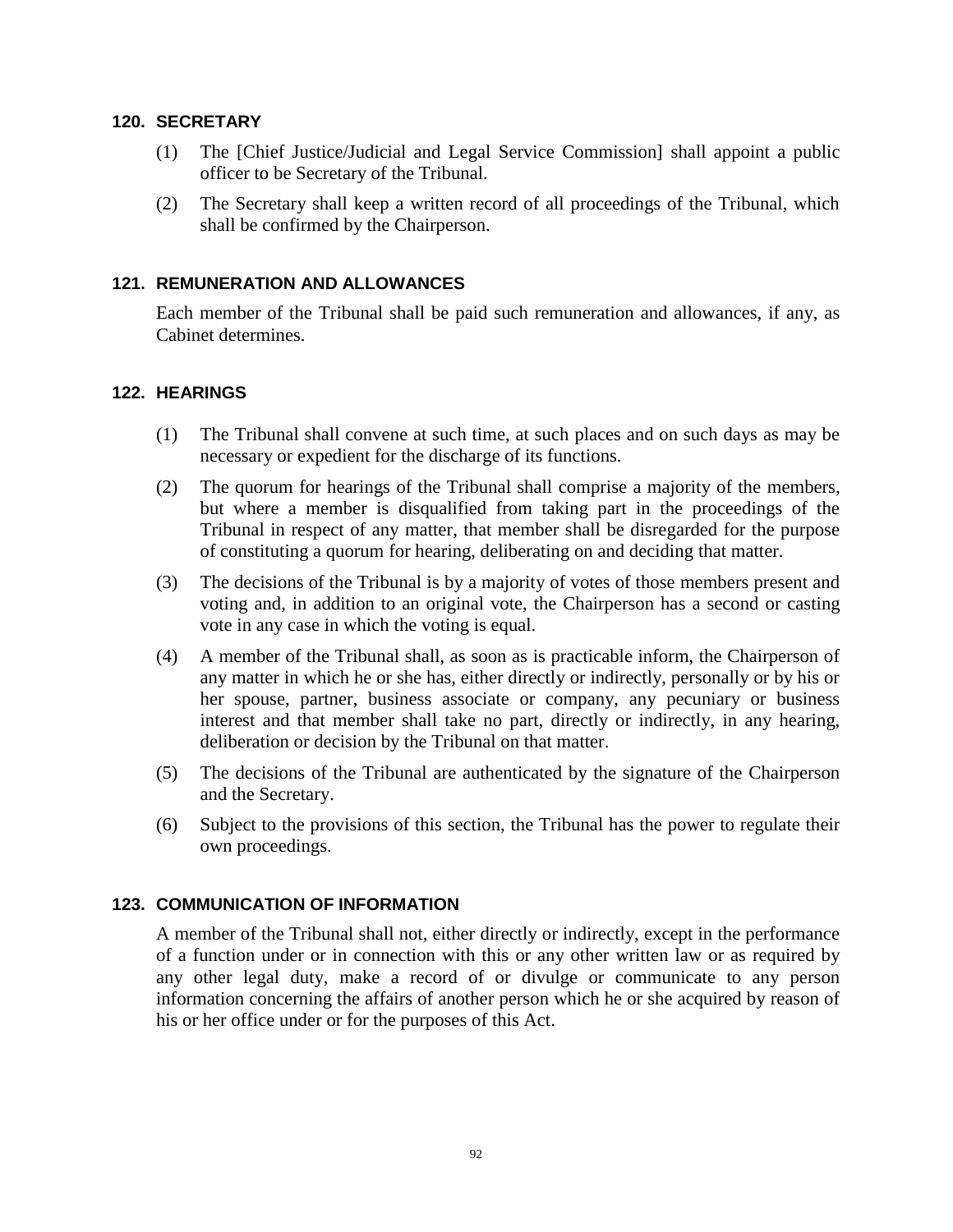## 120. SECRETARY

(1) The [Chief Justice/Judicial and Legal Service Commission] shall appoint a public officer to be Secretary of the Tribunal.

(2) The Secretary shall keep a written record of all proceedings of the Tribunal, which shall be confirmed by the Chairperson.

## 121. REMUNERATION AND ALLOWANCES

Each member of the Tribunal shall be paid such remuneration and allowances, if any, as Cabinet determines.

## 122. HEARINGS

(1) The Tribunal shall convene at such time, at such places and on such days as may be necessary or expedient for the discharge of its functions.

(2) The quorum for hearings of the Tribunal shall comprise a majority of the members, but where a member is disqualified from taking part in the proceedings of the Tribunal in respect of any matter, that member shall be disregarded for the purpose of constituting a quorum for hearing, deliberating on and deciding that matter.

(3) The decisions of the Tribunal is by a majority of votes of those members present and voting and, in addition to an original vote, the Chairperson has a second or casting vote in any case in which the voting is equal.

(4) A member of the Tribunal shall, as soon as is practicable inform, the Chairperson of any matter in which he or she has, either directly or indirectly, personally or by his or her spouse, partner, business associate or company, any pecuniary or business interest and that member shall take no part, directly or indirectly, in any hearing, deliberation or decision by the Tribunal on that matter.

(5) The decisions of the Tribunal are authenticated by the signature of the Chairperson and the Secretary.

(6) Subject to the provisions of this section, the Tribunal has the power to regulate their own proceedings.

## 123. COMMUNICATION OF INFORMATION

A member of the Tribunal shall not, either directly or indirectly, except in the performance of a function under or in connection with this or any other written law or as required by any other legal duty, make a record of or divulge or communicate to any person information concerning the affairs of another person which he or she acquired by reason of his or her office under or for the purposes of this Act.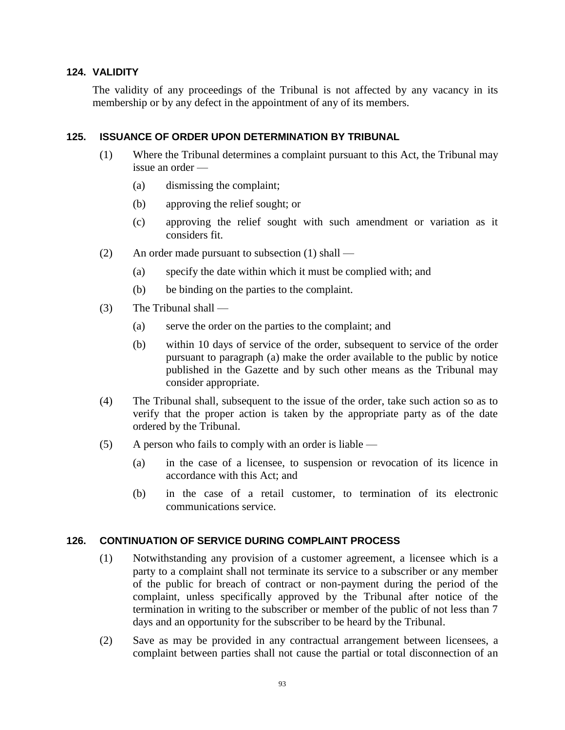### 124. VALIDITY

The validity of any proceedings of the Tribunal is not affected by any vacancy in its membership or by any defect in the appointment of any of its members.

### 125. ISSUANCE OF ORDER UPON DETERMINATION BY TRIBUNAL

(1) Where the Tribunal determines a complaint pursuant to this Act, the Tribunal may issue an order —

(a) dismissing the complaint;

(b) approving the relief sought; or

(c) approving the relief sought with such amendment or variation as it considers fit.

(2) An order made pursuant to subsection (1) shall —

(a) specify the date within which it must be complied with; and

(b) be binding on the parties to the complaint.

(3) The Tribunal shall —

(a) serve the order on the parties to the complaint; and

(b) within 10 days of service of the order, subsequent to service of the order pursuant to paragraph (a) make the order available to the public by notice published in the Gazette and by such other means as the Tribunal may consider appropriate.

(4) The Tribunal shall, subsequent to the issue of the order, take such action so as to verify that the proper action is taken by the appropriate party as of the date ordered by the Tribunal.

(5) A person who fails to comply with an order is liable —

(a) in the case of a licensee, to suspension or revocation of its licence in accordance with this Act; and

(b) in the case of a retail customer, to termination of its electronic communications service.

### 126. CONTINUATION OF SERVICE DURING COMPLAINT PROCESS

(1) Notwithstanding any provision of a customer agreement, a licensee which is a party to a complaint shall not terminate its service to a subscriber or any member of the public for breach of contract or non-payment during the period of the complaint, unless specifically approved by the Tribunal after notice of the termination in writing to the subscriber or member of the public of not less than 7 days and an opportunity for the subscriber to be heard by the Tribunal.

(2) Save as may be provided in any contractual arrangement between licensees, a complaint between parties shall not cause the partial or total disconnection of an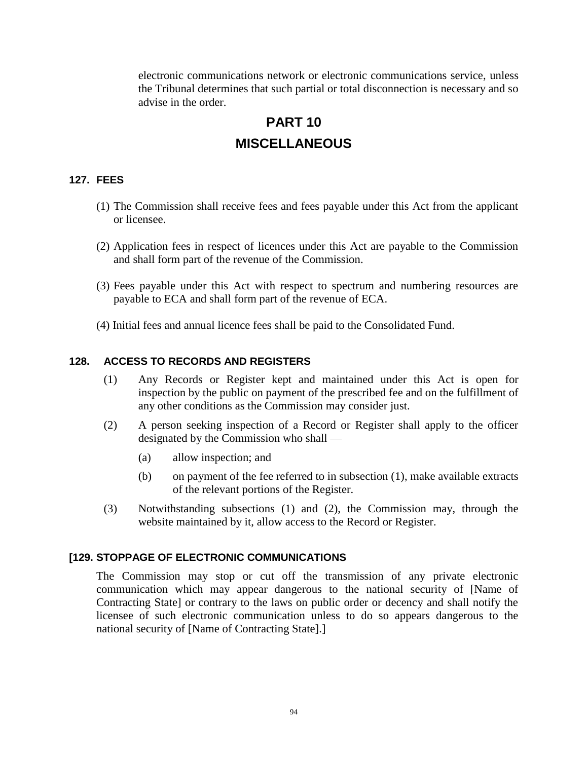electronic communications network or electronic communications service, unless the Tribunal determines that such partial or total disconnection is necessary and so advise in the order.

# PART 10

# MISCELLANEOUS

### 127. FEES

(1) The Commission shall receive fees and fees payable under this Act from the applicant or licensee.

(2) Application fees in respect of licences under this Act are payable to the Commission and shall form part of the revenue of the Commission.

(3) Fees payable under this Act with respect to spectrum and numbering resources are payable to ECA and shall form part of the revenue of ECA.

(4) Initial fees and annual licence fees shall be paid to the Consolidated Fund.

### 128. ACCESS TO RECORDS AND REGISTERS

(1) Any Records or Register kept and maintained under this Act is open for inspection by the public on payment of the prescribed fee and on the fulfillment of any other conditions as the Commission may consider just.

(2) A person seeking inspection of a Record or Register shall apply to the officer designated by the Commission who shall —

(a) allow inspection; and

(b) on payment of the fee referred to in subsection (1), make available extracts of the relevant portions of the Register.

(3) Notwithstanding subsections (1) and (2), the Commission may, through the website maintained by it, allow access to the Record or Register.

### [129. STOPPAGE OF ELECTRONIC COMMUNICATIONS

The Commission may stop or cut off the transmission of any private electronic communication which may appear dangerous to the national security of [Name of Contracting State] or contrary to the laws on public order or decency and shall notify the licensee of such electronic communication unless to do so appears dangerous to the national security of [Name of Contracting State].]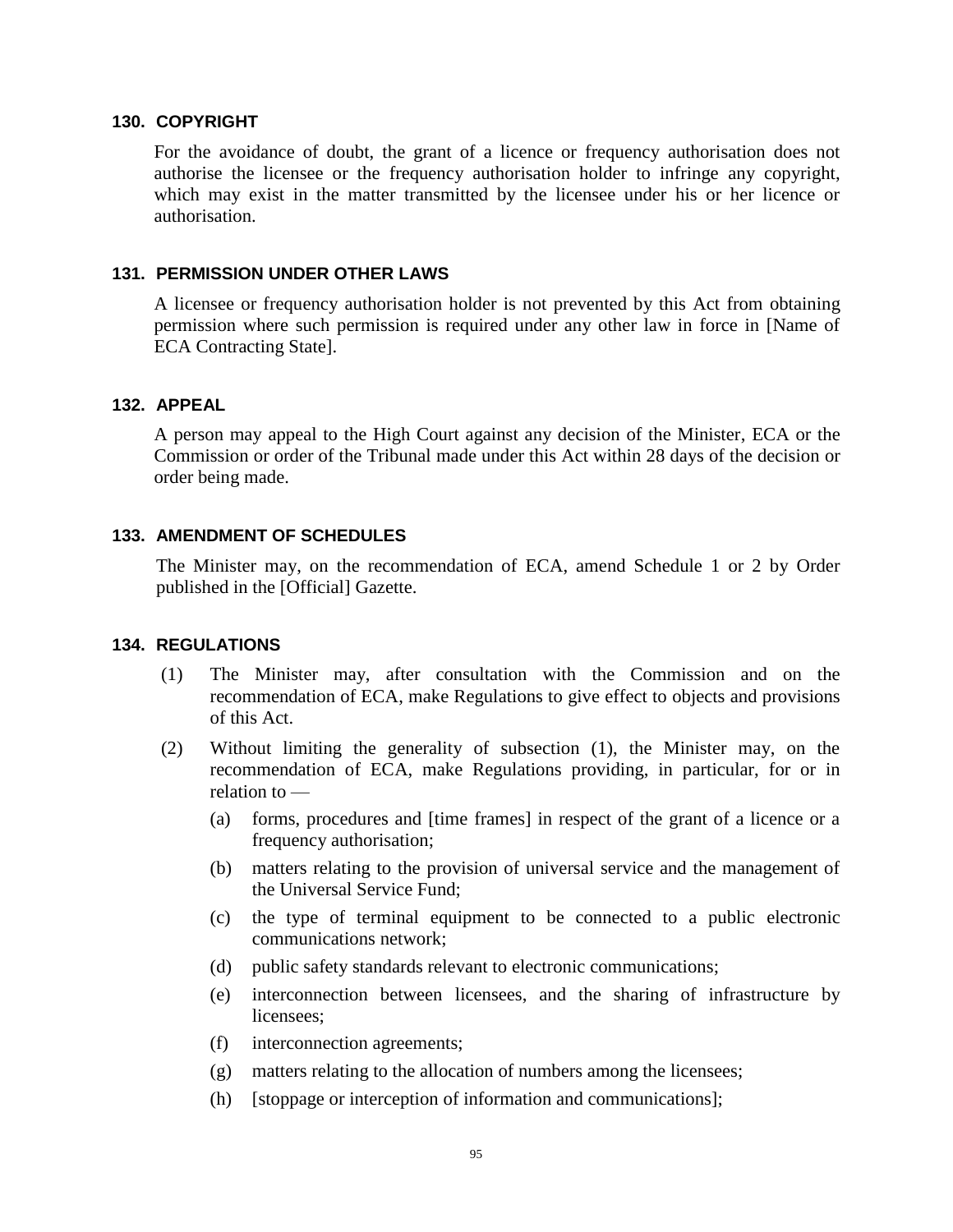## 130. COPYRIGHT

For the avoidance of doubt, the grant of a licence or frequency authorisation does not authorise the licensee or the frequency authorisation holder to infringe any copyright, which may exist in the matter transmitted by the licensee under his or her licence or authorisation.

## 131. PERMISSION UNDER OTHER LAWS

A licensee or frequency authorisation holder is not prevented by this Act from obtaining permission where such permission is required under any other law in force in [Name of ECA Contracting State].

## 132. APPEAL

A person may appeal to the High Court against any decision of the Minister, ECA or the Commission or order of the Tribunal made under this Act within 28 days of the decision or order being made.

## 133. AMENDMENT OF SCHEDULES

The Minister may, on the recommendation of ECA, amend Schedule 1 or 2 by Order published in the [Official] Gazette.

## 134. REGULATIONS

(1) The Minister may, after consultation with the Commission and on the recommendation of ECA, make Regulations to give effect to objects and provisions of this Act.

(2) Without limiting the generality of subsection (1), the Minister may, on the recommendation of ECA, make Regulations providing, in particular, for or in relation to —

- (a) forms, procedures and [time frames] in respect of the grant of a licence or a frequency authorisation;
- (b) matters relating to the provision of universal service and the management of the Universal Service Fund;
- (c) the type of terminal equipment to be connected to a public electronic communications network;
- (d) public safety standards relevant to electronic communications;
- (e) interconnection between licensees, and the sharing of infrastructure by licensees;
- (f) interconnection agreements;
- (g) matters relating to the allocation of numbers among the licensees;
- (h) [stoppage or interception of information and communications];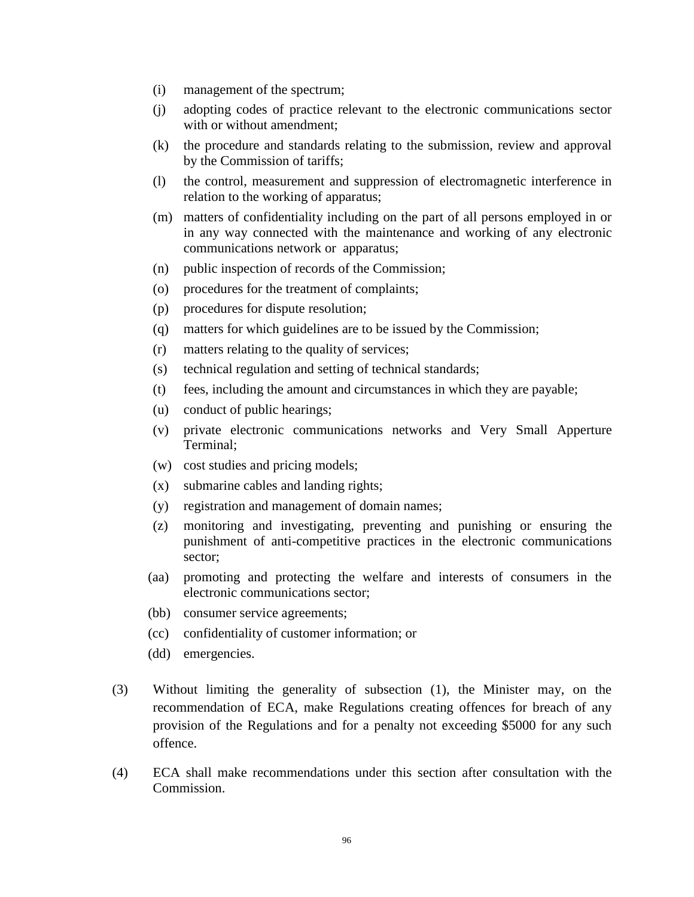(i) management of the spectrum;

(j) adopting codes of practice relevant to the electronic communications sector with or without amendment;

(k) the procedure and standards relating to the submission, review and approval by the Commission of tariffs;

(l) the control, measurement and suppression of electromagnetic interference in relation to the working of apparatus;

(m) matters of confidentiality including on the part of all persons employed in or in any way connected with the maintenance and working of any electronic communications network or apparatus;

(n) public inspection of records of the Commission;

(o) procedures for the treatment of complaints;

(p) procedures for dispute resolution;

(q) matters for which guidelines are to be issued by the Commission;

(r) matters relating to the quality of services;

(s) technical regulation and setting of technical standards;

(t) fees, including the amount and circumstances in which they are payable;

(u) conduct of public hearings;

(v) private electronic communications networks and Very Small Apperture Terminal;

(w) cost studies and pricing models;

(x) submarine cables and landing rights;

(y) registration and management of domain names;

(z) monitoring and investigating, preventing and punishing or ensuring the punishment of anti-competitive practices in the electronic communications sector;

(aa) promoting and protecting the welfare and interests of consumers in the electronic communications sector;

(bb) consumer service agreements;

(cc) confidentiality of customer information; or

(dd) emergencies.

(3) Without limiting the generality of subsection (1), the Minister may, on the recommendation of ECA, make Regulations creating offences for breach of any provision of the Regulations and for a penalty not exceeding $5000 for any such offence.

(4) ECA shall make recommendations under this section after consultation with the Commission.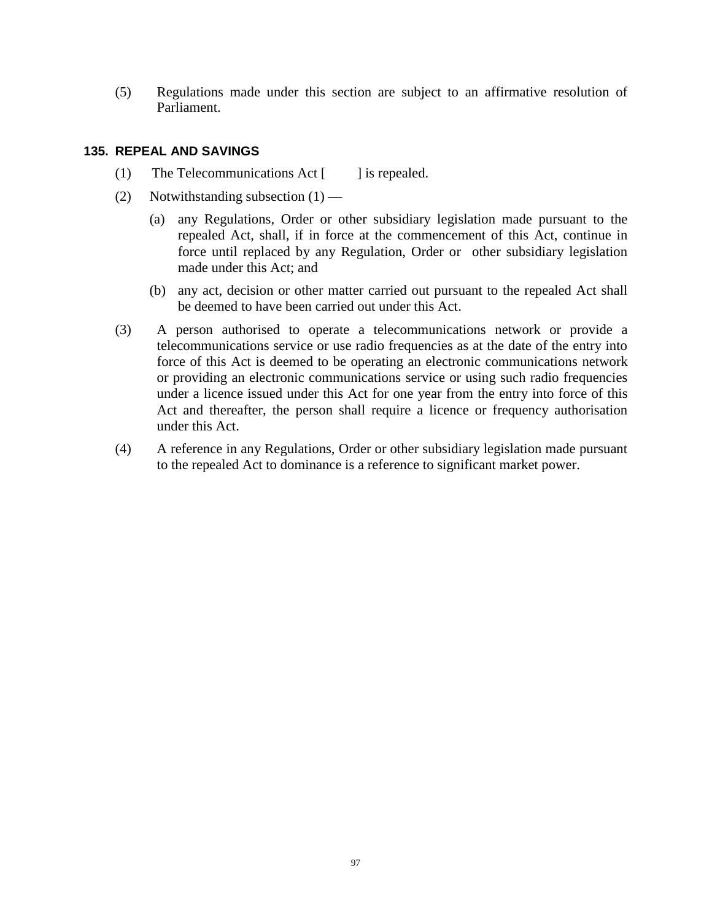(5) Regulations made under this section are subject to an affirmative resolution of Parliament.

### 135. REPEAL AND SAVINGS

(1) The Telecommunications Act [ ] is repealed.

(2) Notwithstanding subsection (1) —

(a) any Regulations, Order or other subsidiary legislation made pursuant to the repealed Act, shall, if in force at the commencement of this Act, continue in force until replaced by any Regulation, Order or other subsidiary legislation made under this Act; and

(b) any act, decision or other matter carried out pursuant to the repealed Act shall be deemed to have been carried out under this Act.

(3) A person authorised to operate a telecommunications network or provide a telecommunications service or use radio frequencies as at the date of the entry into force of this Act is deemed to be operating an electronic communications network or providing an electronic communications service or using such radio frequencies under a licence issued under this Act for one year from the entry into force of this Act and thereafter, the person shall require a licence or frequency authorisation under this Act.

(4) A reference in any Regulations, Order or other subsidiary legislation made pursuant to the repealed Act to dominance is a reference to significant market power.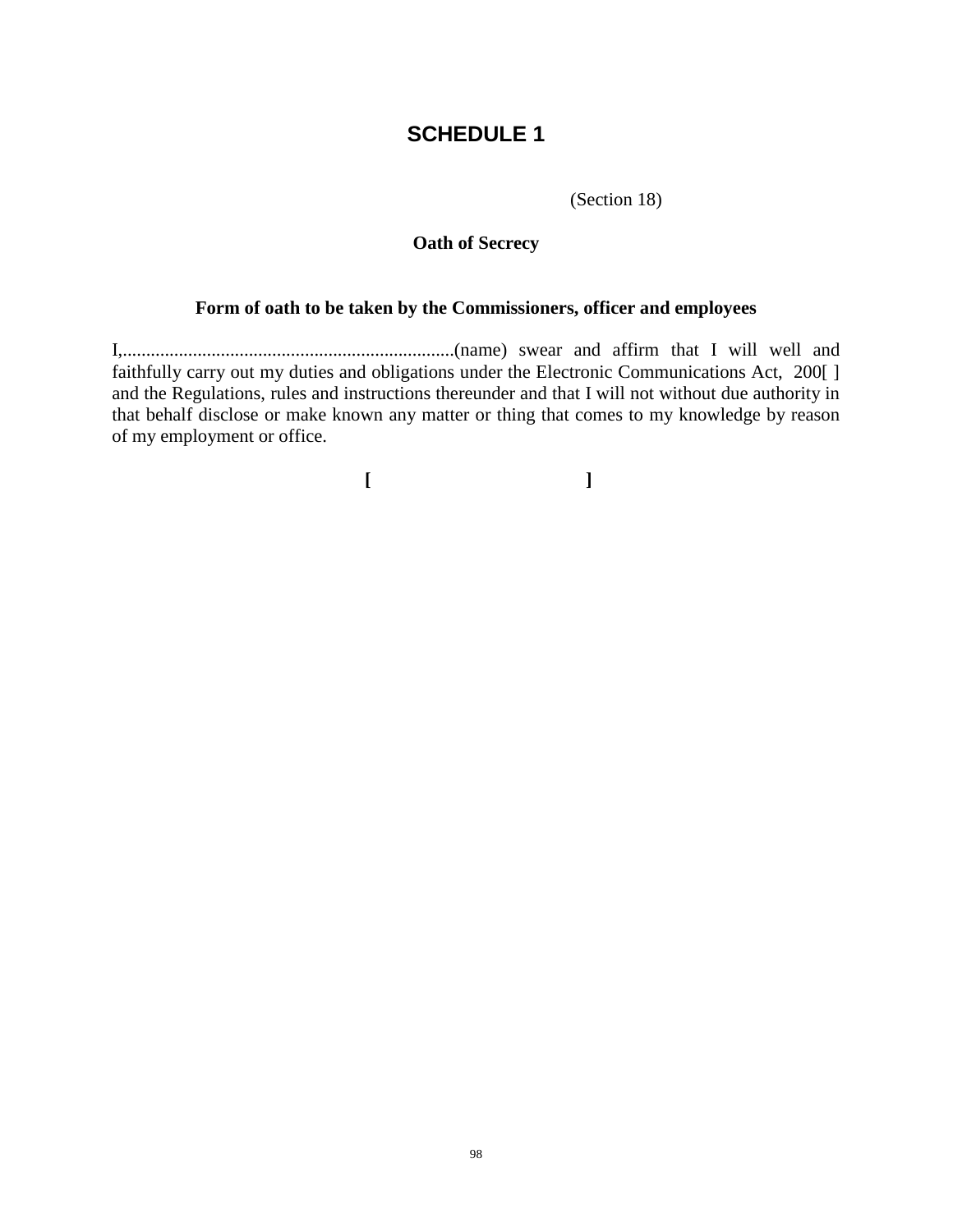# SCHEDULE 1

(Section 18)

**Oath of Secrecy**

**Form of oath to be taken by the Commissioners, officer and employees**

I,......................................................................(name) swear and affirm that I will well and faithfully carry out my duties and obligations under the Electronic Communications Act, 200[ ] and the Regulations, rules and instructions thereunder and that I will not without due authority in that behalf disclose or make known any matter or thing that comes to my knowledge by reason of my employment or office.

**[ ]**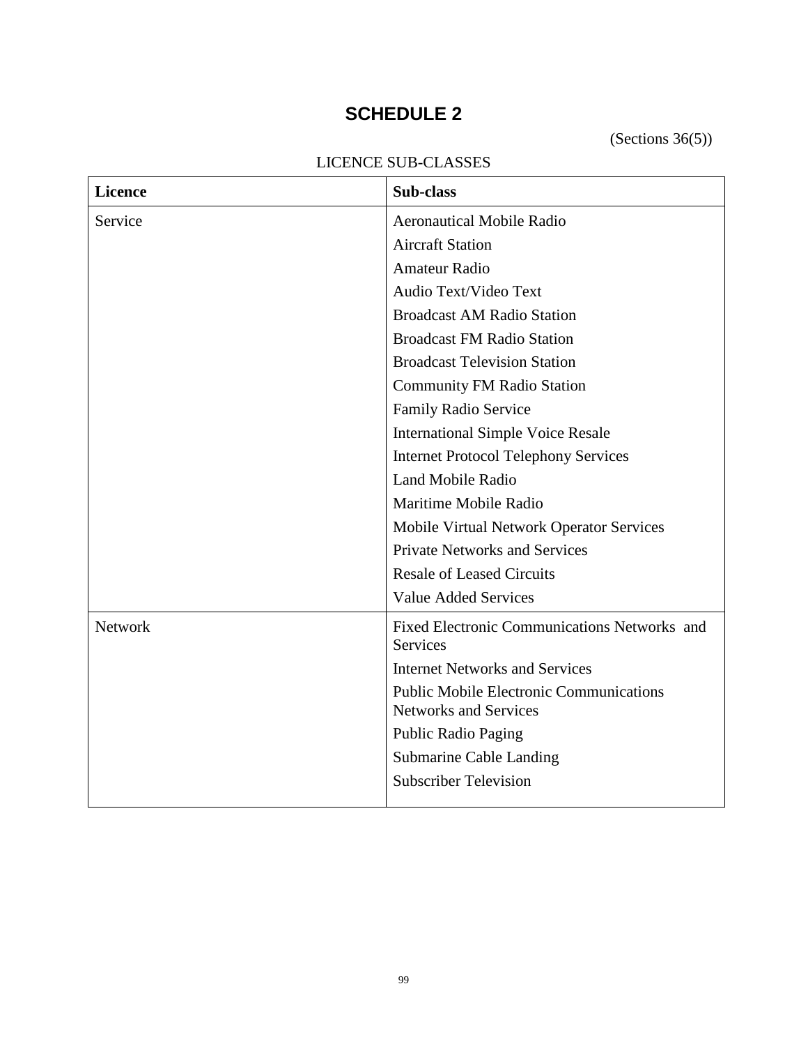# SCHEDULE 2

(Sections 36(5))

LICENCE SUB-CLASSES

| Licence | Sub-class |
|---|---|
| Service | Aeronautical Mobile Radio |
| | Aircraft Station |
| | Amateur Radio |
| | Audio Text/Video Text |
| | Broadcast AM Radio Station |
| | Broadcast FM Radio Station |
| | Broadcast Television Station |
| | Community FM Radio Station |
| | Family Radio Service |
| | International Simple Voice Resale |
| | Internet Protocol Telephony Services |
| | Land Mobile Radio |
| | Maritime Mobile Radio |
| | Mobile Virtual Network Operator Services |
| | Private Networks and Services |
| | Resale of Leased Circuits |
| | Value Added Services |
| Network | Fixed Electronic Communications Networks and Services |
| | Internet Networks and Services |
| | Public Mobile Electronic Communications Networks and Services |
| | Public Radio Paging |
| | Submarine Cable Landing |
| | Subscriber Television |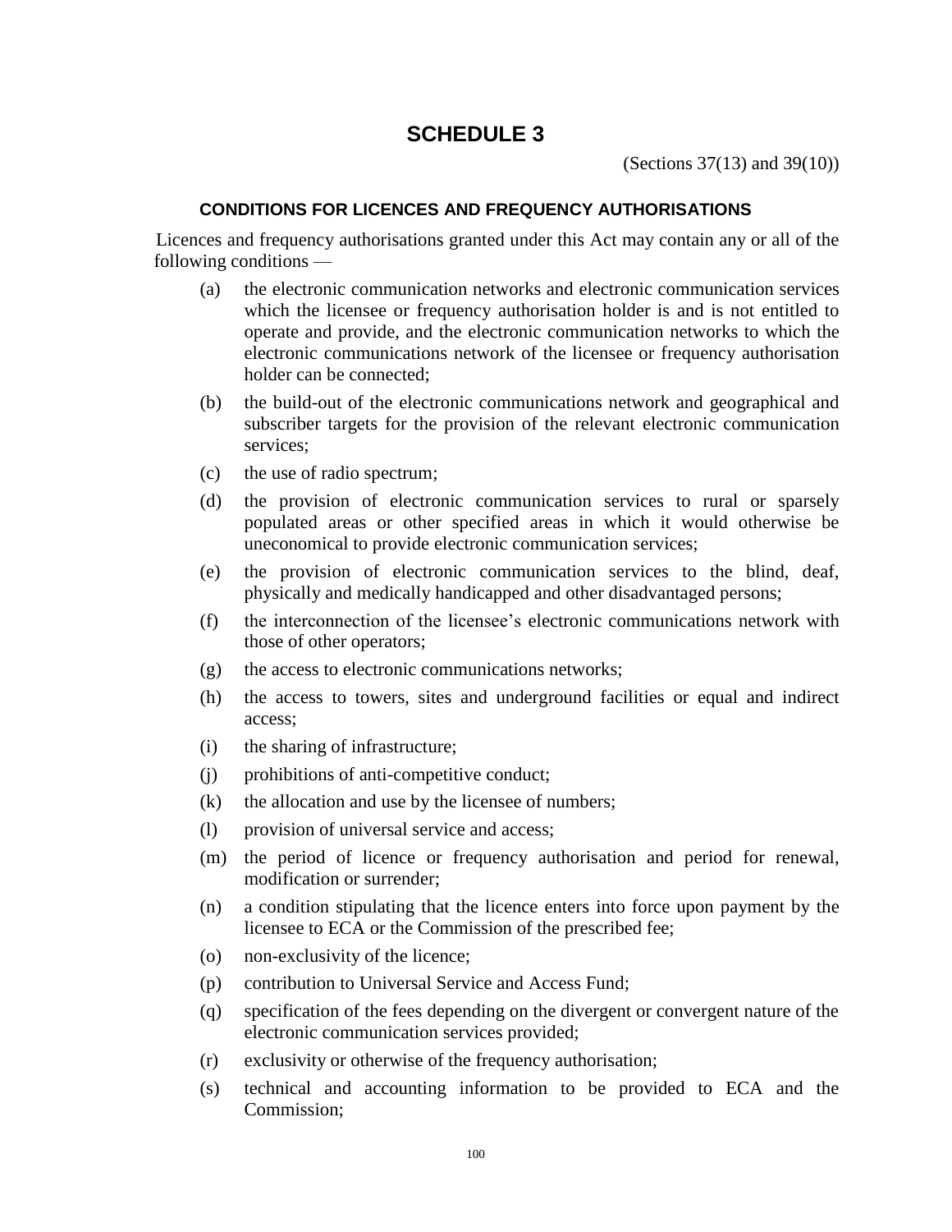# SCHEDULE 3

(Sections 37(13) and 39(10))

### CONDITIONS FOR LICENCES AND FREQUENCY AUTHORISATIONS

Licences and frequency authorisations granted under this Act may contain any or all of the following conditions —

(a) the electronic communication networks and electronic communication services which the licensee or frequency authorisation holder is and is not entitled to operate and provide, and the electronic communication networks to which the electronic communications network of the licensee or frequency authorisation holder can be connected;

(b) the build-out of the electronic communications network and geographical and subscriber targets for the provision of the relevant electronic communication services;

(c) the use of radio spectrum;

(d) the provision of electronic communication services to rural or sparsely populated areas or other specified areas in which it would otherwise be uneconomical to provide electronic communication services;

(e) the provision of electronic communication services to the blind, deaf, physically and medically handicapped and other disadvantaged persons;

(f) the interconnection of the licensee's electronic communications network with those of other operators;

(g) the access to electronic communications networks;

(h) the access to towers, sites and underground facilities or equal and indirect access;

(i) the sharing of infrastructure;

(j) prohibitions of anti-competitive conduct;

(k) the allocation and use by the licensee of numbers;

(l) provision of universal service and access;

(m) the period of licence or frequency authorisation and period for renewal, modification or surrender;

(n) a condition stipulating that the licence enters into force upon payment by the licensee to ECA or the Commission of the prescribed fee;

(o) non-exclusivity of the licence;

(p) contribution to Universal Service and Access Fund;

(q) specification of the fees depending on the divergent or convergent nature of the electronic communication services provided;

(r) exclusivity or otherwise of the frequency authorisation;

(s) technical and accounting information to be provided to ECA and the Commission;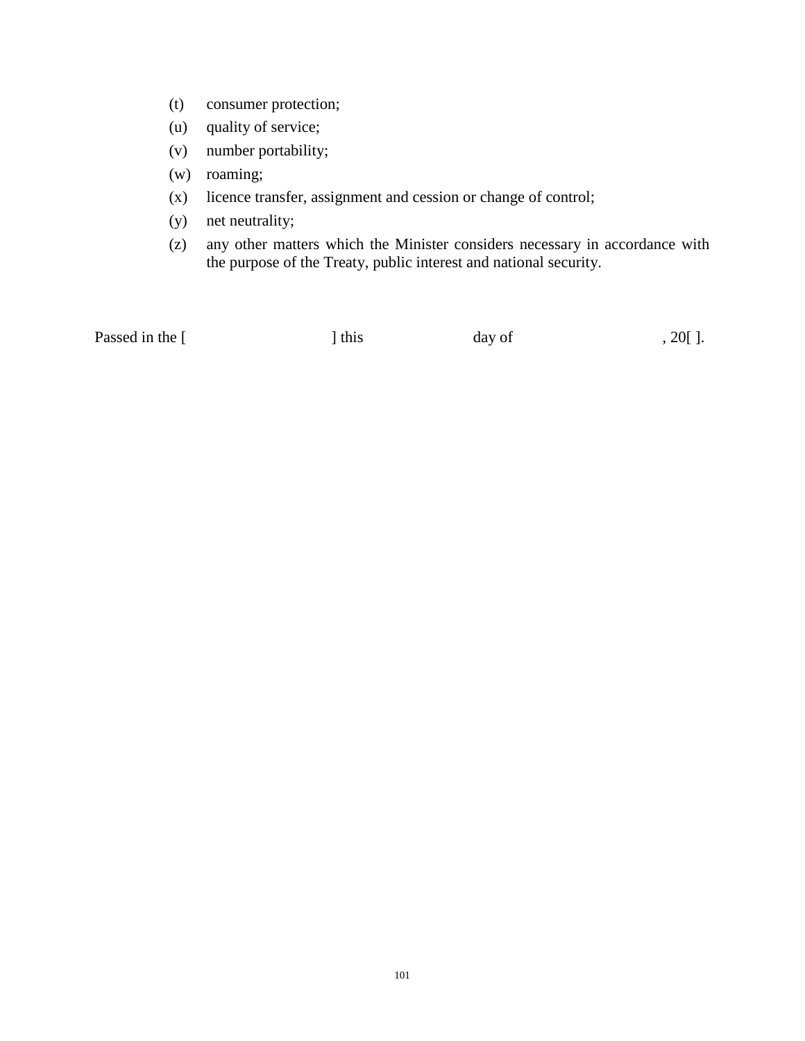(t) consumer protection;

(u) quality of service;

(v) number portability;

(w) roaming;

(x) licence transfer, assignment and cession or change of control;

(y) net neutrality;

(z) any other matters which the Minister considers necessary in accordance with the purpose of the Treaty, public interest and national security.

Passed in the [ ] this day of , 20[ ].